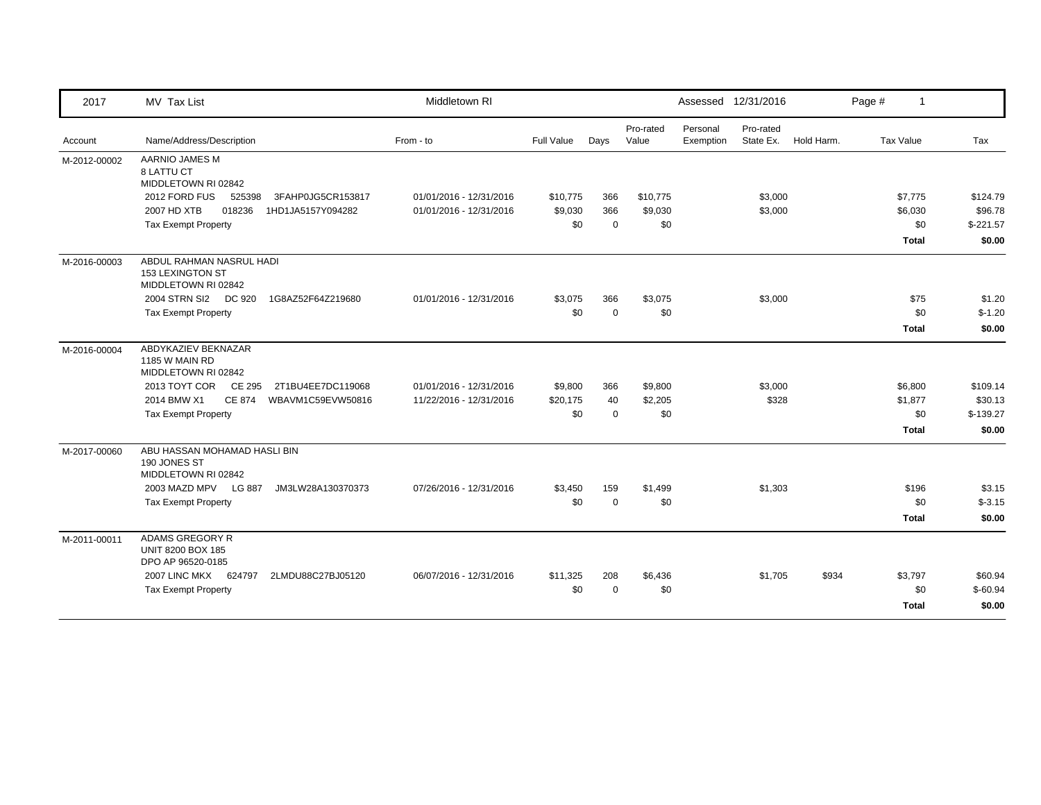| 2017 | MV Tax List | Middletown RI | | | | | Assessed 12/31/2016 | | | | |
|---|---|---|---|---|---|---|---|---|---|---|---|
| Account | Name/Address/Description | From - to | Full Value | Days | Pro-rated Value | Personal Exemption | Pro-rated State Ex. | Hold Harm. | Tax Value | Tax |
| M-2012-00002 | AARNIO JAMES M<br>8 LATTU CT<br>MIDDLETOWN RI 02842 | | | | | | | | | |
| | 2012 FORD FUS 525398 3FAHP0JG5CR153817 | 01/01/2016 - 12/31/2016 | $10,775 | 366 | $10,775 | | $3,000 | | $7,775 | $124.79 |
| | 2007 HD XTB 018236 1HD1JA5157Y094282 | 01/01/2016 - 12/31/2016 | $9,030 | 366 | $9,030 | | $3,000 | | $6,030 | $96.78 |
| | Tax Exempt Property | | $0 | 0 | $0 | | | | $0 | $-221.57 |
| | | | | | | | | | **Total** | **$0.00** |
| M-2016-00003 | ABDUL RAHMAN NASRUL HADI<br>153 LEXINGTON ST<br>MIDDLETOWN RI 02842 | | | | | | | | | |
| | 2004 STRN SI2 DC 920 1G8AZ52F64Z219680 | 01/01/2016 - 12/31/2016 | $3,075 | 366 | $3,075 | | $3,000 | | $75 | $1.20 |
| | Tax Exempt Property | | $0 | 0 | $0 | | | | $0 | $-1.20 |
| | | | | | | | | | **Total** | **$0.00** |
| M-2016-00004 | ABDYKAZIEV BEKNAZAR<br>1185 W MAIN RD<br>MIDDLETOWN RI 02842 | | | | | | | | | |
| | 2013 TOYT COR CE 295 2T1BU4EE7DC119068 | 01/01/2016 - 12/31/2016 | $9,800 | 366 | $9,800 | | $3,000 | | $6,800 | $109.14 |
| | 2014 BMW X1 CE 874 WBAVM1C59EVW50816 | 11/22/2016 - 12/31/2016 | $20,175 | 40 | $2,205 | | $328 | | $1,877 | $30.13 |
| | Tax Exempt Property | | $0 | 0 | $0 | | | | $0 | $-139.27 |
| | | | | | | | | | **Total** | **$0.00** |
| M-2017-00060 | ABU HASSAN MOHAMAD HASLI BIN<br>190 JONES ST<br>MIDDLETOWN RI 02842 | | | | | | | | | |
| | 2003 MAZD MPV LG 887 JM3LW28A130370373 | 07/26/2016 - 12/31/2016 | $3,450 | 159 | $1,499 | | $1,303 | | $196 | $3.15 |
| | Tax Exempt Property | | $0 | 0 | $0 | | | | $0 | $-3.15 |
| | | | | | | | | | **Total** | **$0.00** |
| M-2011-00011 | ADAMS GREGORY R<br>UNIT 8200 BOX 185<br>DPO AP 96520-0185 | | | | | | | | | |
| | 2007 LINC MKX 624797 2LMDU88C27BJ05120 | 06/07/2016 - 12/31/2016 | $11,325 | 208 | $6,436 | | $1,705 | $934 | $3,797 | $60.94 |
| | Tax Exempt Property | | $0 | 0 | $0 | | | | $0 | $-60.94 |
| | | | | | | | | | **Total** | **$0.00** |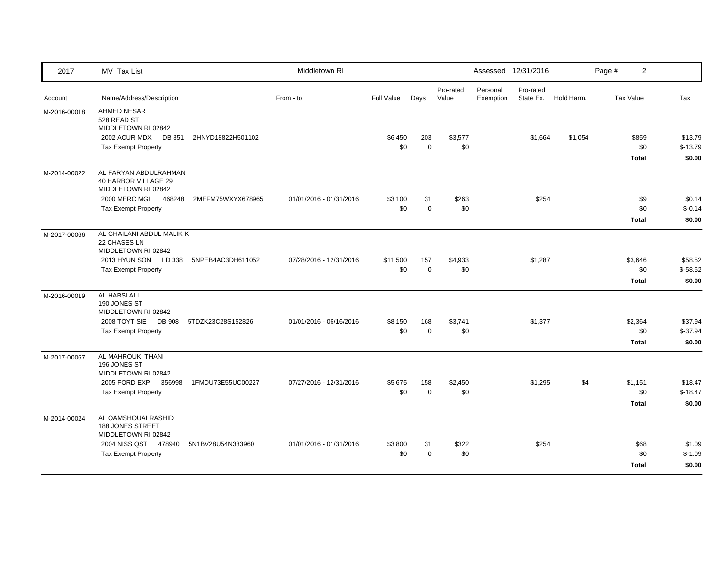| 2017 | MV Tax List | Middletown RI | | | | | Assessed 12/31/2016 | | | Page # 2 |
|---|---|---|---|---|---|---|---|---|---|---|

| Account | Name/Address/Description | From - to | Full Value | Days | Pro-rated Value | Personal Exemption | Pro-rated State Ex. | Hold Harm. | Tax Value | Tax |
|---|---|---|---|---|---|---|---|---|---|---|
| M-2016-00018 | AHMED NESAR<br>528 READ ST<br>MIDDLETOWN RI 02842 | | | | | | | | | |
| | 2002 ACUR MDX DB 851 2HNYD18822H501102 | | $6,450 | 203 | $3,577 | | $1,664 | $1,054 | $859 | $13.79 |
| | Tax Exempt Property | | $0 | 0 | $0 | | | | $0 | $-13.79 |
| | | | | | | | | | **Total** | **$0.00** |
| M-2014-00022 | AL FARYAN ABDULRAHMAN<br>40 HARBOR VILLAGE 29<br>MIDDLETOWN RI 02842 | | | | | | | | | |
| | 2000 MERC MGL 468248 2MEFM75WXYX678965 | 01/01/2016 - 01/31/2016 | $3,100 | 31 | $263 | | $254 | | $9 | $0.14 |
| | Tax Exempt Property | | $0 | 0 | $0 | | | | $0 | $-0.14 |
| | | | | | | | | | **Total** | **$0.00** |
| M-2017-00066 | AL GHAILANI ABDUL MALIK K<br>22 CHASES LN<br>MIDDLETOWN RI 02842 | | | | | | | | | |
| | 2013 HYUN SON LD 338 5NPEB4AC3DH611052 | 07/28/2016 - 12/31/2016 | $11,500 | 157 | $4,933 | | $1,287 | | $3,646 | $58.52 |
| | Tax Exempt Property | | $0 | 0 | $0 | | | | $0 | $-58.52 |
| | | | | | | | | | **Total** | **$0.00** |
| M-2016-00019 | AL HABSI ALI<br>190 JONES ST<br>MIDDLETOWN RI 02842 | | | | | | | | | |
| | 2008 TOYT SIE DB 908 5TDZK23C28S152826 | 01/01/2016 - 06/16/2016 | $8,150 | 168 | $3,741 | | $1,377 | | $2,364 | $37.94 |
| | Tax Exempt Property | | $0 | 0 | $0 | | | | $0 | $-37.94 |
| | | | | | | | | | **Total** | **$0.00** |
| M-2017-00067 | AL MAHROUKI THANI<br>196 JONES ST<br>MIDDLETOWN RI 02842 | | | | | | | | | |
| | 2005 FORD EXP 356998 1FMDU73E55UC00227 | 07/27/2016 - 12/31/2016 | $5,675 | 158 | $2,450 | | $1,295 | $4 | $1,151 | $18.47 |
| | Tax Exempt Property | | $0 | 0 | $0 | | | | $0 | $-18.47 |
| | | | | | | | | | **Total** | **$0.00** |
| M-2014-00024 | AL QAMSHOUAI RASHID<br>188 JONES STREET<br>MIDDLETOWN RI 02842 | | | | | | | | | |
| | 2004 NISS QST 478940 5N1BV28U54N333960 | 01/01/2016 - 01/31/2016 | $3,800 | 31 | $322 | | $254 | | $68 | $1.09 |
| | Tax Exempt Property | | $0 | 0 | $0 | | | | $0 | $-1.09 |
| | | | | | | | | | **Total** | **$0.00** |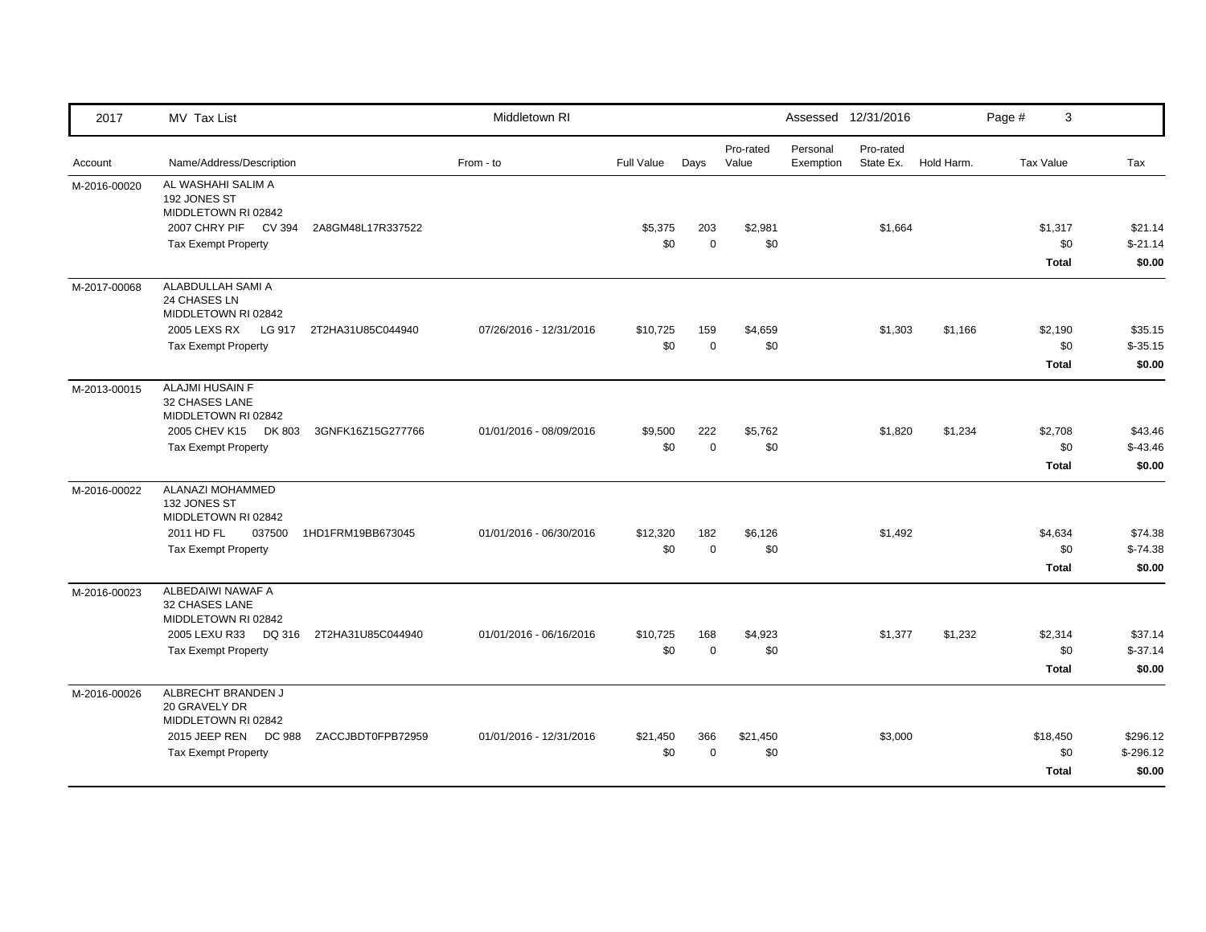| 2017 | MV Tax List | Middletown RI | | | | | Assessed 12/31/2016 | | | |
|---|---|---|---|---|---|---|---|---|---|---|
| Account | Name/Address/Description | From - to | Full Value | Days | Pro-rated Value | Personal Exemption | Pro-rated State Ex. | Hold Harm. | Tax Value | Tax |
| M-2016-00020 | AL WASHAHI SALIM A<br>192 JONES ST<br>MIDDLETOWN RI 02842 | | | | | | | | | |
| | 2007 CHRY PIF CV 394 2A8GM48L17R337522 | | $5,375 | 203 | $2,981 | | $1,664 | | $1,317 | $21.14 |
| | Tax Exempt Property | | $0 | 0 | $0 | | | | $0 | $-21.14 |
| | | | | | | | | | **Total** | **$0.00** |
| M-2017-00068 | ALABDULLAH SAMI A<br>24 CHASES LN<br>MIDDLETOWN RI 02842 | | | | | | | | | |
| | 2005 LEXS RX LG 917 2T2HA31U85C044940 | 07/26/2016 - 12/31/2016 | $10,725 | 159 | $4,659 | | $1,303 | $1,166 | $2,190 | $35.15 |
| | Tax Exempt Property | | $0 | 0 | $0 | | | | $0 | $-35.15 |
| | | | | | | | | | **Total** | **$0.00** |
| M-2013-00015 | ALAJMI HUSAIN F<br>32 CHASES LANE<br>MIDDLETOWN RI 02842 | | | | | | | | | |
| | 2005 CHEV K15 DK 803 3GNFK16Z15G277766 | 01/01/2016 - 08/09/2016 | $9,500 | 222 | $5,762 | | $1,820 | $1,234 | $2,708 | $43.46 |
| | Tax Exempt Property | | $0 | 0 | $0 | | | | $0 | $-43.46 |
| | | | | | | | | | **Total** | **$0.00** |
| M-2016-00022 | ALANAZI MOHAMMED<br>132 JONES ST<br>MIDDLETOWN RI 02842 | | | | | | | | | |
| | 2011 HD FL 037500 1HD1FRM19BB673045 | 01/01/2016 - 06/30/2016 | $12,320 | 182 | $6,126 | | $1,492 | | $4,634 | $74.38 |
| | Tax Exempt Property | | $0 | 0 | $0 | | | | $0 | $-74.38 |
| | | | | | | | | | **Total** | **$0.00** |
| M-2016-00023 | ALBEDAIWI NAWAF A<br>32 CHASES LANE<br>MIDDLETOWN RI 02842 | | | | | | | | | |
| | 2005 LEXU R33 DQ 316 2T2HA31U85C044940 | 01/01/2016 - 06/16/2016 | $10,725 | 168 | $4,923 | | $1,377 | $1,232 | $2,314 | $37.14 |
| | Tax Exempt Property | | $0 | 0 | $0 | | | | $0 | $-37.14 |
| | | | | | | | | | **Total** | **$0.00** |
| M-2016-00026 | ALBRECHT BRANDEN J<br>20 GRAVELY DR<br>MIDDLETOWN RI 02842 | | | | | | | | | |
| | 2015 JEEP REN DC 988 ZACCJBDT0FPB72959 | 01/01/2016 - 12/31/2016 | $21,450 | 366 | $21,450 | | $3,000 | | $18,450 | $296.12 |
| | Tax Exempt Property | | $0 | 0 | $0 | | | | $0 | $-296.12 |
| | | | | | | | | | **Total** | **$0.00** |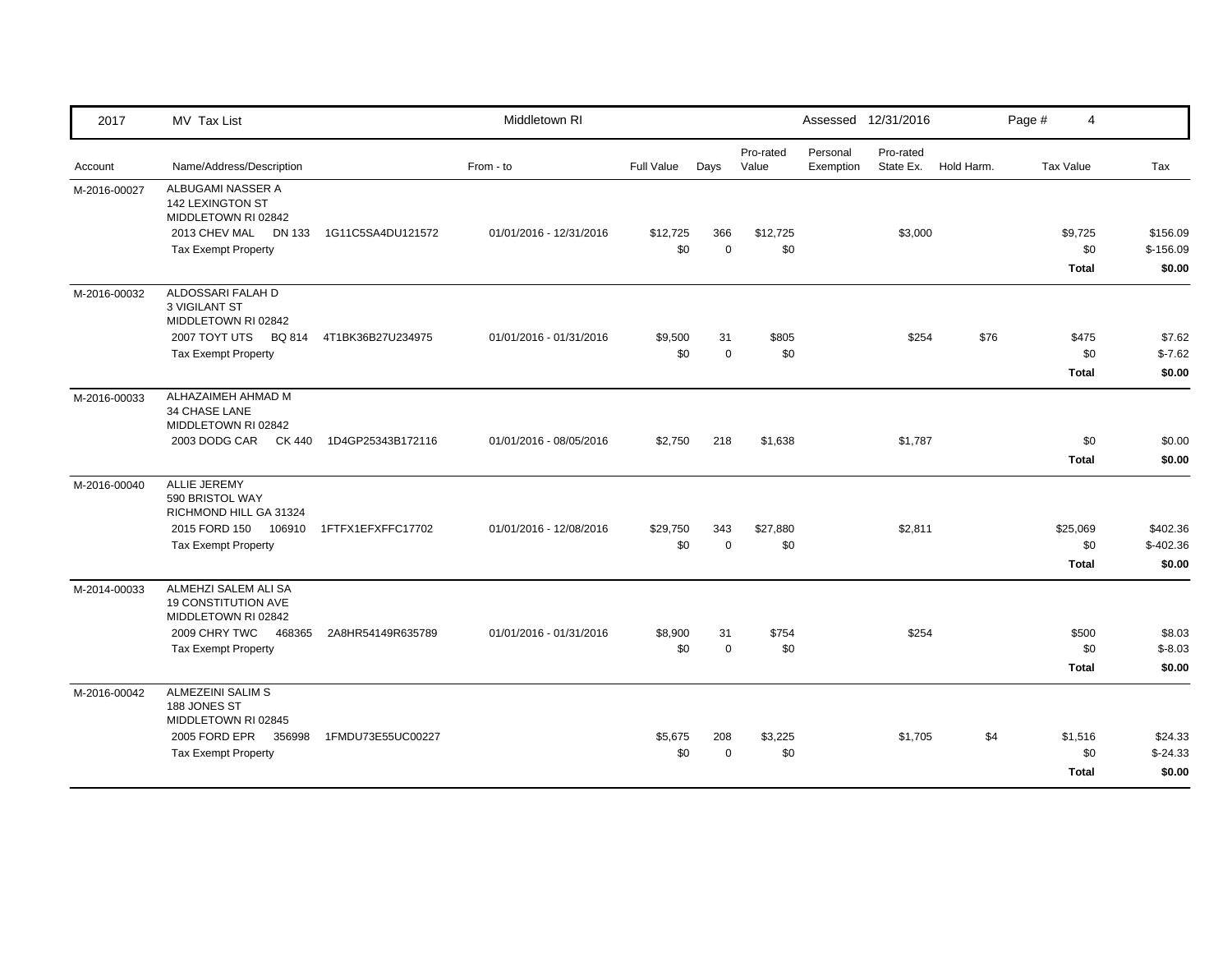| 2017 | MV Tax List | | Middletown RI | | | | | Assessed 12/31/2016 | | | |
|---|---|---|---|---|---|---|---|---|---|---|---|
| Account | Name/Address/Description | | From - to | Full Value | Days | Pro-rated Value | Personal Exemption | Pro-rated State Ex. | Hold Harm. | Tax Value | Tax |
| M-2016-00027 | ALBUGAMI NASSER A<br>142 LEXINGTON ST<br>MIDDLETOWN RI 02842 | | | | | | | | | | |
| | 2013 CHEV MAL DN 133 | 1G11C5SA4DU121572 | 01/01/2016 - 12/31/2016 | $12,725 | 366 | $12,725 | | $3,000 | | $9,725 | $156.09 |
| | Tax Exempt Property | | | $0 | 0 | $0 | | | | $0 | $-156.09 |
| | | | | | | | | | | **Total** | **$0.00** |
| M-2016-00032 | ALDOSSARI FALAH D<br>3 VIGILANT ST<br>MIDDLETOWN RI 02842 | | | | | | | | | | |
| | 2007 TOYT UTS BQ 814 | 4T1BK36B27U234975 | 01/01/2016 - 01/31/2016 | $9,500 | 31 | $805 | | $254 | $76 | $475 | $7.62 |
| | Tax Exempt Property | | | $0 | 0 | $0 | | | | $0 | $-7.62 |
| | | | | | | | | | | **Total** | **$0.00** |
| M-2016-00033 | ALHAZAIMEH AHMAD M<br>34 CHASE LANE<br>MIDDLETOWN RI 02842 | | | | | | | | | | |
| | 2003 DODG CAR CK 440 | 1D4GP25343B172116 | 01/01/2016 - 08/05/2016 | $2,750 | 218 | $1,638 | | $1,787 | | $0 | $0.00 |
| | | | | | | | | | | **Total** | **$0.00** |
| M-2016-00040 | ALLIE JEREMY<br>590 BRISTOL WAY<br>RICHMOND HILL GA 31324 | | | | | | | | | | |
| | 2015 FORD 150 106910 | 1FTFX1EFXFFC17702 | 01/01/2016 - 12/08/2016 | $29,750 | 343 | $27,880 | | $2,811 | | $25,069 | $402.36 |
| | Tax Exempt Property | | | $0 | 0 | $0 | | | | $0 | $-402.36 |
| | | | | | | | | | | **Total** | **$0.00** |
| M-2014-00033 | ALMEHZI SALEM ALI SA<br>19 CONSTITUTION AVE<br>MIDDLETOWN RI 02842 | | | | | | | | | | |
| | 2009 CHRY TWC 468365 | 2A8HR54149R635789 | 01/01/2016 - 01/31/2016 | $8,900 | 31 | $754 | | $254 | | $500 | $8.03 |
| | Tax Exempt Property | | | $0 | 0 | $0 | | | | $0 | $-8.03 |
| | | | | | | | | | | **Total** | **$0.00** |
| M-2016-00042 | ALMEZEINI SALIM S<br>188 JONES ST<br>MIDDLETOWN RI 02845 | | | | | | | | | | |
| | 2005 FORD EPR 356998 | 1FMDU73E55UC00227 | | $5,675 | 208 | $3,225 | | $1,705 | $4 | $1,516 | $24.33 |
| | Tax Exempt Property | | | $0 | 0 | $0 | | | | $0 | $-24.33 |
| | | | | | | | | | | **Total** | **$0.00** |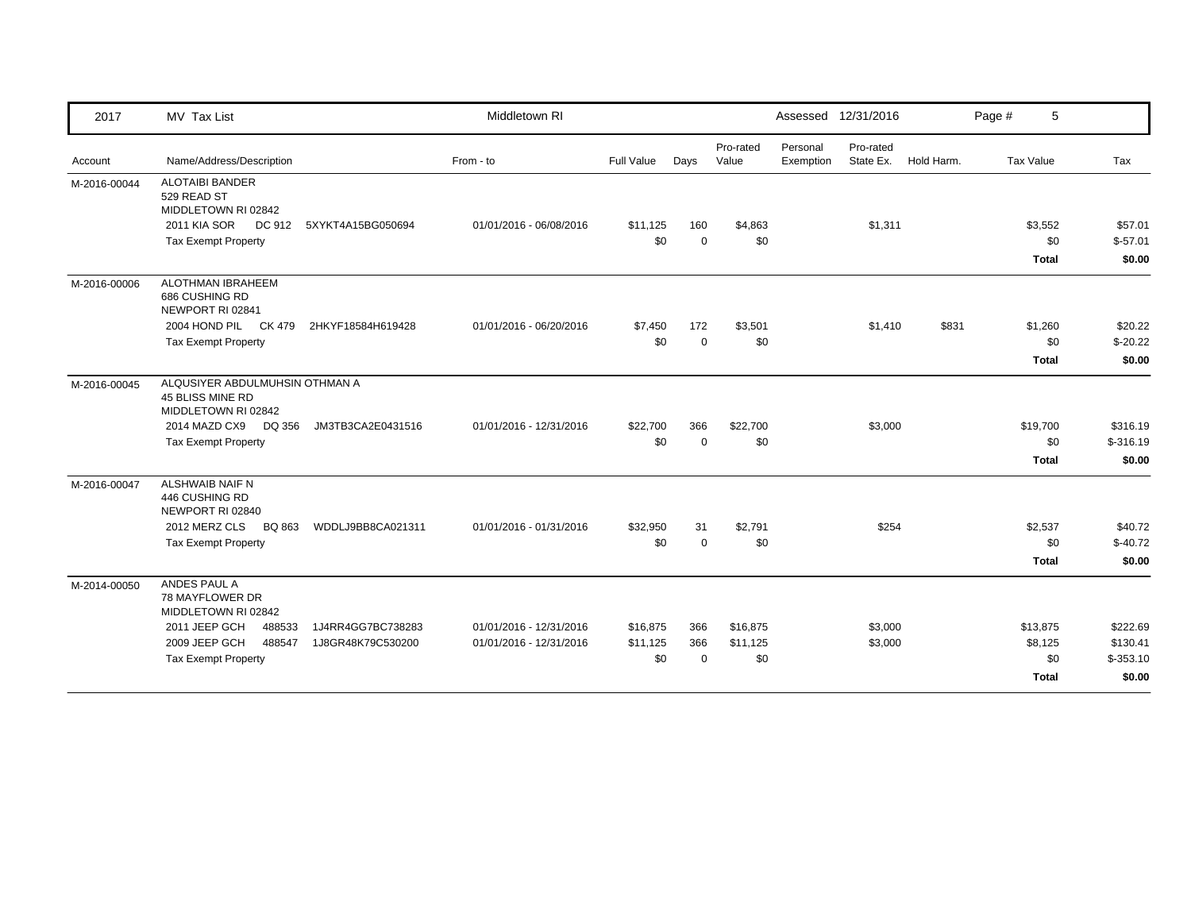| 2017 | MV Tax List | Middletown RI | | | | Assessed 12/31/2016 | | | Page # 5 | |
|---|---|---|---|---|---|---|---|---|---|---|
| Account | Name/Address/Description | From - to | Full Value | Days | Pro-rated Value | Personal Exemption | Pro-rated State Ex. | Hold Harm. | Tax Value | Tax |
| M-2016-00044 | ALOTAIBI BANDER<br>529 READ ST<br>MIDDLETOWN RI 02842 | | | | | | | | | |
| | 2011 KIA SOR DC 912 5XYKT4A15BG050694 | 01/01/2016 - 06/08/2016 | $11,125 | 160 | $4,863 | | $1,311 | | $3,552 | $57.01 |
| | Tax Exempt Property | | $0 | 0 | $0 | | | | $0 | $-57.01 |
| | | | | | | | | | **Total** | **$0.00** |
| M-2016-00006 | ALOTHMAN IBRAHEEM<br>686 CUSHING RD<br>NEWPORT RI 02841 | | | | | | | | | |
| | 2004 HOND PIL CK 479 2HKYF18584H619428 | 01/01/2016 - 06/20/2016 | $7,450 | 172 | $3,501 | | $1,410 | $831 | $1,260 | $20.22 |
| | Tax Exempt Property | | $0 | 0 | $0 | | | | $0 | $-20.22 |
| | | | | | | | | | **Total** | **$0.00** |
| M-2016-00045 | ALQUSIYER ABDULMUHSIN OTHMAN A<br>45 BLISS MINE RD<br>MIDDLETOWN RI 02842 | | | | | | | | | |
| | 2014 MAZD CX9 DQ 356 JM3TB3CA2E0431516 | 01/01/2016 - 12/31/2016 | $22,700 | 366 | $22,700 | | $3,000 | | $19,700 | $316.19 |
| | Tax Exempt Property | | $0 | 0 | $0 | | | | $0 | $-316.19 |
| | | | | | | | | | **Total** | **$0.00** |
| M-2016-00047 | ALSHWAIB NAIF N<br>446 CUSHING RD<br>NEWPORT RI 02840 | | | | | | | | | |
| | 2012 MERZ CLS BQ 863 WDDLJ9BB8CA021311 | 01/01/2016 - 01/31/2016 | $32,950 | 31 | $2,791 | | $254 | | $2,537 | $40.72 |
| | Tax Exempt Property | | $0 | 0 | $0 | | | | $0 | $-40.72 |
| | | | | | | | | | **Total** | **$0.00** |
| M-2014-00050 | ANDES PAUL A<br>78 MAYFLOWER DR<br>MIDDLETOWN RI 02842 | | | | | | | | | |
| | 2011 JEEP GCH 488533 1J4RR4GG7BC738283 | 01/01/2016 - 12/31/2016 | $16,875 | 366 | $16,875 | | $3,000 | | $13,875 | $222.69 |
| | 2009 JEEP GCH 488547 1J8GR48K79C530200 | 01/01/2016 - 12/31/2016 | $11,125 | 366 | $11,125 | | $3,000 | | $8,125 | $130.41 |
| | Tax Exempt Property | | $0 | 0 | $0 | | | | $0 | $-353.10 |
| | | | | | | | | | **Total** | **$0.00** |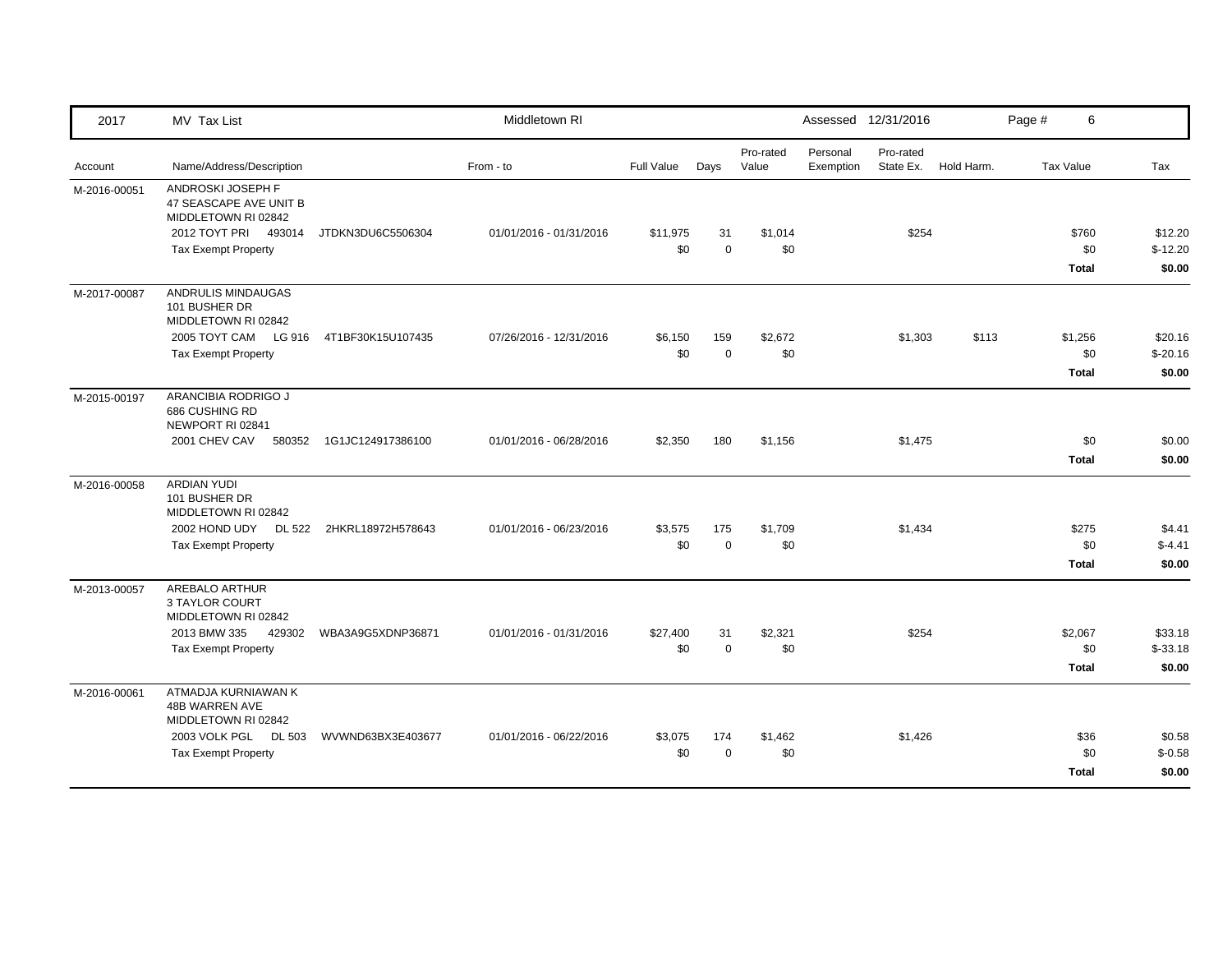| 2017 | MV Tax List | Middletown RI | | | | | Assessed 12/31/2016 | | | Page # 6 | |
|---|---|---|---|---|---|---|---|---|---|---|---|
| Account | Name/Address/Description | From - to | Full Value | Days | Pro-rated Value | Personal Exemption | Pro-rated State Ex. | Hold Harm. | Tax Value | | Tax |
| M-2016-00051 | ANDROSKI JOSEPH F<br>47 SEASCAPE AVE UNIT B<br>MIDDLETOWN RI 02842 | | | | | | | | | | |
| | 2012 TOYT PRI 493014 JTDKN3DU6C5506304 | 01/01/2016 - 01/31/2016 | $11,975 | 31 | $1,014 | | $254 | | $760 | | $12.20 |
| | Tax Exempt Property | | $0 | 0 | $0 | | | | $0 | | $-12.20 |
| | | | | | | | | | **Total** | | **$0.00** |
| M-2017-00087 | ANDRULIS MINDAUGAS<br>101 BUSHER DR<br>MIDDLETOWN RI 02842 | | | | | | | | | | |
| | 2005 TOYT CAM LG 916 4T1BF30K15U107435 | 07/26/2016 - 12/31/2016 | $6,150 | 159 | $2,672 | | $1,303 | $113 | $1,256 | | $20.16 |
| | Tax Exempt Property | | $0 | 0 | $0 | | | | $0 | | $-20.16 |
| | | | | | | | | | **Total** | | **$0.00** |
| M-2015-00197 | ARANCIBIA RODRIGO J<br>686 CUSHING RD<br>NEWPORT RI 02841 | | | | | | | | | | |
| | 2001 CHEV CAV 580352 1G1JC124917386100 | 01/01/2016 - 06/28/2016 | $2,350 | 180 | $1,156 | | $1,475 | | $0 | | $0.00 |
| | | | | | | | | | **Total** | | **$0.00** |
| M-2016-00058 | ARDIAN YUDI<br>101 BUSHER DR<br>MIDDLETOWN RI 02842 | | | | | | | | | | |
| | 2002 HOND UDY DL 522 2HKRL18972H578643 | 01/01/2016 - 06/23/2016 | $3,575 | 175 | $1,709 | | $1,434 | | $275 | | $4.41 |
| | Tax Exempt Property | | $0 | 0 | $0 | | | | $0 | | $-4.41 |
| | | | | | | | | | **Total** | | **$0.00** |
| M-2013-00057 | AREBALO ARTHUR<br>3 TAYLOR COURT<br>MIDDLETOWN RI 02842 | | | | | | | | | | |
| | 2013 BMW 335 429302 WBA3A9G5XDNP36871 | 01/01/2016 - 01/31/2016 | $27,400 | 31 | $2,321 | | $254 | | $2,067 | | $33.18 |
| | Tax Exempt Property | | $0 | 0 | $0 | | | | $0 | | $-33.18 |
| | | | | | | | | | **Total** | | **$0.00** |
| M-2016-00061 | ATMADJA KURNIAWAN K<br>48B WARREN AVE<br>MIDDLETOWN RI 02842 | | | | | | | | | | |
| | 2003 VOLK PGL DL 503 WVWND63BX3E403677 | 01/01/2016 - 06/22/2016 | $3,075 | 174 | $1,462 | | $1,426 | | $36 | | $0.58 |
| | Tax Exempt Property | | $0 | 0 | $0 | | | | $0 | | $-0.58 |
| | | | | | | | | | **Total** | | **$0.00** |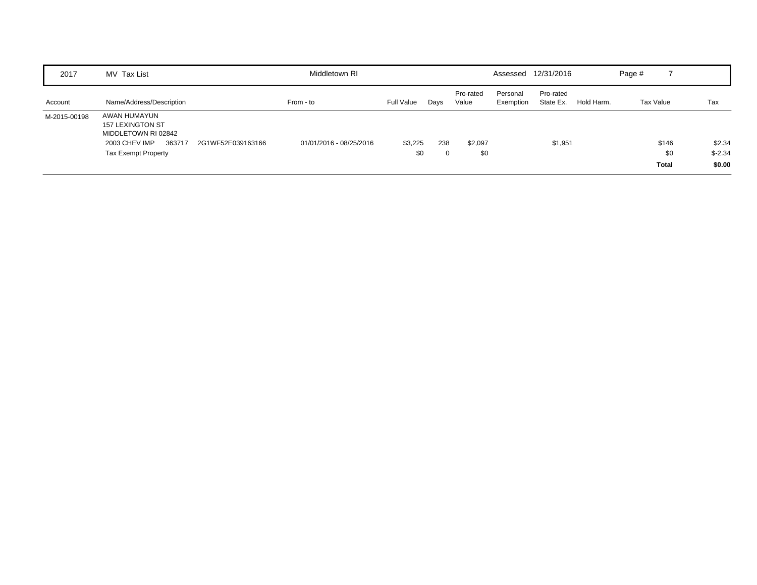| 2017 | MV Tax List | | Middletown RI | | | | Assessed | 12/31/2016 | | Page # 7 | |
|---|---|---|---|---|---|---|---|---|---|---|---|
| Account | Name/Address/Description | | From - to | Full Value | Days | Pro-rated Value | Personal Exemption | Pro-rated State Ex. | Hold Harm. | Tax Value | Tax |
| M-2015-00198 | AWAN HUMAYUN<br>157 LEXINGTON ST<br>MIDDLETOWN RI 02842 | | | | | | | | | | |
| | 2003 CHEV IMP 363717 | 2G1WF52E039163166 | 01/01/2016 - 08/25/2016 | $3,225 | 238 | $2,097 | | $1,951 | | $146 | $2.34 |
| | Tax Exempt Property | | | $0 | 0 | $0 | | | | $0 | $-2.34 |
| | | | | | | | | | | **Total** | **$0.00** |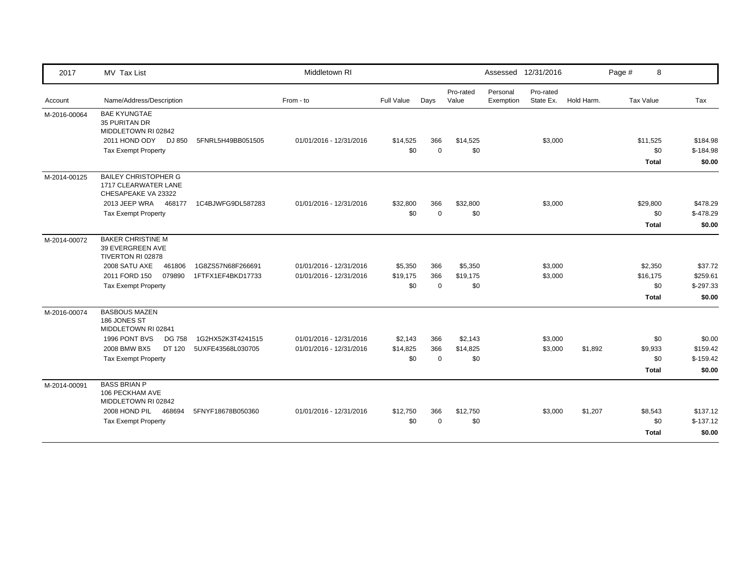| 2017 | MV Tax List | | Middletown RI | | | | Assessed 12/31/2016 | | | Page # 8 | |
|---|---|---|---|---|---|---|---|---|---|---|---|
| Account | Name/Address/Description | | From - to | Full Value | Days | Pro-rated Value | Personal Exemption | Pro-rated State Ex. | Hold Harm. | Tax Value | Tax |
| M-2016-00064 | BAE KYUNGTAE<br>35 PURITAN DR<br>MIDDLETOWN RI 02842 | | | | | | | | | | |
| | 2011 HOND ODY DJ 850 | 5FNRL5H49BB051505 | 01/01/2016 - 12/31/2016 | $14,525 | 366 | $14,525 | | $3,000 | | $11,525 | $184.98 |
| | Tax Exempt Property | | | $0 | 0 | $0 | | | | $0 | $-184.98 |
| | | | | | | | | | | **Total** | **$0.00** |
| M-2014-00125 | BAILEY CHRISTOPHER G<br>1717 CLEARWATER LANE<br>CHESAPEAKE VA 23322 | | | | | | | | | | |
| | 2013 JEEP WRA 468177 | 1C4BJWFG9DL587283 | 01/01/2016 - 12/31/2016 | $32,800 | 366 | $32,800 | | $3,000 | | $29,800 | $478.29 |
| | Tax Exempt Property | | | $0 | 0 | $0 | | | | $0 | $-478.29 |
| | | | | | | | | | | **Total** | **$0.00** |
| M-2014-00072 | BAKER CHRISTINE M<br>39 EVERGREEN AVE<br>TIVERTON RI 02878 | | | | | | | | | | |
| | 2008 SATU AXE 461806 | 1G8ZS57N68F266691 | 01/01/2016 - 12/31/2016 | $5,350 | 366 | $5,350 | | $3,000 | | $2,350 | $37.72 |
| | 2011 FORD 150 079890 | 1FTFX1EF4BKD17733 | 01/01/2016 - 12/31/2016 | $19,175 | 366 | $19,175 | | $3,000 | | $16,175 | $259.61 |
| | Tax Exempt Property | | | $0 | 0 | $0 | | | | $0 | $-297.33 |
| | | | | | | | | | | **Total** | **$0.00** |
| M-2016-00074 | BASBOUS MAZEN<br>186 JONES ST<br>MIDDLETOWN RI 02841 | | | | | | | | | | |
| | 1996 PONT BVS DG 758 | 1G2HX52K3T4241515 | 01/01/2016 - 12/31/2016 | $2,143 | 366 | $2,143 | | $3,000 | | $0 | $0.00 |
| | 2008 BMW BX5 DT 120 | 5UXFE43568L030705 | 01/01/2016 - 12/31/2016 | $14,825 | 366 | $14,825 | | $3,000 | $1,892 | $9,933 | $159.42 |
| | Tax Exempt Property | | | $0 | 0 | $0 | | | | $0 | $-159.42 |
| | | | | | | | | | | **Total** | **$0.00** |
| M-2014-00091 | BASS BRIAN P<br>106 PECKHAM AVE<br>MIDDLETOWN RI 02842 | | | | | | | | | | |
| | 2008 HOND PIL 468694 | 5FNYF18678B050360 | 01/01/2016 - 12/31/2016 | $12,750 | 366 | $12,750 | | $3,000 | $1,207 | $8,543 | $137.12 |
| | Tax Exempt Property | | | $0 | 0 | $0 | | | | $0 | $-137.12 |
| | | | | | | | | | | **Total** | **$0.00** |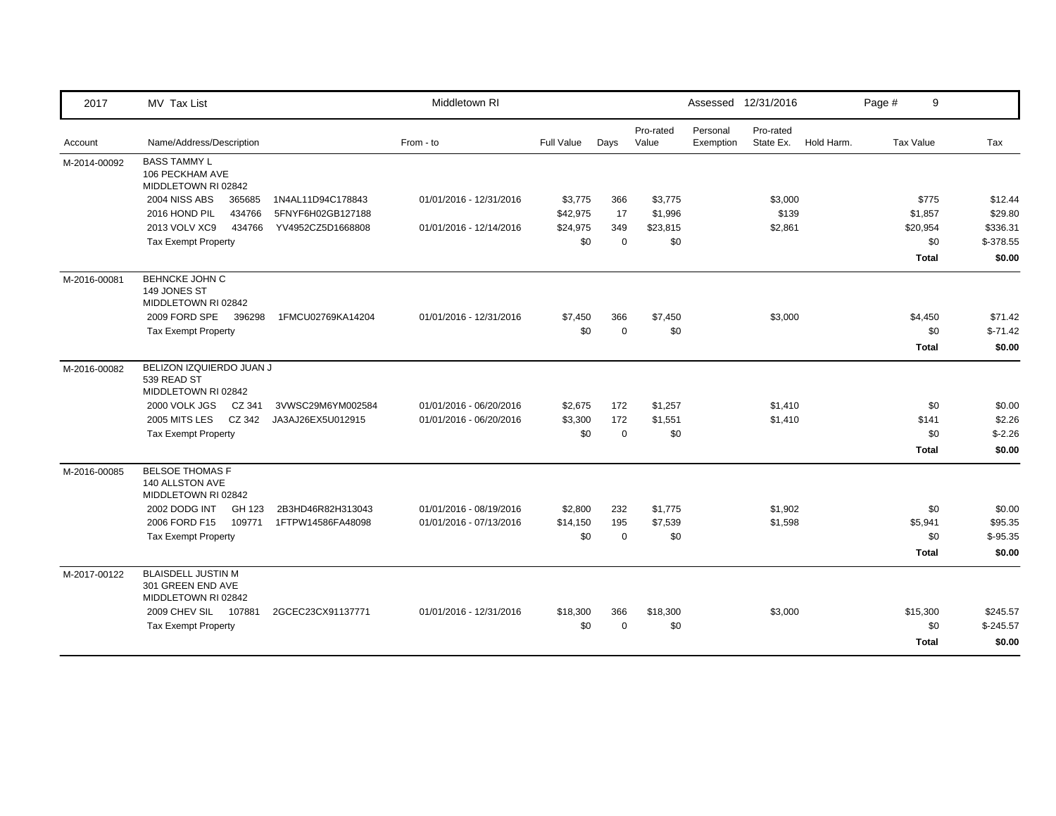| 2017 | MV Tax List | Middletown RI | | | | Assessed 12/31/2016 | | | | |
|---|---|---|---|---|---|---|---|---|---|---|
| Account | Name/Address/Description | From - to | Full Value | Days | Pro-rated Value | Personal Exemption | Pro-rated State Ex. | Hold Harm. | Tax Value | Tax |
| M-2014-00092 | BASS TAMMY L<br>106 PECKHAM AVE<br>MIDDLETOWN RI 02842 | | | | | | | | | |
| | 2004 NISS ABS 365685 1N4AL11D94C178843 | 01/01/2016 - 12/31/2016 | $3,775 | 366 | $3,775 | | $3,000 | | $775 | $12.44 |
| | 2016 HOND PIL 434766 5FNYF6H02GB127188 | | $42,975 | 17 | $1,996 | | $139 | | $1,857 | $29.80 |
| | 2013 VOLV XC9 434766 YV4952CZ5D1668808 | 01/01/2016 - 12/14/2016 | $24,975 | 349 | $23,815 | | $2,861 | | $20,954 | $336.31 |
| | Tax Exempt Property | | $0 | 0 | $0 | | | | $0 | $-378.55 |
| | | | | | | | | | **Total** | **$0.00** |
| M-2016-00081 | BEHNCKE JOHN C<br>149 JONES ST<br>MIDDLETOWN RI 02842 | | | | | | | | | |
| | 2009 FORD SPE 396298 1FMCU02769KA14204 | 01/01/2016 - 12/31/2016 | $7,450 | 366 | $7,450 | | $3,000 | | $4,450 | $71.42 |
| | Tax Exempt Property | | $0 | 0 | $0 | | | | $0 | $-71.42 |
| | | | | | | | | | **Total** | **$0.00** |
| M-2016-00082 | BELIZON IZQUIERDO JUAN J<br>539 READ ST<br>MIDDLETOWN RI 02842 | | | | | | | | | |
| | 2000 VOLK JGS CZ 341 3VWSC29M6YM002584 | 01/01/2016 - 06/20/2016 | $2,675 | 172 | $1,257 | | $1,410 | | $0 | $0.00 |
| | 2005 MITS LES CZ 342 JA3AJ26EX5U012915 | 01/01/2016 - 06/20/2016 | $3,300 | 172 | $1,551 | | $1,410 | | $141 | $2.26 |
| | Tax Exempt Property | | $0 | 0 | $0 | | | | $0 | $-2.26 |
| | | | | | | | | | **Total** | **$0.00** |
| M-2016-00085 | BELSOE THOMAS F<br>140 ALLSTON AVE<br>MIDDLETOWN RI 02842 | | | | | | | | | |
| | 2002 DODG INT GH 123 2B3HD46R82H313043 | 01/01/2016 - 08/19/2016 | $2,800 | 232 | $1,775 | | $1,902 | | $0 | $0.00 |
| | 2006 FORD F15 109771 1FTPW14586FA48098 | 01/01/2016 - 07/13/2016 | $14,150 | 195 | $7,539 | | $1,598 | | $5,941 | $95.35 |
| | Tax Exempt Property | | $0 | 0 | $0 | | | | $0 | $-95.35 |
| | | | | | | | | | **Total** | **$0.00** |
| M-2017-00122 | BLAISDELL JUSTIN M<br>301 GREEN END AVE<br>MIDDLETOWN RI 02842 | | | | | | | | | |
| | 2009 CHEV SIL 107881 2GCEC23CX91137771 | 01/01/2016 - 12/31/2016 | $18,300 | 366 | $18,300 | | $3,000 | | $15,300 | $245.57 |
| | Tax Exempt Property | | $0 | 0 | $0 | | | | $0 | $-245.57 |
| | | | | | | | | | **Total** | **$0.00** |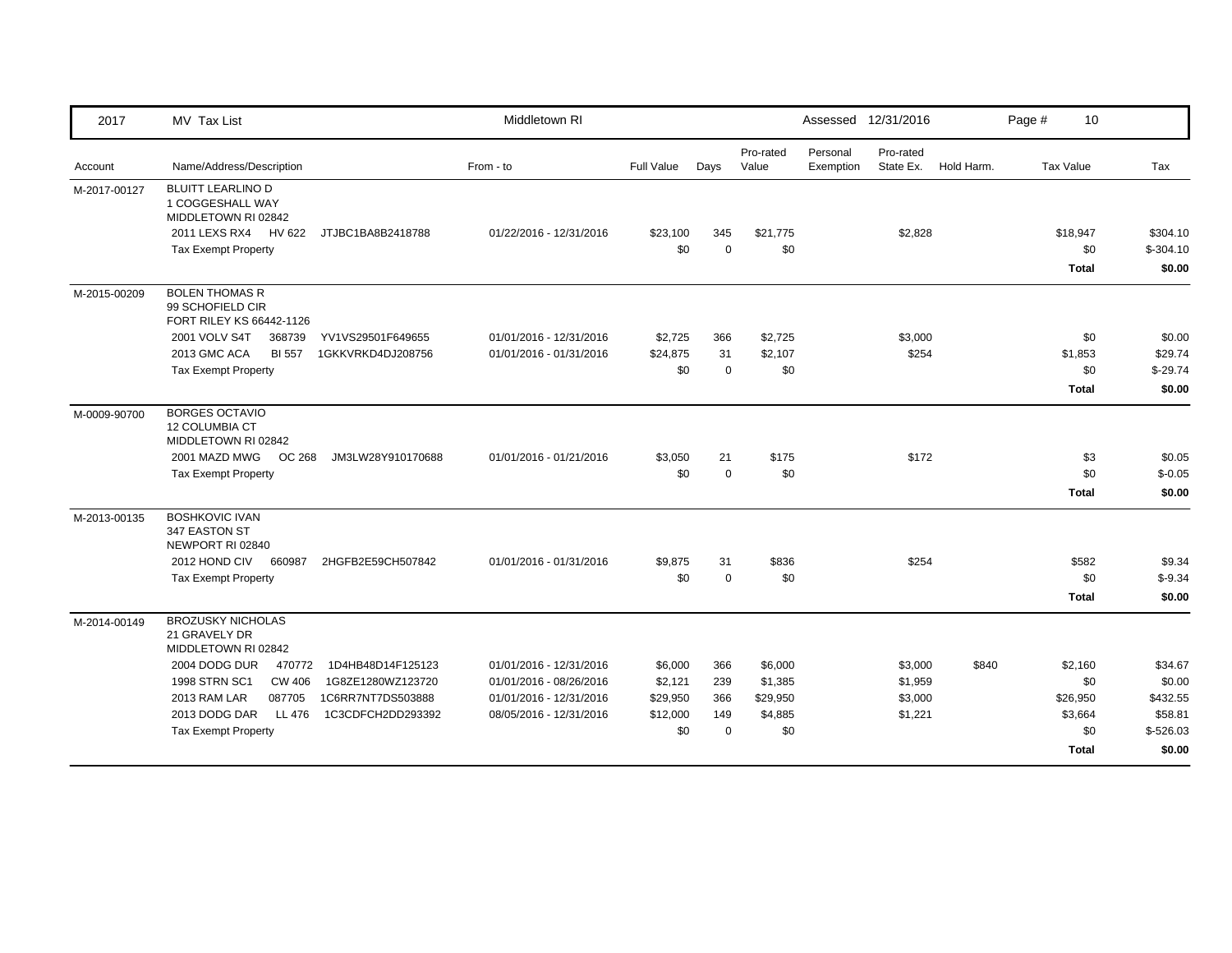| 2017 | MV Tax List | Middletown RI | | | | Assessed | 12/31/2016 | | Page # | 10 |
|---|---|---|---|---|---|---|---|---|---|---|

| Account | Name/Address/Description | From - to | Full Value | Days | Pro-rated Value | Personal Exemption | Pro-rated State Ex. | Hold Harm. | Tax Value | Tax |
|---|---|---|---|---|---|---|---|---|---|---|
| M-2017-00127 | BLUITT LEARLINO D<br>1 COGGESHALL WAY<br>MIDDLETOWN RI 02842 | | | | | | | | | |
| | 2011 LEXS RX4 HV 622 JTJBC1BA8B2418788 | 01/22/2016 - 12/31/2016 | $23,100 | 345 | $21,775 | | $2,828 | | $18,947 | $304.10 |
| | Tax Exempt Property | | $0 | 0 | $0 | | | | $0 | $-304.10 |
| | | | | | | | | | **Total** | **$0.00** |
| M-2015-00209 | BOLEN THOMAS R<br>99 SCHOFIELD CIR<br>FORT RILEY KS 66442-1126 | | | | | | | | | |
| | 2001 VOLV S4T 368739 YV1VS29501F649655 | 01/01/2016 - 12/31/2016 | $2,725 | 366 | $2,725 | | $3,000 | | $0 | $0.00 |
| | 2013 GMC ACA BI 557 1GKKVRKD4DJ208756 | 01/01/2016 - 01/31/2016 | $24,875 | 31 | $2,107 | | $254 | | $1,853 | $29.74 |
| | Tax Exempt Property | | $0 | 0 | $0 | | | | $0 | $-29.74 |
| | | | | | | | | | **Total** | **$0.00** |
| M-0009-90700 | BORGES OCTAVIO<br>12 COLUMBIA CT<br>MIDDLETOWN RI 02842 | | | | | | | | | |
| | 2001 MAZD MWG OC 268 JM3LW28Y910170688 | 01/01/2016 - 01/21/2016 | $3,050 | 21 | $175 | | $172 | | $3 | $0.05 |
| | Tax Exempt Property | | $0 | 0 | $0 | | | | $0 | $-0.05 |
| | | | | | | | | | **Total** | **$0.00** |
| M-2013-00135 | BOSHKOVIC IVAN<br>347 EASTON ST<br>NEWPORT RI 02840 | | | | | | | | | |
| | 2012 HOND CIV 660987 2HGFB2E59CH507842 | 01/01/2016 - 01/31/2016 | $9,875 | 31 | $836 | | $254 | | $582 | $9.34 |
| | Tax Exempt Property | | $0 | 0 | $0 | | | | $0 | $-9.34 |
| | | | | | | | | | **Total** | **$0.00** |
| M-2014-00149 | BROZUSKY NICHOLAS<br>21 GRAVELY DR<br>MIDDLETOWN RI 02842 | | | | | | | | | |
| | 2004 DODG DUR 470772 1D4HB48D14F125123 | 01/01/2016 - 12/31/2016 | $6,000 | 366 | $6,000 | | $3,000 | $840 | $2,160 | $34.67 |
| | 1998 STRN SC1 CW 406 1G8ZE1280WZ123720 | 01/01/2016 - 08/26/2016 | $2,121 | 239 | $1,385 | | $1,959 | | $0 | $0.00 |
| | 2013 RAM LAR 087705 1C6RR7NT7DS503888 | 01/01/2016 - 12/31/2016 | $29,950 | 366 | $29,950 | | $3,000 | | $26,950 | $432.55 |
| | 2013 DODG DAR LL 476 1C3CDFCH2DD293392 | 08/05/2016 - 12/31/2016 | $12,000 | 149 | $4,885 | | $1,221 | | $3,664 | $58.81 |
| | Tax Exempt Property | | $0 | 0 | $0 | | | | $0 | $-526.03 |
| | | | | | | | | | **Total** | **$0.00** |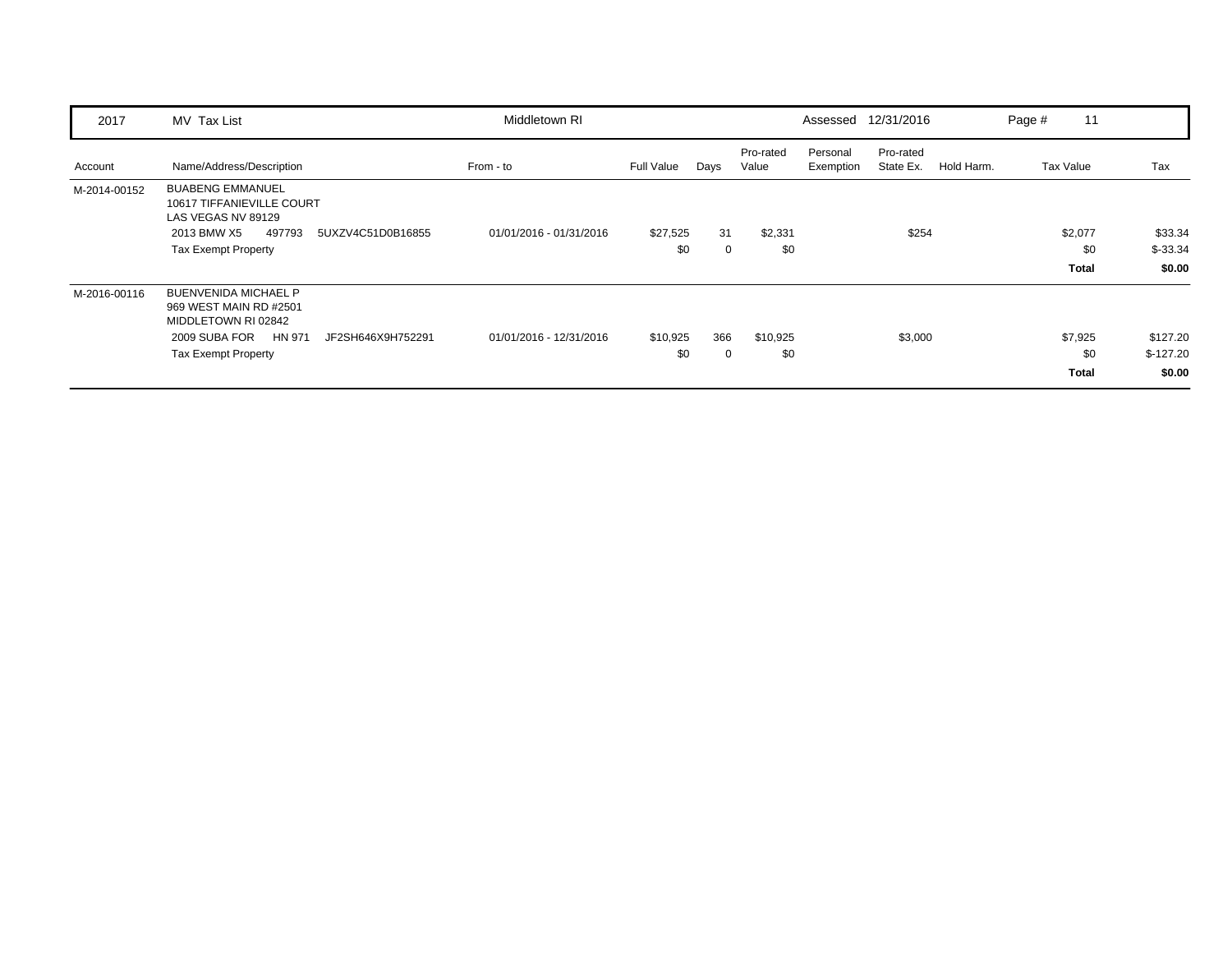| 2017 | MV Tax List | Middletown RI | | | | Assessed | 12/31/2016 | | Page # 11 | |
|---|---|---|---|---|---|---|---|---|---|---|
| Account | Name/Address/Description | From - to | Full Value | Days | Pro-rated Value | Personal Exemption | Pro-rated State Ex. | Hold Harm. | Tax Value | Tax |
| M-2014-00152 | BUABENG EMMANUEL<br>10617 TIFFANIEVILLE COURT<br>LAS VEGAS NV 89129 | | | | | | | | | |
| | 2013 BMW X5 497793 5UXZV4C51D0B16855 | 01/01/2016 - 01/31/2016 | $27,525 | 31 | $2,331 | | $254 | | $2,077 | $33.34 |
| | Tax Exempt Property | | $0 | 0 | $0 | | | | $0 | $-33.34 |
| | | | | | | | | | **Total** | **$0.00** |
| M-2016-00116 | BUENVENIDA MICHAEL P<br>969 WEST MAIN RD #2501<br>MIDDLETOWN RI 02842 | | | | | | | | | |
| | 2009 SUBA FOR HN 971 JF2SH646X9H752291 | 01/01/2016 - 12/31/2016 | $10,925 | 366 | $10,925 | | $3,000 | | $7,925 | $127.20 |
| | Tax Exempt Property | | $0 | 0 | $0 | | | | $0 | $-127.20 |
| | | | | | | | | | **Total** | **$0.00** |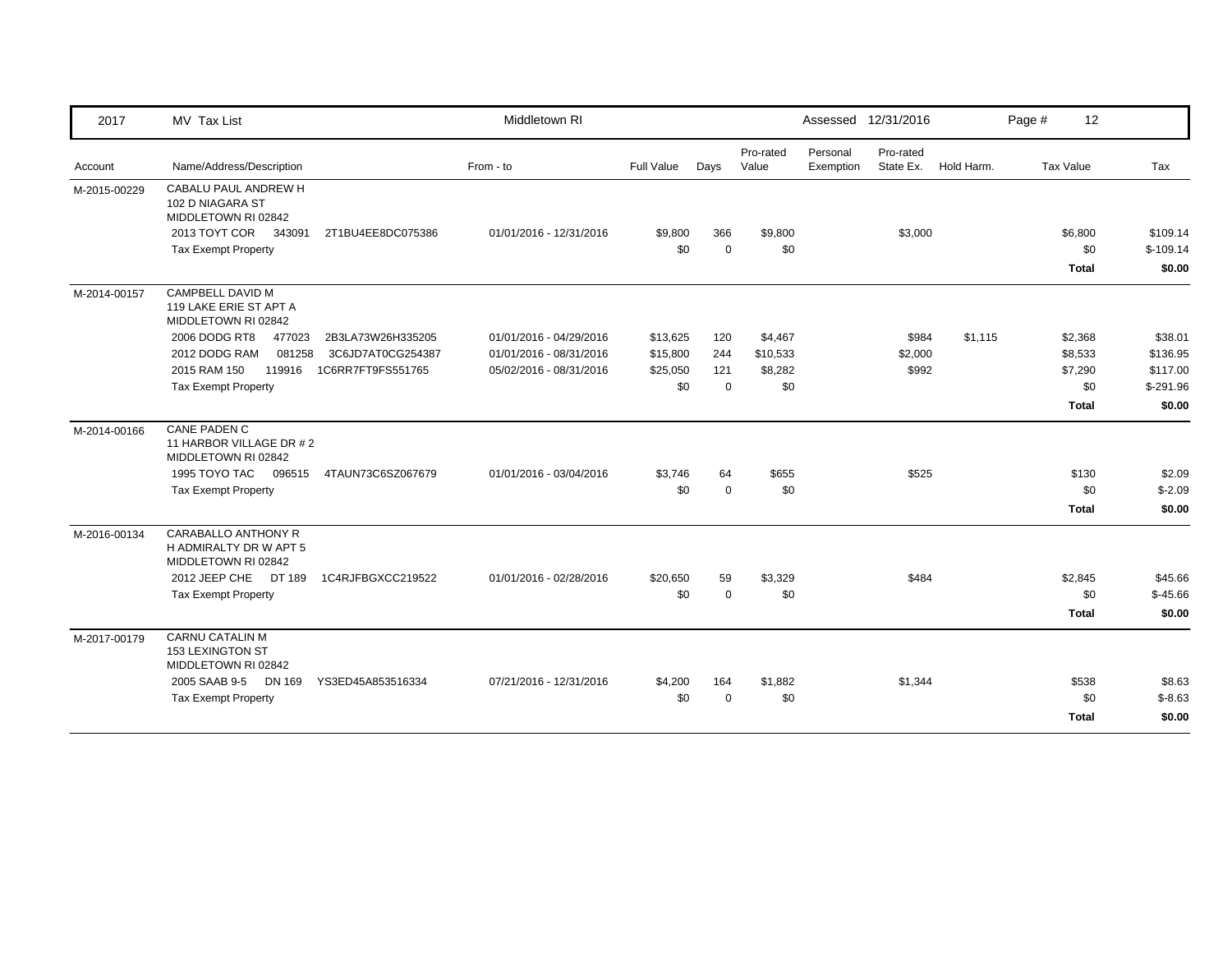| 2017 | MV Tax List | Middletown RI | | | | Assessed 12/31/2016 | | | | |
|---|---|---|---|---|---|---|---|---|---|---|
| **Account** | **Name/Address/Description** | **From - to** | **Full Value** | **Days** | **Pro-rated Value** | **Personal Exemption** | **Pro-rated State Ex.** | **Hold Harm.** | **Tax Value** | **Tax** |
| M-2015-00229 | CABALU PAUL ANDREW H<br>102 D NIAGARA ST<br>MIDDLETOWN RI 02842 | | | | | | | | | |
| | 2013 TOYT COR 343091 2T1BU4EE8DC075386 | 01/01/2016 - 12/31/2016 | $9,800 | 366 | $9,800 | | $3,000 | | $6,800 | $109.14 |
| | Tax Exempt Property | | $0 | 0 | $0 | | | | $0 | $-109.14 |
| | | | | | | | | | **Total** | **$0.00** |
| M-2014-00157 | CAMPBELL DAVID M<br>119 LAKE ERIE ST APT A<br>MIDDLETOWN RI 02842 | | | | | | | | | |
| | 2006 DODG RT8 477023 2B3LA73W26H335205 | 01/01/2016 - 04/29/2016 | $13,625 | 120 | $4,467 | | $984 | $1,115 | $2,368 | $38.01 |
| | 2012 DODG RAM 081258 3C6JD7AT0CG254387 | 01/01/2016 - 08/31/2016 | $15,800 | 244 | $10,533 | | $2,000 | | $8,533 | $136.95 |
| | 2015 RAM 150 119916 1C6RR7FT9FS551765 | 05/02/2016 - 08/31/2016 | $25,050 | 121 | $8,282 | | $992 | | $7,290 | $117.00 |
| | Tax Exempt Property | | $0 | 0 | $0 | | | | $0 | $-291.96 |
| | | | | | | | | | **Total** | **$0.00** |
| M-2014-00166 | CANE PADEN C<br>11 HARBOR VILLAGE DR # 2<br>MIDDLETOWN RI 02842 | | | | | | | | | |
| | 1995 TOYO TAC 096515 4TAUN73C6SZ067679 | 01/01/2016 - 03/04/2016 | $3,746 | 64 | $655 | | $525 | | $130 | $2.09 |
| | Tax Exempt Property | | $0 | 0 | $0 | | | | $0 | $-2.09 |
| | | | | | | | | | **Total** | **$0.00** |
| M-2016-00134 | CARABALLO ANTHONY R<br>H ADMIRALTY DR W APT 5<br>MIDDLETOWN RI 02842 | | | | | | | | | |
| | 2012 JEEP CHE DT 189 1C4RJFBGXCC219522 | 01/01/2016 - 02/28/2016 | $20,650 | 59 | $3,329 | | $484 | | $2,845 | $45.66 |
| | Tax Exempt Property | | $0 | 0 | $0 | | | | $0 | $-45.66 |
| | | | | | | | | | **Total** | **$0.00** |
| M-2017-00179 | CARNU CATALIN M<br>153 LEXINGTON ST<br>MIDDLETOWN RI 02842 | | | | | | | | | |
| | 2005 SAAB 9-5 DN 169 YS3ED45A853516334 | 07/21/2016 - 12/31/2016 | $4,200 | 164 | $1,882 | | $1,344 | | $538 | $8.63 |
| | Tax Exempt Property | | $0 | 0 | $0 | | | | $0 | $-8.63 |
| | | | | | | | | | **Total** | **$0.00** |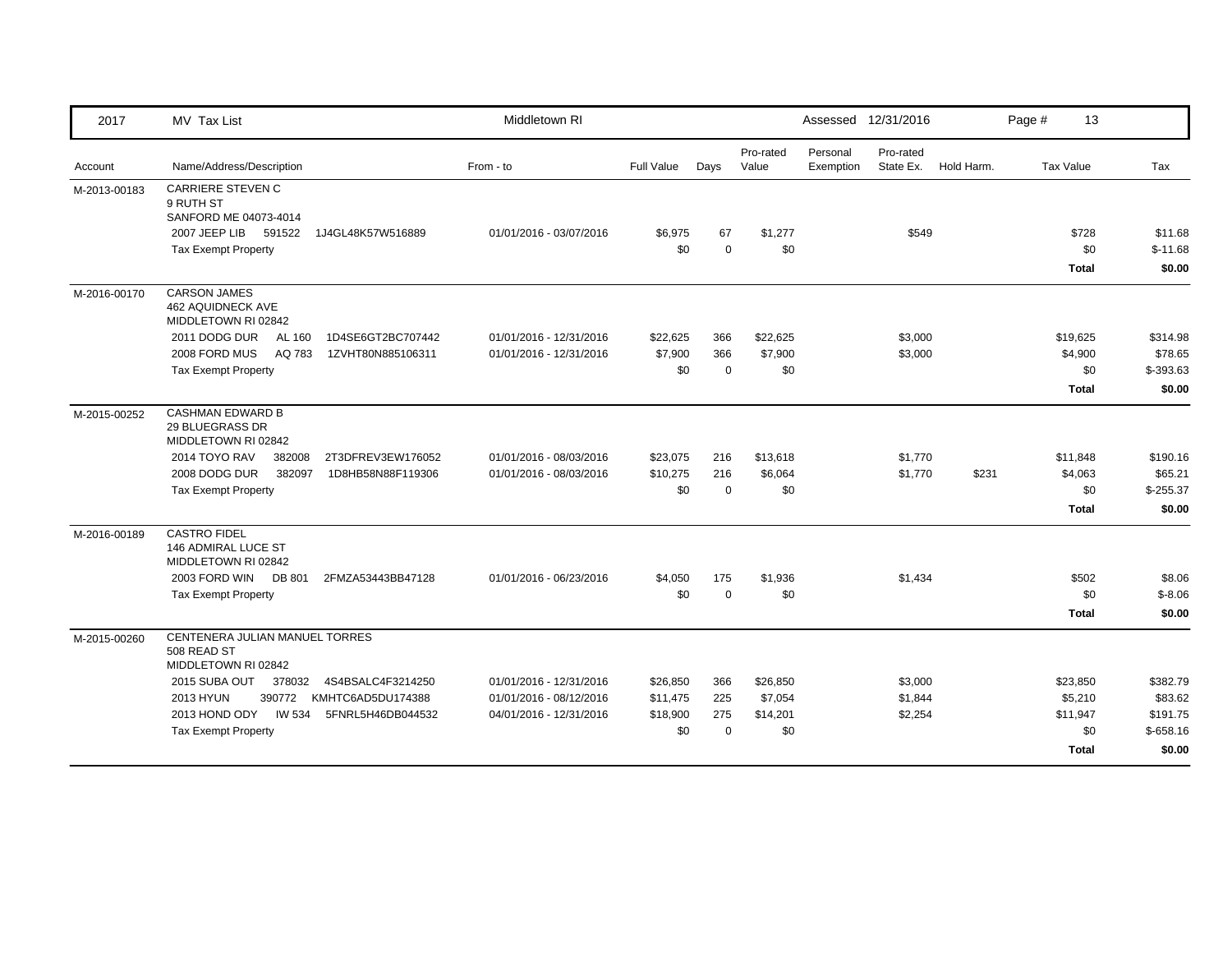| 2017 | MV Tax List | Middletown RI | | | | | Assessed 12/31/2016 | | | Page # 13 | |
|---|---|---|---|---|---|---|---|---|---|---|---|
| Account | Name/Address/Description | From - to | Full Value | Days | Pro-rated Value | Personal Exemption | Pro-rated State Ex. | Hold Harm. | Tax Value | Tax |
| M-2013-00183 | CARRIERE STEVEN C<br>9 RUTH ST<br>SANFORD ME 04073-4014 | | | | | | | | | |
| | 2007 JEEP LIB 591522 1J4GL48K57W516889 | 01/01/2016 - 03/07/2016 | $6,975 | 67 | $1,277 | | $549 | | $728 | $11.68 |
| | Tax Exempt Property | | $0 | 0 | $0 | | | | $0 | $-11.68 |
| | | | | | | | | | **Total** | **$0.00** |
| M-2016-00170 | CARSON JAMES<br>462 AQUIDNECK AVE<br>MIDDLETOWN RI 02842 | | | | | | | | | |
| | 2011 DODG DUR AL 160 1D4SE6GT2BC707442 | 01/01/2016 - 12/31/2016 | $22,625 | 366 | $22,625 | | $3,000 | | $19,625 | $314.98 |
| | 2008 FORD MUS AQ 783 1ZVHT80N885106311 | 01/01/2016 - 12/31/2016 | $7,900 | 366 | $7,900 | | $3,000 | | $4,900 | $78.65 |
| | Tax Exempt Property | | $0 | 0 | $0 | | | | $0 | $-393.63 |
| | | | | | | | | | **Total** | **$0.00** |
| M-2015-00252 | CASHMAN EDWARD B<br>29 BLUEGRASS DR<br>MIDDLETOWN RI 02842 | | | | | | | | | |
| | 2014 TOYO RAV 382008 2T3DFREV3EW176052 | 01/01/2016 - 08/03/2016 | $23,075 | 216 | $13,618 | | $1,770 | | $11,848 | $190.16 |
| | 2008 DODG DUR 382097 1D8HB58N88F119306 | 01/01/2016 - 08/03/2016 | $10,275 | 216 | $6,064 | | $1,770 | $231 | $4,063 | $65.21 |
| | Tax Exempt Property | | $0 | 0 | $0 | | | | $0 | $-255.37 |
| | | | | | | | | | **Total** | **$0.00** |
| M-2016-00189 | CASTRO FIDEL<br>146 ADMIRAL LUCE ST<br>MIDDLETOWN RI 02842 | | | | | | | | | |
| | 2003 FORD WIN DB 801 2FMZA53443BB47128 | 01/01/2016 - 06/23/2016 | $4,050 | 175 | $1,936 | | $1,434 | | $502 | $8.06 |
| | Tax Exempt Property | | $0 | 0 | $0 | | | | $0 | $-8.06 |
| | | | | | | | | | **Total** | **$0.00** |
| M-2015-00260 | CENTENERA JULIAN MANUEL TORRES<br>508 READ ST<br>MIDDLETOWN RI 02842 | | | | | | | | | |
| | 2015 SUBA OUT 378032 4S4BSALC4F3214250 | 01/01/2016 - 12/31/2016 | $26,850 | 366 | $26,850 | | $3,000 | | $23,850 | $382.79 |
| | 2013 HYUN 390772 KMHTC6AD5DU174388 | 01/01/2016 - 08/12/2016 | $11,475 | 225 | $7,054 | | $1,844 | | $5,210 | $83.62 |
| | 2013 HOND ODY IW 534 5FNRL5H46DB044532 | 04/01/2016 - 12/31/2016 | $18,900 | 275 | $14,201 | | $2,254 | | $11,947 | $191.75 |
| | Tax Exempt Property | | $0 | 0 | $0 | | | | $0 | $-658.16 |
| | | | | | | | | | **Total** | **$0.00** |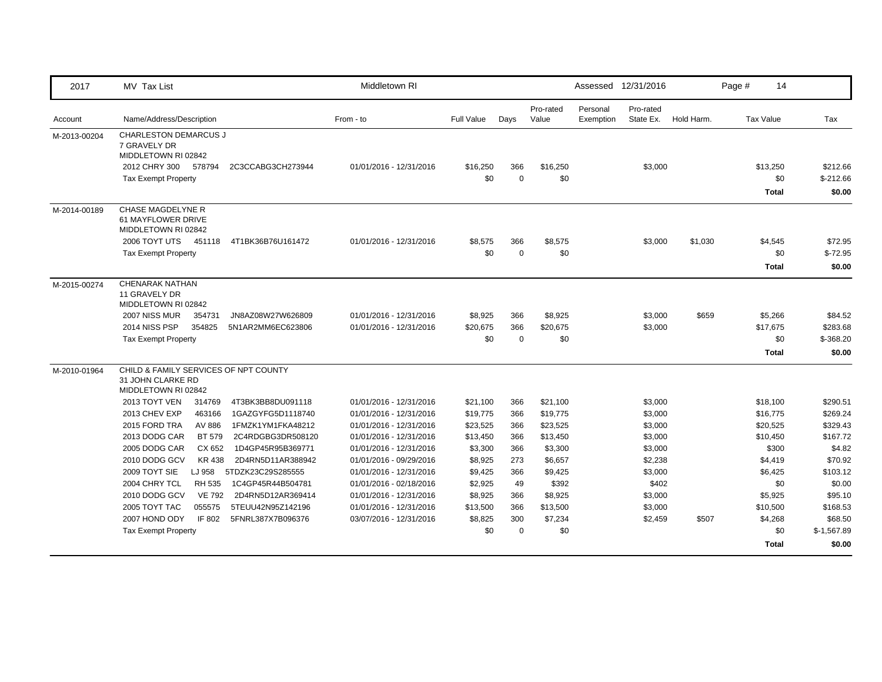| 2017 | MV Tax List | Middletown RI | | | | | Assessed 12/31/2016 | | | |
|---|---|---|---|---|---|---|---|---|---|---|
| Account | Name/Address/Description | From - to | Full Value | Days | Pro-rated Value | Personal Exemption | Pro-rated State Ex. | Hold Harm. | Tax Value | Tax |
| M-2013-00204 | CHARLESTON DEMARCUS J<br>7 GRAVELY DR<br>MIDDLETOWN RI 02842 | | | | | | | | | |
| | 2012 CHRY 300 578794 2C3CCABG3CH273944 | 01/01/2016 - 12/31/2016 | $16,250 | 366 | $16,250 | | $3,000 | | $13,250 | $212.66 |
| | Tax Exempt Property | | $0 | 0 | $0 | | | | $0 | $-212.66 |
| | | | | | | | | | **Total** | **$0.00** |
| M-2014-00189 | CHASE MAGDELYNE R<br>61 MAYFLOWER DRIVE<br>MIDDLETOWN RI 02842 | | | | | | | | | |
| | 2006 TOYT UTS 451118 4T1BK36B76U161472 | 01/01/2016 - 12/31/2016 | $8,575 | 366 | $8,575 | | $3,000 | $1,030 | $4,545 | $72.95 |
| | Tax Exempt Property | | $0 | 0 | $0 | | | | $0 | $-72.95 |
| | | | | | | | | | **Total** | **$0.00** |
| M-2015-00274 | CHENARAK NATHAN<br>11 GRAVELY DR<br>MIDDLETOWN RI 02842 | | | | | | | | | |
| | 2007 NISS MUR 354731 JN8AZ08W27W626809 | 01/01/2016 - 12/31/2016 | $8,925 | 366 | $8,925 | | $3,000 | $659 | $5,266 | $84.52 |
| | 2014 NISS PSP 354825 5N1AR2MM6EC623806 | 01/01/2016 - 12/31/2016 | $20,675 | 366 | $20,675 | | $3,000 | | $17,675 | $283.68 |
| | Tax Exempt Property | | $0 | 0 | $0 | | | | $0 | $-368.20 |
| | | | | | | | | | **Total** | **$0.00** |
| M-2010-01964 | CHILD & FAMILY SERVICES OF NPT COUNTY<br>31 JOHN CLARKE RD<br>MIDDLETOWN RI 02842 | | | | | | | | | |
| | 2013 TOYT VEN 314769 4T3BK3BB8DU091118 | 01/01/2016 - 12/31/2016 | $21,100 | 366 | $21,100 | | $3,000 | | $18,100 | $290.51 |
| | 2013 CHEV EXP 463166 1GAZGYFG5D1118740 | 01/01/2016 - 12/31/2016 | $19,775 | 366 | $19,775 | | $3,000 | | $16,775 | $269.24 |
| | 2015 FORD TRA AV 886 1FMZK1YM1FKA48212 | 01/01/2016 - 12/31/2016 | $23,525 | 366 | $23,525 | | $3,000 | | $20,525 | $329.43 |
| | 2013 DODG CAR BT 579 2C4RDGBG3DR508120 | 01/01/2016 - 12/31/2016 | $13,450 | 366 | $13,450 | | $3,000 | | $10,450 | $167.72 |
| | 2005 DODG CAR CX 652 1D4GP45R95B369771 | 01/01/2016 - 12/31/2016 | $3,300 | 366 | $3,300 | | $3,000 | | $300 | $4.82 |
| | 2010 DODG GCV KR 438 2D4RN5D11AR388942 | 01/01/2016 - 09/29/2016 | $8,925 | 273 | $6,657 | | $2,238 | | $4,419 | $70.92 |
| | 2009 TOYT SIE LJ 958 5TDZK23C29S285555 | 01/01/2016 - 12/31/2016 | $9,425 | 366 | $9,425 | | $3,000 | | $6,425 | $103.12 |
| | 2004 CHRY TCL RH 535 1C4GP45R44B504781 | 01/01/2016 - 02/18/2016 | $2,925 | 49 | $392 | | $402 | | $0 | $0.00 |
| | 2010 DODG GCV VE 792 2D4RN5D12AR369414 | 01/01/2016 - 12/31/2016 | $8,925 | 366 | $8,925 | | $3,000 | | $5,925 | $95.10 |
| | 2005 TOYT TAC 055575 5TEUU42N95Z142196 | 01/01/2016 - 12/31/2016 | $13,500 | 366 | $13,500 | | $3,000 | | $10,500 | $168.53 |
| | 2007 HOND ODY IF 802 5FNRL387X7B096376 | 03/07/2016 - 12/31/2016 | $8,825 | 300 | $7,234 | | $2,459 | $507 | $4,268 | $68.50 |
| | Tax Exempt Property | | $0 | 0 | $0 | | | | $0 | $-1,567.89 |
| | | | | | | | | | **Total** | **$0.00** |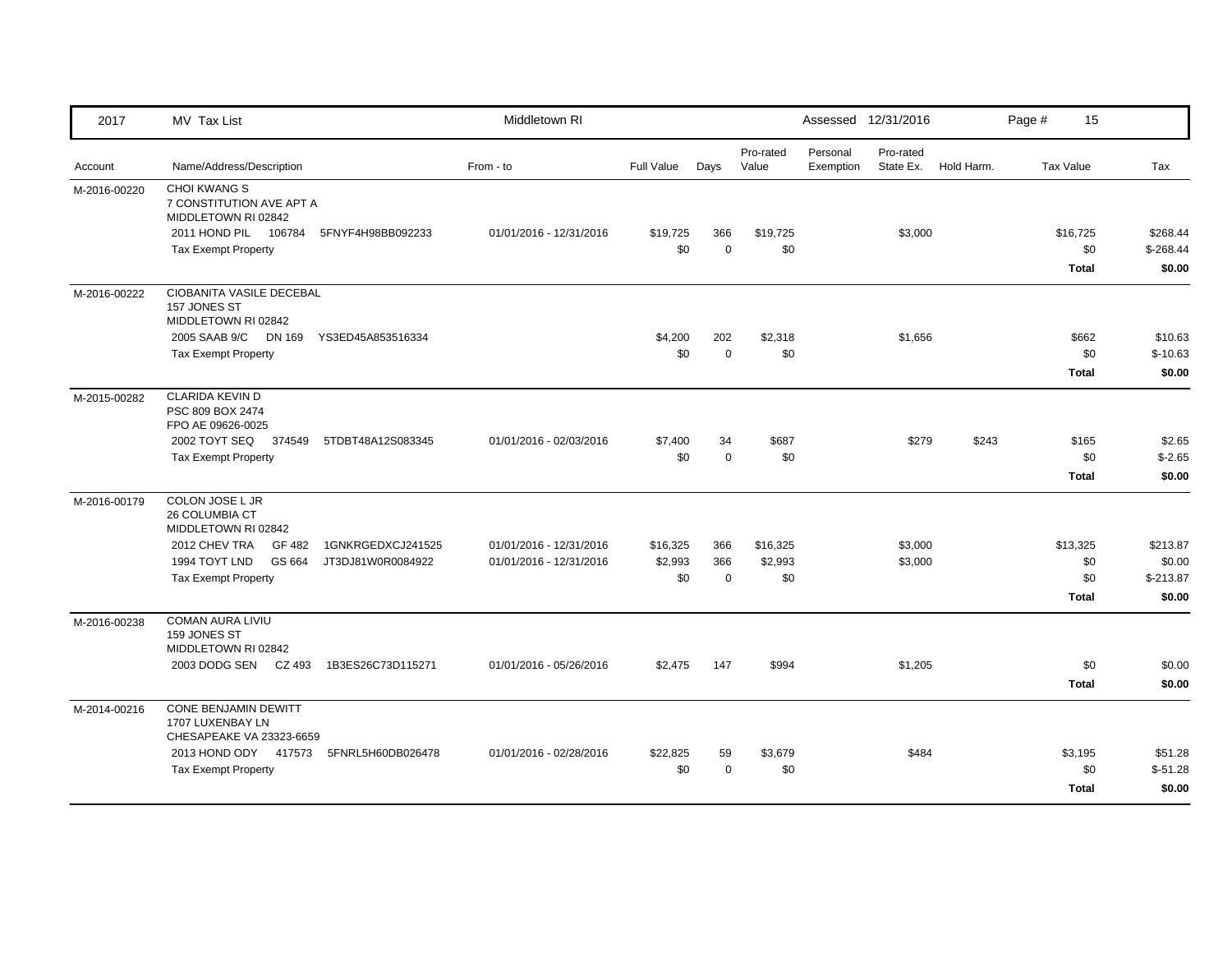| 2017 | MV Tax List | Middletown RI | | | | | Assessed 12/31/2016 | | Page # 15 | |
|---|---|---|---|---|---|---|---|---|---|---|
| Account | Name/Address/Description | From - to | Full Value | Days | Pro-rated Value | Personal Exemption | Pro-rated State Ex. | Hold Harm. | Tax Value | Tax |
| M-2016-00220 | CHOI KWANG S<br>7 CONSTITUTION AVE APT A<br>MIDDLETOWN RI 02842 | | | | | | | | | |
| | 2011 HOND PIL 106784 5FNYF4H98BB092233 | 01/01/2016 - 12/31/2016 | $19,725 | 366 | $19,725 | | $3,000 | | $16,725 | $268.44 |
| | Tax Exempt Property | | $0 | 0 | $0 | | | | $0 | $-268.44 |
| | | | | | | | | | **Total** | **$0.00** |
| M-2016-00222 | CIOBANITA VASILE DECEBAL<br>157 JONES ST<br>MIDDLETOWN RI 02842 | | | | | | | | | |
| | 2005 SAAB 9/C DN 169 YS3ED45A853516334 | | $4,200 | 202 | $2,318 | | $1,656 | | $662 | $10.63 |
| | Tax Exempt Property | | $0 | 0 | $0 | | | | $0 | $-10.63 |
| | | | | | | | | | **Total** | **$0.00** |
| M-2015-00282 | CLARIDA KEVIN D<br>PSC 809 BOX 2474<br>FPO AE 09626-0025 | | | | | | | | | |
| | 2002 TOYT SEQ 374549 5TDBT48A12S083345 | 01/01/2016 - 02/03/2016 | $7,400 | 34 | $687 | | $279 | $243 | $165 | $2.65 |
| | Tax Exempt Property | | $0 | 0 | $0 | | | | $0 | $-2.65 |
| | | | | | | | | | **Total** | **$0.00** |
| M-2016-00179 | COLON JOSE L JR<br>26 COLUMBIA CT<br>MIDDLETOWN RI 02842 | | | | | | | | | |
| | 2012 CHEV TRA GF 482 1GNKRGEDXCJ241525 | 01/01/2016 - 12/31/2016 | $16,325 | 366 | $16,325 | | $3,000 | | $13,325 | $213.87 |
| | 1994 TOYT LND GS 664 JT3DJ81W0R0084922 | 01/01/2016 - 12/31/2016 | $2,993 | 366 | $2,993 | | $3,000 | | $0 | $0.00 |
| | Tax Exempt Property | | $0 | 0 | $0 | | | | $0 | $-213.87 |
| | | | | | | | | | **Total** | **$0.00** |
| M-2016-00238 | COMAN AURA LIVIU<br>159 JONES ST<br>MIDDLETOWN RI 02842 | | | | | | | | | |
| | 2003 DODG SEN CZ 493 1B3ES26C73D115271 | 01/01/2016 - 05/26/2016 | $2,475 | 147 | $994 | | $1,205 | | $0 | $0.00 |
| | | | | | | | | | **Total** | **$0.00** |
| M-2014-00216 | CONE BENJAMIN DEWITT<br>1707 LUXENBAY LN<br>CHESAPEAKE VA 23323-6659 | | | | | | | | | |
| | 2013 HOND ODY 417573 5FNRL5H60DB026478 | 01/01/2016 - 02/28/2016 | $22,825 | 59 | $3,679 | | $484 | | $3,195 | $51.28 |
| | Tax Exempt Property | | $0 | 0 | $0 | | | | $0 | $-51.28 |
| | | | | | | | | | **Total** | **$0.00** |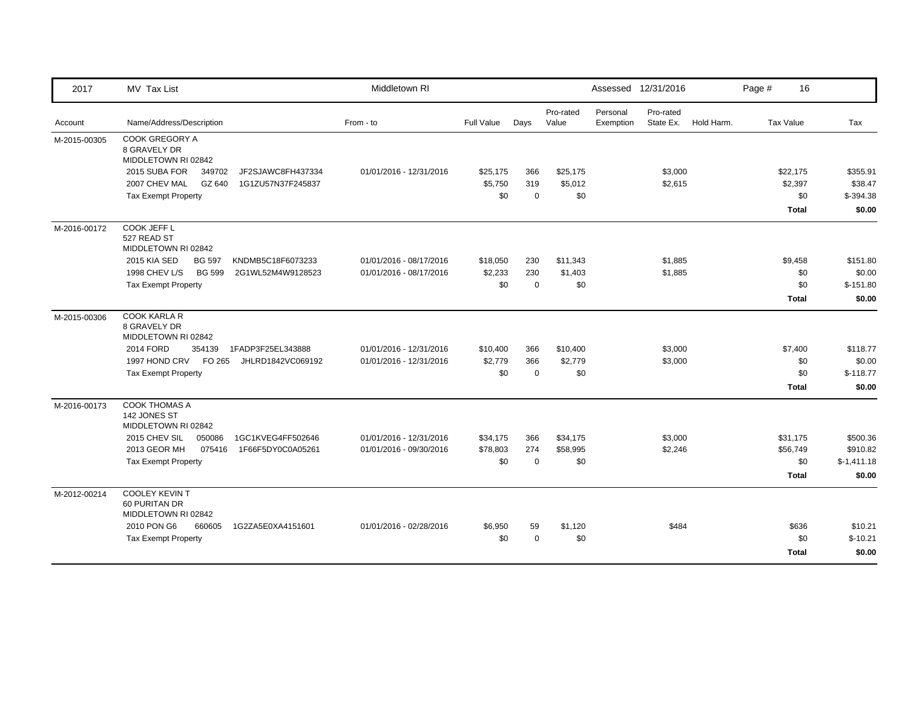| 2017 | MV Tax List | Middletown RI | | | | Assessed 12/31/2016 | | | Page # 16 | |
|---|---|---|---|---|---|---|---|---|---|---|
| Account | Name/Address/Description | From - to | Full Value | Days | Pro-rated Value | Personal Exemption | Pro-rated State Ex. | Hold Harm. | Tax Value | Tax |
| M-2015-00305 | COOK GREGORY A<br>8 GRAVELY DR<br>MIDDLETOWN RI 02842 | | | | | | | | | |
| | 2015 SUBA FOR 349702 JF2SJAWC8FH437334 | 01/01/2016 - 12/31/2016 | $25,175 | 366 | $25,175 | | $3,000 | | $22,175 | $355.91 |
| | 2007 CHEV MAL GZ 640 1G1ZU57N37F245837 | | $5,750 | 319 | $5,012 | | $2,615 | | $2,397 | $38.47 |
| | Tax Exempt Property | | $0 | 0 | $0 | | | | $0 | $-394.38 |
| | | | | | | | | | **Total** | **$0.00** |
| M-2016-00172 | COOK JEFF L<br>527 READ ST<br>MIDDLETOWN RI 02842 | | | | | | | | | |
| | 2015 KIA SED BG 597 KNDMB5C18F6073233 | 01/01/2016 - 08/17/2016 | $18,050 | 230 | $11,343 | | $1,885 | | $9,458 | $151.80 |
| | 1998 CHEV L/S BG 599 2G1WL52M4W9128523 | 01/01/2016 - 08/17/2016 | $2,233 | 230 | $1,403 | | $1,885 | | $0 | $0.00 |
| | Tax Exempt Property | | $0 | 0 | $0 | | | | $0 | $-151.80 |
| | | | | | | | | | **Total** | **$0.00** |
| M-2015-00306 | COOK KARLA R<br>8 GRAVELY DR<br>MIDDLETOWN RI 02842 | | | | | | | | | |
| | 2014 FORD 354139 1FADP3F25EL343888 | 01/01/2016 - 12/31/2016 | $10,400 | 366 | $10,400 | | $3,000 | | $7,400 | $118.77 |
| | 1997 HOND CRV FO 265 JHLRD1842VC069192 | 01/01/2016 - 12/31/2016 | $2,779 | 366 | $2,779 | | $3,000 | | $0 | $0.00 |
| | Tax Exempt Property | | $0 | 0 | $0 | | | | $0 | $-118.77 |
| | | | | | | | | | **Total** | **$0.00** |
| M-2016-00173 | COOK THOMAS A<br>142 JONES ST<br>MIDDLETOWN RI 02842 | | | | | | | | | |
| | 2015 CHEV SIL 050086 1GC1KVEG4FF502646 | 01/01/2016 - 12/31/2016 | $34,175 | 366 | $34,175 | | $3,000 | | $31,175 | $500.36 |
| | 2013 GEOR MH 075416 1F66F5DY0C0A05261 | 01/01/2016 - 09/30/2016 | $78,803 | 274 | $58,995 | | $2,246 | | $56,749 | $910.82 |
| | Tax Exempt Property | | $0 | 0 | $0 | | | | $0 | $-1,411.18 |
| | | | | | | | | | **Total** | **$0.00** |
| M-2012-00214 | COOLEY KEVIN T<br>60 PURITAN DR<br>MIDDLETOWN RI 02842 | | | | | | | | | |
| | 2010 PON G6 660605 1G2ZA5E0XA4151601 | 01/01/2016 - 02/28/2016 | $6,950 | 59 | $1,120 | | $484 | | $636 | $10.21 |
| | Tax Exempt Property | | $0 | 0 | $0 | | | | $0 | $-10.21 |
| | | | | | | | | | **Total** | **$0.00** |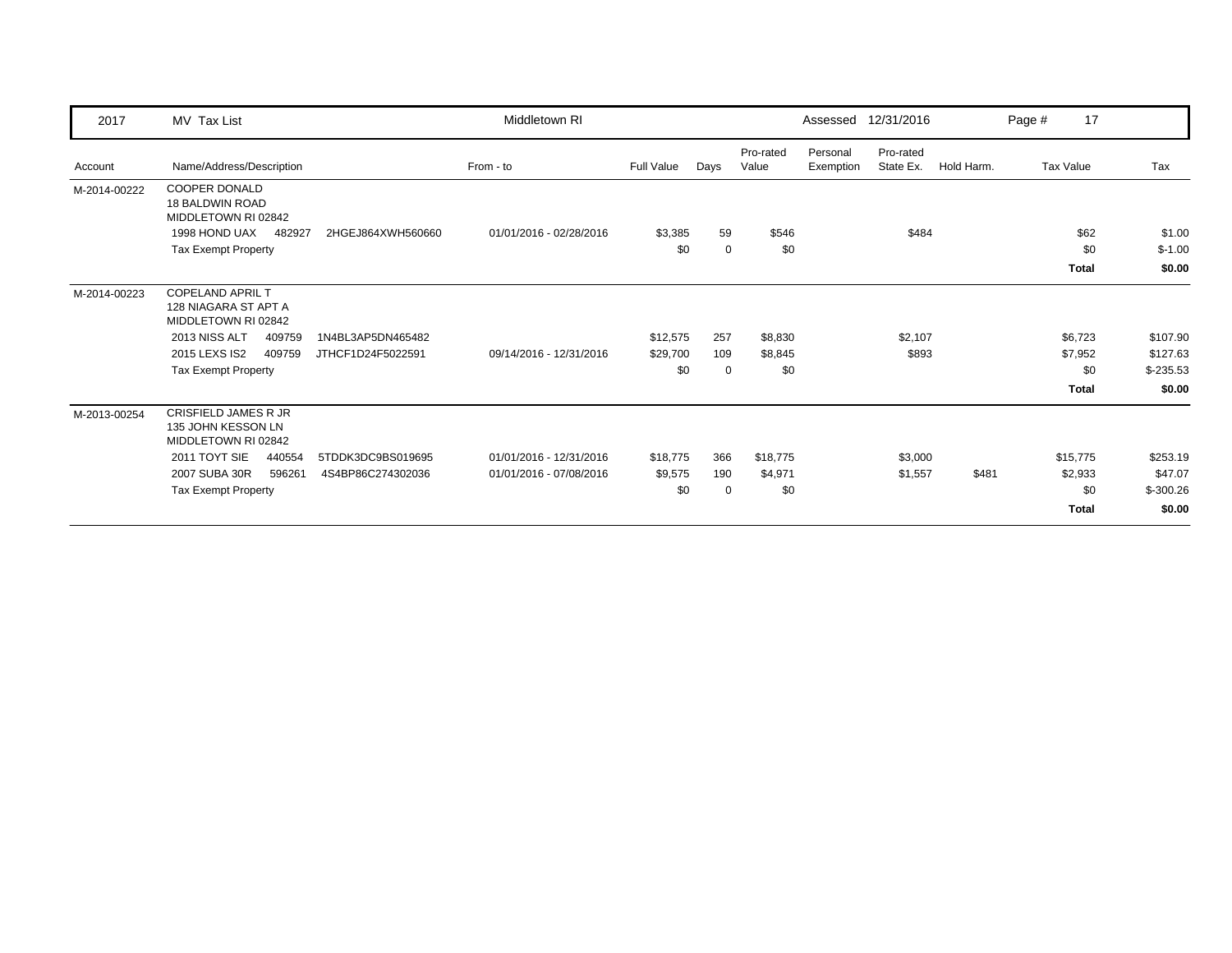| 2017 | MV Tax List | | Middletown RI | | | | Assessed | 12/31/2016 | | Page # 17 | |
|---|---|---|---|---|---|---|---|---|---|---|---|

| Account | Name/Address/Description | | From - to | Full Value | Days | Pro-rated Value | Personal Exemption | Pro-rated State Ex. | Hold Harm. | Tax Value | Tax |
|---|---|---|---|---|---|---|---|---|---|---|---|
| M-2014-00222 | COOPER DONALD<br>18 BALDWIN ROAD<br>MIDDLETOWN RI 02842 | | | | | | | | | | |
| | 1998 HOND UAX 482927 | 2HGEJ864XWH560660 | 01/01/2016 - 02/28/2016 | $3,385 | 59 | $546 | | $484 | | $62 | $1.00 |
| | Tax Exempt Property | | | $0 | 0 | $0 | | | | $0 | $-1.00 |
| | | | | | | | | | | **Total** | **$0.00** |
| M-2014-00223 | COPELAND APRIL T<br>128 NIAGARA ST APT A<br>MIDDLETOWN RI 02842 | | | | | | | | | | |
| | 2013 NISS ALT 409759 | 1N4BL3AP5DN465482 | | $12,575 | 257 | $8,830 | | $2,107 | | $6,723 | $107.90 |
| | 2015 LEXS IS2 409759 | JTHCF1D24F5022591 | 09/14/2016 - 12/31/2016 | $29,700 | 109 | $8,845 | | $893 | | $7,952 | $127.63 |
| | Tax Exempt Property | | | $0 | 0 | $0 | | | | $0 | $-235.53 |
| | | | | | | | | | | **Total** | **$0.00** |
| M-2013-00254 | CRISFIELD JAMES R JR<br>135 JOHN KESSON LN<br>MIDDLETOWN RI 02842 | | | | | | | | | | |
| | 2011 TOYT SIE 440554 | 5TDDK3DC9BS019695 | 01/01/2016 - 12/31/2016 | $18,775 | 366 | $18,775 | | $3,000 | | $15,775 | $253.19 |
| | 2007 SUBA 30R 596261 | 4S4BP86C274302036 | 01/01/2016 - 07/08/2016 | $9,575 | 190 | $4,971 | | $1,557 | $481 | $2,933 | $47.07 |
| | Tax Exempt Property | | | $0 | 0 | $0 | | | | $0 | $-300.26 |
| | | | | | | | | | | **Total** | **$0.00** |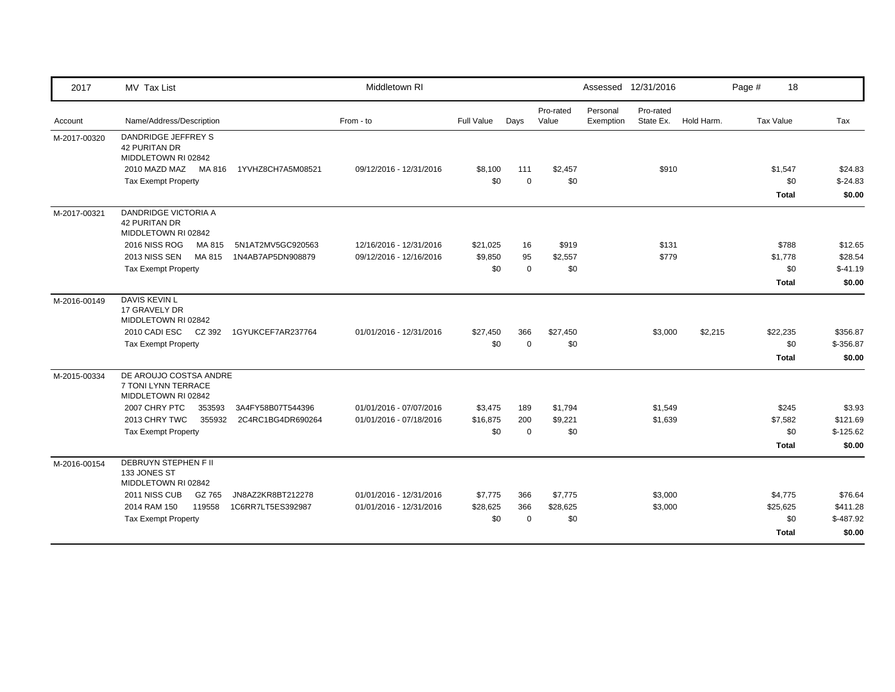| 2017 | MV Tax List | Middletown RI | | | | Assessed | 12/31/2016 | | Page # 18 | |
|---|---|---|---|---|---|---|---|---|---|---|
| Account | Name/Address/Description | From - to | Full Value | Days | Pro-rated Value | Personal Exemption | Pro-rated State Ex. | Hold Harm. | Tax Value | Tax |
| M-2017-00320 | DANDRIDGE JEFFREY S<br>42 PURITAN DR<br>MIDDLETOWN RI 02842 | | | | | | | | | |
| | 2010 MAZD MAZ MA 816 1YVHZ8CH7A5M08521 | 09/12/2016 - 12/31/2016 | $8,100 | 111 | $2,457 | | $910 | | $1,547 | $24.83 |
| | Tax Exempt Property | | $0 | 0 | $0 | | | | $0 | $-24.83 |
| | | | | | | | | | **Total** | **$0.00** |
| M-2017-00321 | DANDRIDGE VICTORIA A<br>42 PURITAN DR<br>MIDDLETOWN RI 02842 | | | | | | | | | |
| | 2016 NISS ROG MA 815 5N1AT2MV5GC920563 | 12/16/2016 - 12/31/2016 | $21,025 | 16 | $919 | | $131 | | $788 | $12.65 |
| | 2013 NISS SEN MA 815 1N4AB7AP5DN908879 | 09/12/2016 - 12/16/2016 | $9,850 | 95 | $2,557 | | $779 | | $1,778 | $28.54 |
| | Tax Exempt Property | | $0 | 0 | $0 | | | | $0 | $-41.19 |
| | | | | | | | | | **Total** | **$0.00** |
| M-2016-00149 | DAVIS KEVIN L<br>17 GRAVELY DR<br>MIDDLETOWN RI 02842 | | | | | | | | | |
| | 2010 CADI ESC CZ 392 1GYUKCEF7AR237764 | 01/01/2016 - 12/31/2016 | $27,450 | 366 | $27,450 | | $3,000 | $2,215 | $22,235 | $356.87 |
| | Tax Exempt Property | | $0 | 0 | $0 | | | | $0 | $-356.87 |
| | | | | | | | | | **Total** | **$0.00** |
| M-2015-00334 | DE AROUJO COSTSA ANDRE<br>7 TONI LYNN TERRACE<br>MIDDLETOWN RI 02842 | | | | | | | | | |
| | 2007 CHRY PTC 353593 3A4FY58B07T544396 | 01/01/2016 - 07/07/2016 | $3,475 | 189 | $1,794 | | $1,549 | | $245 | $3.93 |
| | 2013 CHRY TWC 355932 2C4RC1BG4DR690264 | 01/01/2016 - 07/18/2016 | $16,875 | 200 | $9,221 | | $1,639 | | $7,582 | $121.69 |
| | Tax Exempt Property | | $0 | 0 | $0 | | | | $0 | $-125.62 |
| | | | | | | | | | **Total** | **$0.00** |
| M-2016-00154 | DEBRUYN STEPHEN F II<br>133 JONES ST<br>MIDDLETOWN RI 02842 | | | | | | | | | |
| | 2011 NISS CUB GZ 765 JN8AZ2KR8BT212278 | 01/01/2016 - 12/31/2016 | $7,775 | 366 | $7,775 | | $3,000 | | $4,775 | $76.64 |
| | 2014 RAM 150 119558 1C6RR7LT5ES392987 | 01/01/2016 - 12/31/2016 | $28,625 | 366 | $28,625 | | $3,000 | | $25,625 | $411.28 |
| | Tax Exempt Property | | $0 | 0 | $0 | | | | $0 | $-487.92 |
| | | | | | | | | | **Total** | **$0.00** |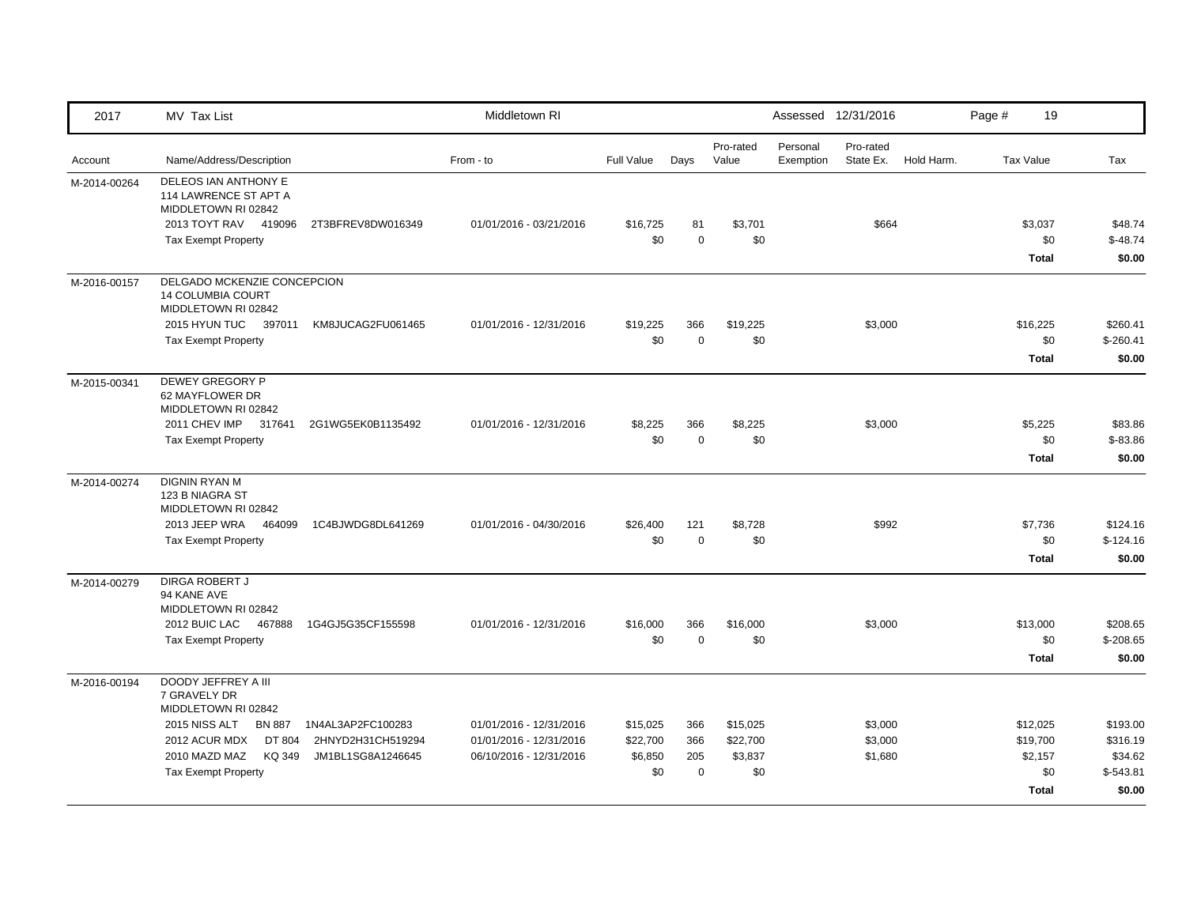| 2017 | MV Tax List | Middletown RI | | | | Assessed 12/31/2016 | | | | |
|---|---|---|---|---|---|---|---|---|---|---|
| Account | Name/Address/Description | From - to | Full Value | Days | Pro-rated Value | Personal Exemption | Pro-rated State Ex. | Hold Harm. | Tax Value | Tax |
| M-2014-00264 | DELEOS IAN ANTHONY E<br>114 LAWRENCE ST APT A<br>MIDDLETOWN RI 02842 | | | | | | | | | |
| | 2013 TOYT RAV 419096 2T3BFREV8DW016349 | 01/01/2016 - 03/21/2016 | $16,725 | 81 | $3,701 | | $664 | | $3,037 | $48.74 |
| | Tax Exempt Property | | $0 | 0 | $0 | | | | $0 | $-48.74 |
| | | | | | | | | | **Total** | **$0.00** |
| M-2016-00157 | DELGADO MCKENZIE CONCEPCION<br>14 COLUMBIA COURT<br>MIDDLETOWN RI 02842 | | | | | | | | | |
| | 2015 HYUN TUC 397011 KM8JUCAG2FU061465 | 01/01/2016 - 12/31/2016 | $19,225 | 366 | $19,225 | | $3,000 | | $16,225 | $260.41 |
| | Tax Exempt Property | | $0 | 0 | $0 | | | | $0 | $-260.41 |
| | | | | | | | | | **Total** | **$0.00** |
| M-2015-00341 | DEWEY GREGORY P<br>62 MAYFLOWER DR<br>MIDDLETOWN RI 02842 | | | | | | | | | |
| | 2011 CHEV IMP 317641 2G1WG5EK0B1135492 | 01/01/2016 - 12/31/2016 | $8,225 | 366 | $8,225 | | $3,000 | | $5,225 | $83.86 |
| | Tax Exempt Property | | $0 | 0 | $0 | | | | $0 | $-83.86 |
| | | | | | | | | | **Total** | **$0.00** |
| M-2014-00274 | DIGNIN RYAN M<br>123 B NIAGRA ST<br>MIDDLETOWN RI 02842 | | | | | | | | | |
| | 2013 JEEP WRA 464099 1C4BJWDG8DL641269 | 01/01/2016 - 04/30/2016 | $26,400 | 121 | $8,728 | | $992 | | $7,736 | $124.16 |
| | Tax Exempt Property | | $0 | 0 | $0 | | | | $0 | $-124.16 |
| | | | | | | | | | **Total** | **$0.00** |
| M-2014-00279 | DIRGA ROBERT J<br>94 KANE AVE<br>MIDDLETOWN RI 02842 | | | | | | | | | |
| | 2012 BUIC LAC 467888 1G4GJ5G35CF155598 | 01/01/2016 - 12/31/2016 | $16,000 | 366 | $16,000 | | $3,000 | | $13,000 | $208.65 |
| | Tax Exempt Property | | $0 | 0 | $0 | | | | $0 | $-208.65 |
| | | | | | | | | | **Total** | **$0.00** |
| M-2016-00194 | DOODY JEFFREY A III<br>7 GRAVELY DR<br>MIDDLETOWN RI 02842 | | | | | | | | | |
| | 2015 NISS ALT BN 887 1N4AL3AP2FC100283 | 01/01/2016 - 12/31/2016 | $15,025 | 366 | $15,025 | | $3,000 | | $12,025 | $193.00 |
| | 2012 ACUR MDX DT 804 2HNYD2H31CH519294 | 01/01/2016 - 12/31/2016 | $22,700 | 366 | $22,700 | | $3,000 | | $19,700 | $316.19 |
| | 2010 MAZD MAZ KQ 349 JM1BL1SG8A1246645 | 06/10/2016 - 12/31/2016 | $6,850 | 205 | $3,837 | | $1,680 | | $2,157 | $34.62 |
| | Tax Exempt Property | | $0 | 0 | $0 | | | | $0 | $-543.81 |
| | | | | | | | | | **Total** | **$0.00** |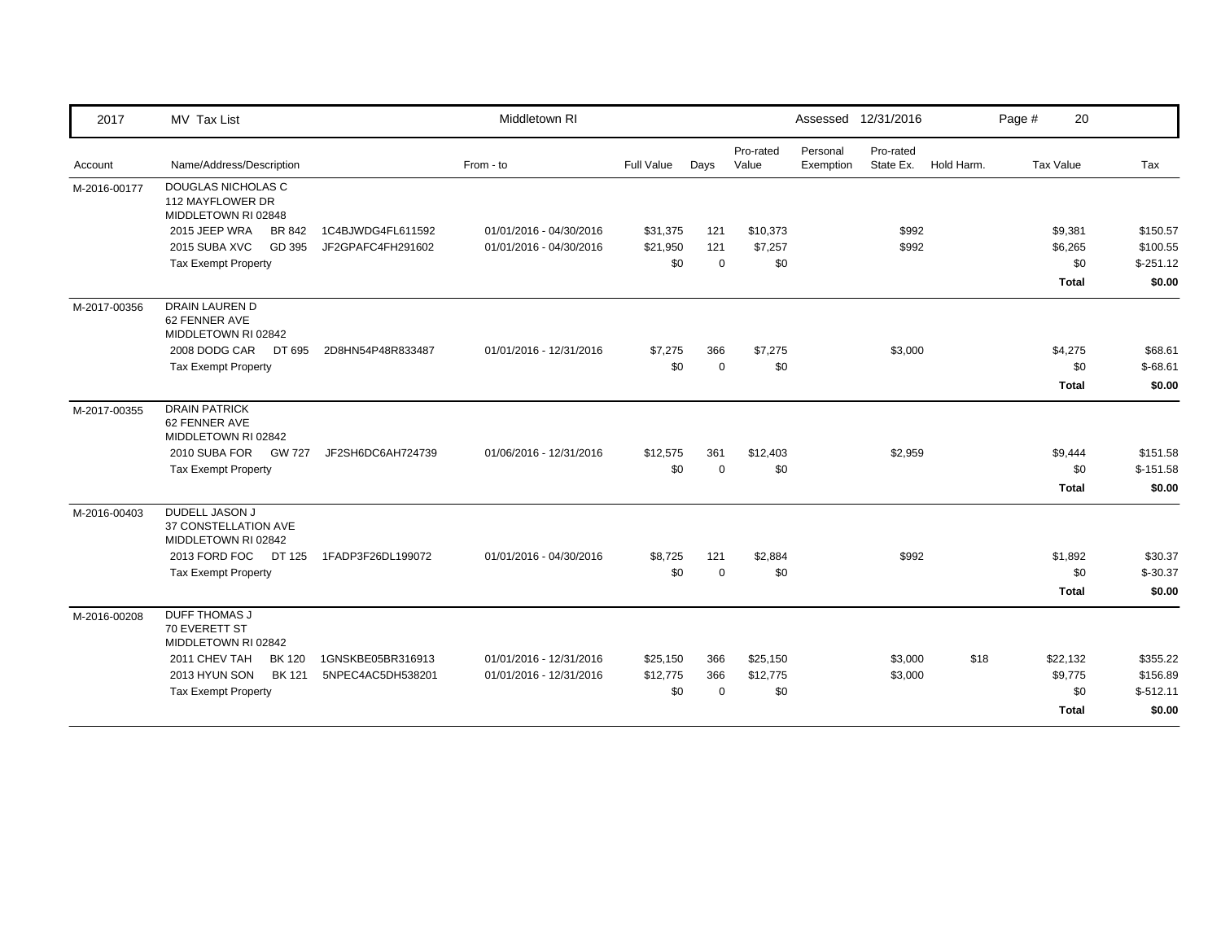| 2017 | MV Tax List | | Middletown RI | | | | Assessed | 12/31/2016 | | Page # 20 | |
|---|---|---|---|---|---|---|---|---|---|---|---|
| Account | Name/Address/Description | | From - to | Full Value | Days | Pro-rated Value | Personal Exemption | Pro-rated State Ex. | Hold Harm. | Tax Value | Tax |
| M-2016-00177 | DOUGLAS NICHOLAS C<br>112 MAYFLOWER DR<br>MIDDLETOWN RI 02848 | | | | | | | | | | |
| | 2015 JEEP WRA BR 842 | 1C4BJWDG4FL611592 | 01/01/2016 - 04/30/2016 | $31,375 | 121 | $10,373 | | $992 | | $9,381 | $150.57 |
| | 2015 SUBA XVC GD 395 | JF2GPAFC4FH291602 | 01/01/2016 - 04/30/2016 | $21,950 | 121 | $7,257 | | $992 | | $6,265 | $100.55 |
| | Tax Exempt Property | | | $0 | 0 | $0 | | | | $0 | $-251.12 |
| | | | | | | | | | | **Total** | **$0.00** |
| M-2017-00356 | DRAIN LAUREN D<br>62 FENNER AVE<br>MIDDLETOWN RI 02842 | | | | | | | | | | |
| | 2008 DODG CAR DT 695 | 2D8HN54P48R833487 | 01/01/2016 - 12/31/2016 | $7,275 | 366 | $7,275 | | $3,000 | | $4,275 | $68.61 |
| | Tax Exempt Property | | | $0 | 0 | $0 | | | | $0 | $-68.61 |
| | | | | | | | | | | **Total** | **$0.00** |
| M-2017-00355 | DRAIN PATRICK<br>62 FENNER AVE<br>MIDDLETOWN RI 02842 | | | | | | | | | | |
| | 2010 SUBA FOR GW 727 | JF2SH6DC6AH724739 | 01/06/2016 - 12/31/2016 | $12,575 | 361 | $12,403 | | $2,959 | | $9,444 | $151.58 |
| | Tax Exempt Property | | | $0 | 0 | $0 | | | | $0 | $-151.58 |
| | | | | | | | | | | **Total** | **$0.00** |
| M-2016-00403 | DUDELL JASON J<br>37 CONSTELLATION AVE<br>MIDDLETOWN RI 02842 | | | | | | | | | | |
| | 2013 FORD FOC DT 125 | 1FADP3F26DL199072 | 01/01/2016 - 04/30/2016 | $8,725 | 121 | $2,884 | | $992 | | $1,892 | $30.37 |
| | Tax Exempt Property | | | $0 | 0 | $0 | | | | $0 | $-30.37 |
| | | | | | | | | | | **Total** | **$0.00** |
| M-2016-00208 | DUFF THOMAS J<br>70 EVERETT ST<br>MIDDLETOWN RI 02842 | | | | | | | | | | |
| | 2011 CHEV TAH BK 120 | 1GNSKBE05BR316913 | 01/01/2016 - 12/31/2016 | $25,150 | 366 | $25,150 | | $3,000 | $18 | $22,132 | $355.22 |
| | 2013 HYUN SON BK 121 | 5NPEC4AC5DH538201 | 01/01/2016 - 12/31/2016 | $12,775 | 366 | $12,775 | | $3,000 | | $9,775 | $156.89 |
| | Tax Exempt Property | | | $0 | 0 | $0 | | | | $0 | $-512.11 |
| | | | | | | | | | | **Total** | **$0.00** |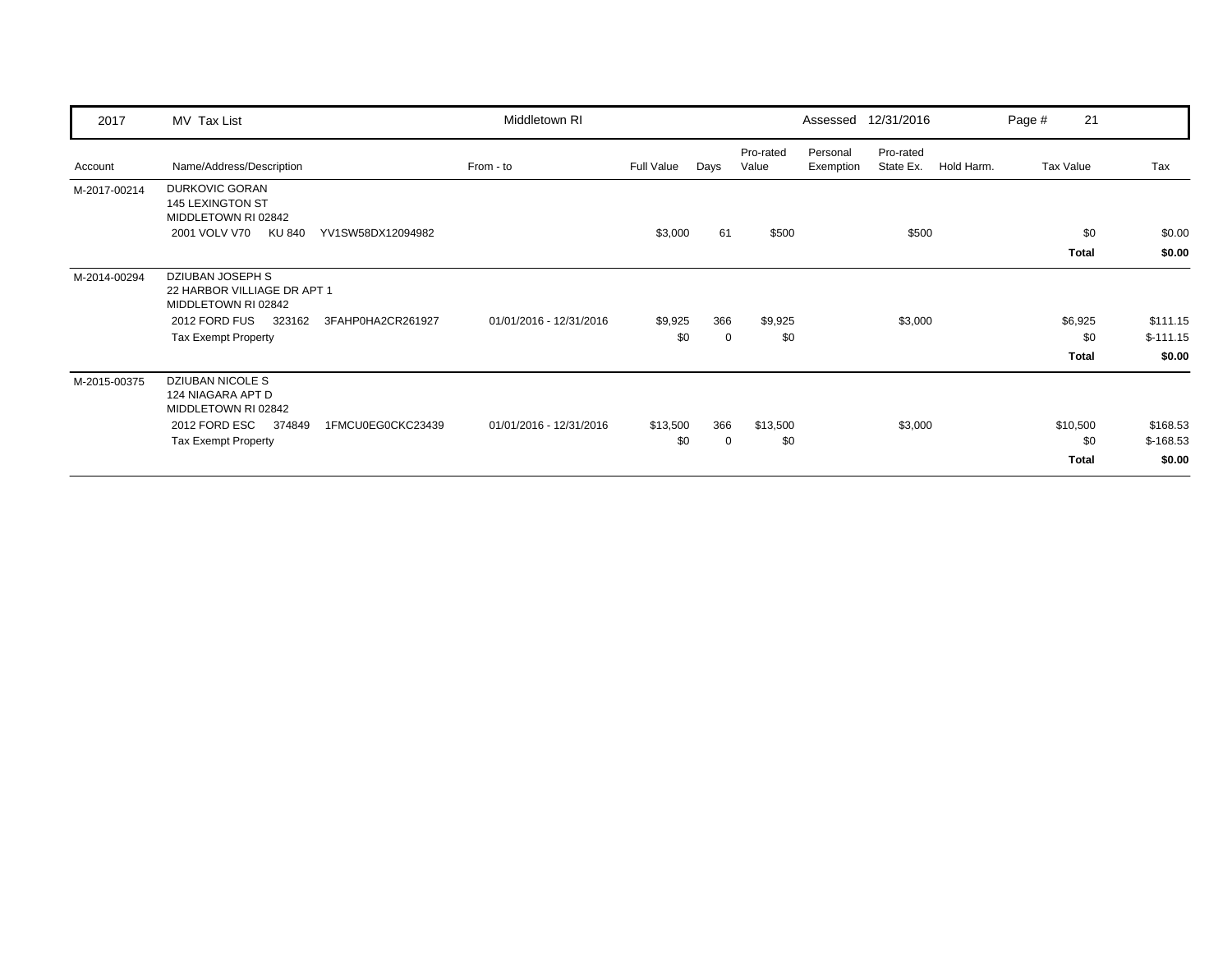| 2017 | MV Tax List | Middletown RI | | | | | Assessed 12/31/2016 | | Page # 21 | |
|---|---|---|---|---|---|---|---|---|---|---|

| Account | Name/Address/Description | From - to | Full Value | Days | Pro-rated Value | Personal Exemption | Pro-rated State Ex. | Hold Harm. | Tax Value | Tax |
|---|---|---|---|---|---|---|---|---|---|---|
| M-2017-00214 | DURKOVIC GORAN<br>145 LEXINGTON ST<br>MIDDLETOWN RI 02842 | | | | | | | | | |
| | 2001 VOLV V70 KU 840 YV1SW58DX12094982 | | $3,000 | 61 | $500 | | $500 | | $0 | $0.00 |
| | | | | | | | | | **Total** | **$0.00** |
| M-2014-00294 | DZIUBAN JOSEPH S<br>22 HARBOR VILLIAGE DR APT 1<br>MIDDLETOWN RI 02842 | | | | | | | | | |
| | 2012 FORD FUS 323162 3FAHP0HA2CR261927 | 01/01/2016 - 12/31/2016 | $9,925 | 366 | $9,925 | | $3,000 | | $6,925 | $111.15 |
| | Tax Exempt Property | | $0 | 0 | $0 | | | | $0 | $-111.15 |
| | | | | | | | | | **Total** | **$0.00** |
| M-2015-00375 | DZIUBAN NICOLE S<br>124 NIAGARA APT D<br>MIDDLETOWN RI 02842 | | | | | | | | | |
| | 2012 FORD ESC 374849 1FMCU0EG0CKC23439 | 01/01/2016 - 12/31/2016 | $13,500 | 366 | $13,500 | | $3,000 | | $10,500 | $168.53 |
| | Tax Exempt Property | | $0 | 0 | $0 | | | | $0 | $-168.53 |
| | | | | | | | | | **Total** | **$0.00** |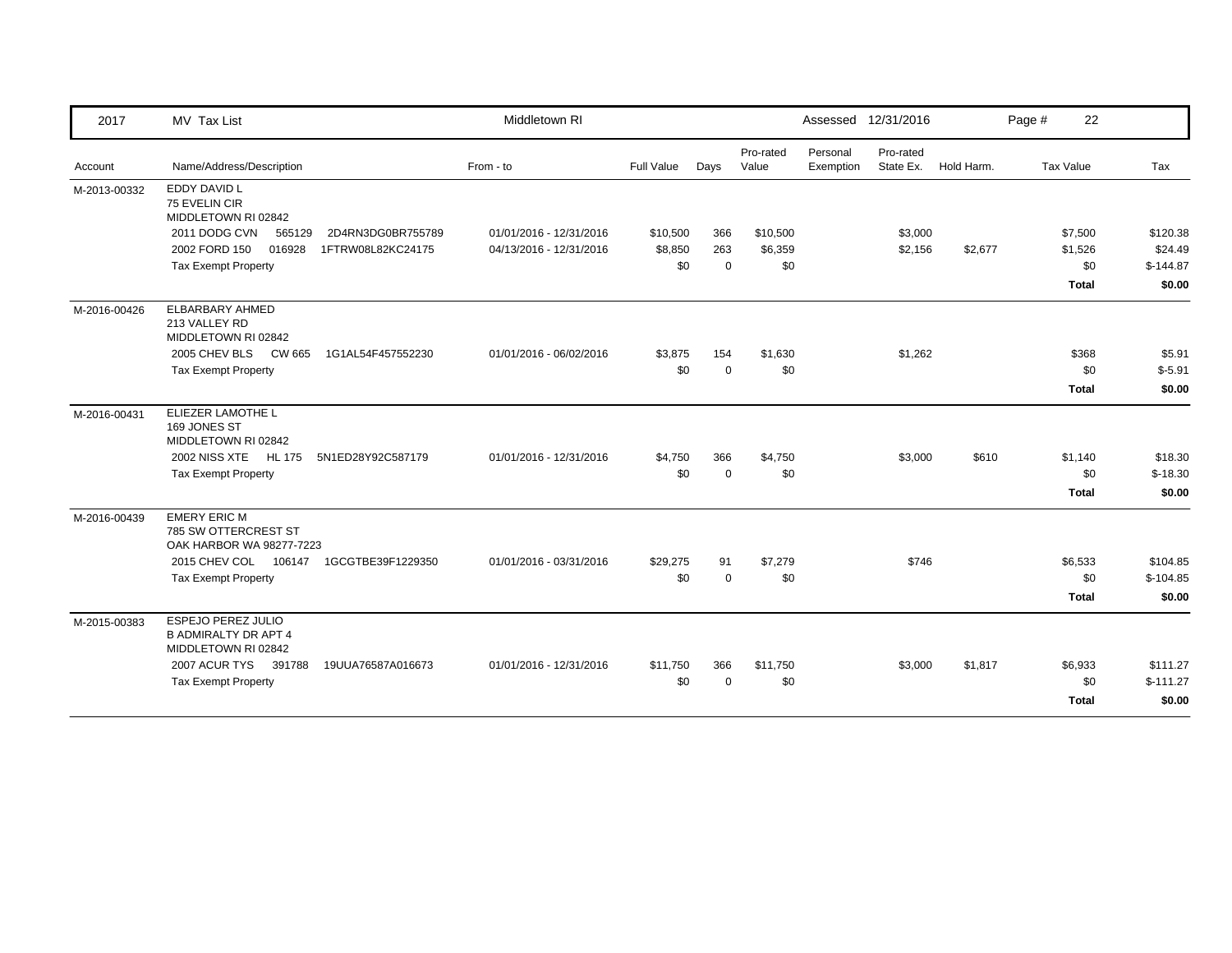| 2017 | MV Tax List | Middletown RI | | | | | Assessed 12/31/2016 | | | Page # 22 |
|---|---|---|---|---|---|---|---|---|---|---|
| Account | Name/Address/Description | From - to | Full Value | Days | Pro-rated Value | Personal Exemption | Pro-rated State Ex. | Hold Harm. | Tax Value | Tax |
| M-2013-00332 | EDDY DAVID L<br>75 EVELIN CIR<br>MIDDLETOWN RI 02842 | | | | | | | | | |
| | 2011 DODG CVN 565129 2D4RN3DG0BR755789 | 01/01/2016 - 12/31/2016 | $10,500 | 366 | $10,500 | | $3,000 | | $7,500 | $120.38 |
| | 2002 FORD 150 016928 1FTRW08L82KC24175 | 04/13/2016 - 12/31/2016 | $8,850 | 263 | $6,359 | | $2,156 | $2,677 | $1,526 | $24.49 |
| | Tax Exempt Property | | $0 | 0 | $0 | | | | $0 | $-144.87 |
| | | | | | | | | | **Total** | **$0.00** |
| M-2016-00426 | ELBARBARY AHMED<br>213 VALLEY RD<br>MIDDLETOWN RI 02842 | | | | | | | | | |
| | 2005 CHEV BLS CW 665 1G1AL54F457552230 | 01/01/2016 - 06/02/2016 | $3,875 | 154 | $1,630 | | $1,262 | | $368 | $5.91 |
| | Tax Exempt Property | | $0 | 0 | $0 | | | | $0 | $-5.91 |
| | | | | | | | | | **Total** | **$0.00** |
| M-2016-00431 | ELIEZER LAMOTHE L<br>169 JONES ST<br>MIDDLETOWN RI 02842 | | | | | | | | | |
| | 2002 NISS XTE HL 175 5N1ED28Y92C587179 | 01/01/2016 - 12/31/2016 | $4,750 | 366 | $4,750 | | $3,000 | $610 | $1,140 | $18.30 |
| | Tax Exempt Property | | $0 | 0 | $0 | | | | $0 | $-18.30 |
| | | | | | | | | | **Total** | **$0.00** |
| M-2016-00439 | EMERY ERIC M<br>785 SW OTTERCREST ST<br>OAK HARBOR WA 98277-7223 | | | | | | | | | |
| | 2015 CHEV COL 106147 1GCGTBE39F1229350 | 01/01/2016 - 03/31/2016 | $29,275 | 91 | $7,279 | | $746 | | $6,533 | $104.85 |
| | Tax Exempt Property | | $0 | 0 | $0 | | | | $0 | $-104.85 |
| | | | | | | | | | **Total** | **$0.00** |
| M-2015-00383 | ESPEJO PEREZ JULIO<br>B ADMIRALTY DR APT 4<br>MIDDLETOWN RI 02842 | | | | | | | | | |
| | 2007 ACUR TYS 391788 19UUA76587A016673 | 01/01/2016 - 12/31/2016 | $11,750 | 366 | $11,750 | | $3,000 | $1,817 | $6,933 | $111.27 |
| | Tax Exempt Property | | $0 | 0 | $0 | | | | $0 | $-111.27 |
| | | | | | | | | | **Total** | **$0.00** |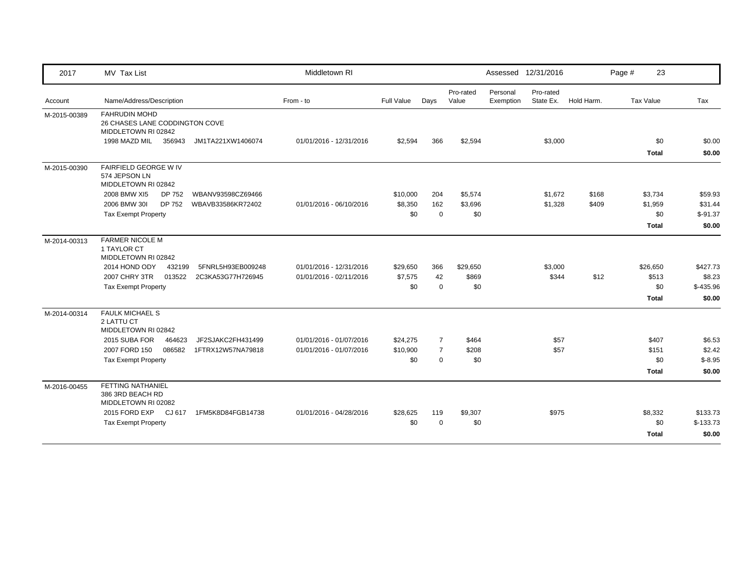| 2017 | MV Tax List | Middletown RI | | | | Assessed 12/31/2016 | | | Page # 23 | |
|---|---|---|---|---|---|---|---|---|---|---|
| Account | Name/Address/Description | From - to | Full Value | Days | Pro-rated Value | Personal Exemption | Pro-rated State Ex. | Hold Harm. | Tax Value | Tax |
| M-2015-00389 | FAHRUDIN MOHD<br>26 CHASES LANE CODDINGTON COVE<br>MIDDLETOWN RI 02842 | | | | | | | | | |
| | 1998 MAZD MIL 356943 JM1TA221XW1406074 | 01/01/2016 - 12/31/2016 | $2,594 | 366 | $2,594 | | $3,000 | | $0 | $0.00 |
| | | | | | | | | | **Total** | **$0.00** |
| M-2015-00390 | FAIRFIELD GEORGE W IV<br>574 JEPSON LN<br>MIDDLETOWN RI 02842 | | | | | | | | | |
| | 2008 BMW XI5 DP 752 WBANV93598CZ69466 | | $10,000 | 204 | $5,574 | | $1,672 | $168 | $3,734 | $59.93 |
| | 2006 BMW 30I DP 752 WBAVB33586KR72402 | 01/01/2016 - 06/10/2016 | $8,350 | 162 | $3,696 | | $1,328 | $409 | $1,959 | $31.44 |
| | Tax Exempt Property | | $0 | 0 | $0 | | | | $0 | $-91.37 |
| | | | | | | | | | **Total** | **$0.00** |
| M-2014-00313 | FARMER NICOLE M<br>1 TAYLOR CT<br>MIDDLETOWN RI 02842 | | | | | | | | | |
| | 2014 HOND ODY 432199 5FNRL5H93EB009248 | 01/01/2016 - 12/31/2016 | $29,650 | 366 | $29,650 | | $3,000 | | $26,650 | $427.73 |
| | 2007 CHRY 3TR 013522 2C3KA53G77H726945 | 01/01/2016 - 02/11/2016 | $7,575 | 42 | $869 | | $344 | $12 | $513 | $8.23 |
| | Tax Exempt Property | | $0 | 0 | $0 | | | | $0 | $-435.96 |
| | | | | | | | | | **Total** | **$0.00** |
| M-2014-00314 | FAULK MICHAEL S<br>2 LATTU CT<br>MIDDLETOWN RI 02842 | | | | | | | | | |
| | 2015 SUBA FOR 464623 JF2SJAKC2FH431499 | 01/01/2016 - 01/07/2016 | $24,275 | 7 | $464 | | $57 | | $407 | $6.53 |
| | 2007 FORD 150 086582 1FTRX12W57NA79818 | 01/01/2016 - 01/07/2016 | $10,900 | 7 | $208 | | $57 | | $151 | $2.42 |
| | Tax Exempt Property | | $0 | 0 | $0 | | | | $0 | $-8.95 |
| | | | | | | | | | **Total** | **$0.00** |
| M-2016-00455 | FETTING NATHANIEL<br>386 3RD BEACH RD<br>MIDDLETOWN RI 02082 | | | | | | | | | |
| | 2015 FORD EXP CJ 617 1FM5K8D84FGB14738 | 01/01/2016 - 04/28/2016 | $28,625 | 119 | $9,307 | | $975 | | $8,332 | $133.73 |
| | Tax Exempt Property | | $0 | 0 | $0 | | | | $0 | $-133.73 |
| | | | | | | | | | **Total** | **$0.00** |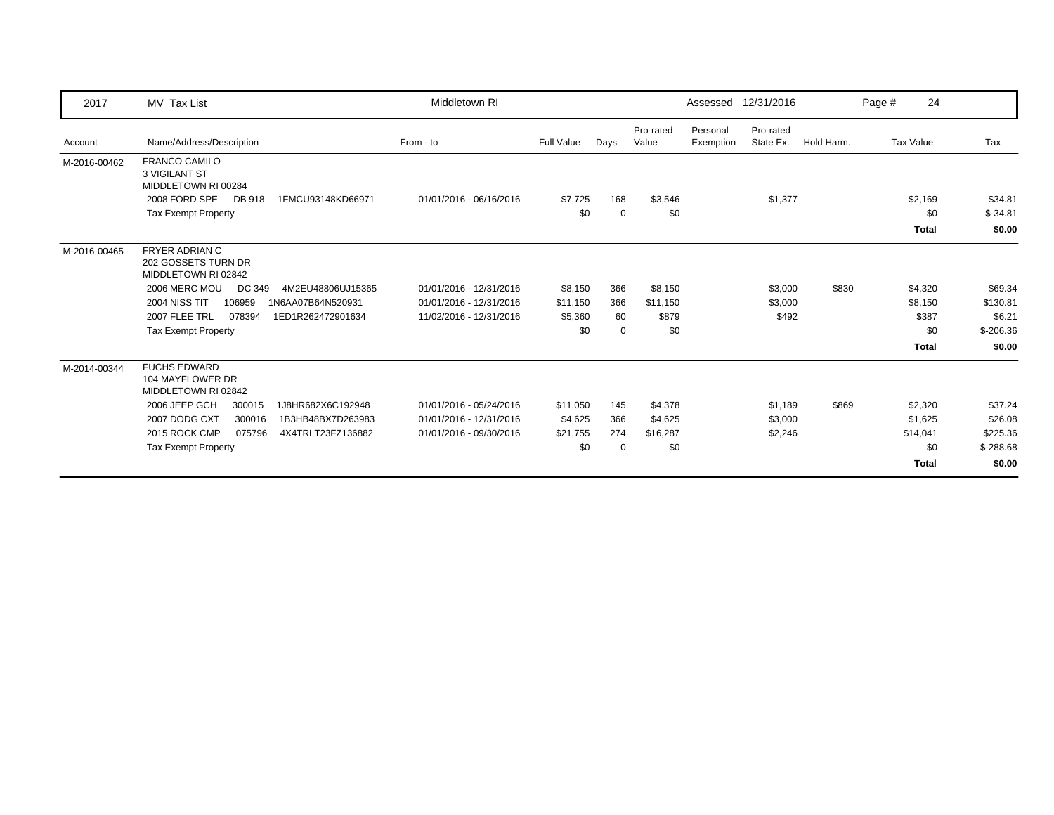| 2017 | MV Tax List | Middletown RI | | | | Assessed 12/31/2016 | | | Page # 24 | |
|---|---|---|---|---|---|---|---|---|---|---|
| Account | Name/Address/Description | From - to | Full Value | Days | Pro-rated Value | Personal Exemption | Pro-rated State Ex. | Hold Harm. | Tax Value | Tax |
| M-2016-00462 | FRANCO CAMILO<br>3 VIGILANT ST<br>MIDDLETOWN RI 00284 | | | | | | | | | |
| | 2008 FORD SPE DB 918 1FMCU93148KD66971 | 01/01/2016 - 06/16/2016 | $7,725 | 168 | $3,546 | | $1,377 | | $2,169 | $34.81 |
| | Tax Exempt Property | | $0 | 0 | $0 | | | | $0 | $-34.81 |
| | | | | | | | | | **Total** | **$0.00** |
| M-2016-00465 | FRYER ADRIAN C<br>202 GOSSETS TURN DR<br>MIDDLETOWN RI 02842 | | | | | | | | | |
| | 2006 MERC MOU DC 349 4M2EU48806UJ15365 | 01/01/2016 - 12/31/2016 | $8,150 | 366 | $8,150 | | $3,000 | $830 | $4,320 | $69.34 |
| | 2004 NISS TIT 106959 1N6AA07B64N520931 | 01/01/2016 - 12/31/2016 | $11,150 | 366 | $11,150 | | $3,000 | | $8,150 | $130.81 |
| | 2007 FLEE TRL 078394 1ED1R262472901634 | 11/02/2016 - 12/31/2016 | $5,360 | 60 | $879 | | $492 | | $387 | $6.21 |
| | Tax Exempt Property | | $0 | 0 | $0 | | | | $0 | $-206.36 |
| | | | | | | | | | **Total** | **$0.00** |
| M-2014-00344 | FUCHS EDWARD<br>104 MAYFLOWER DR<br>MIDDLETOWN RI 02842 | | | | | | | | | |
| | 2006 JEEP GCH 300015 1J8HR682X6C192948 | 01/01/2016 - 05/24/2016 | $11,050 | 145 | $4,378 | | $1,189 | $869 | $2,320 | $37.24 |
| | 2007 DODG CXT 300016 1B3HB48BX7D263983 | 01/01/2016 - 12/31/2016 | $4,625 | 366 | $4,625 | | $3,000 | | $1,625 | $26.08 |
| | 2015 ROCK CMP 075796 4X4TRLT23FZ136882 | 01/01/2016 - 09/30/2016 | $21,755 | 274 | $16,287 | | $2,246 | | $14,041 | $225.36 |
| | Tax Exempt Property | | $0 | 0 | $0 | | | | $0 | $-288.68 |
| | | | | | | | | | **Total** | **$0.00** |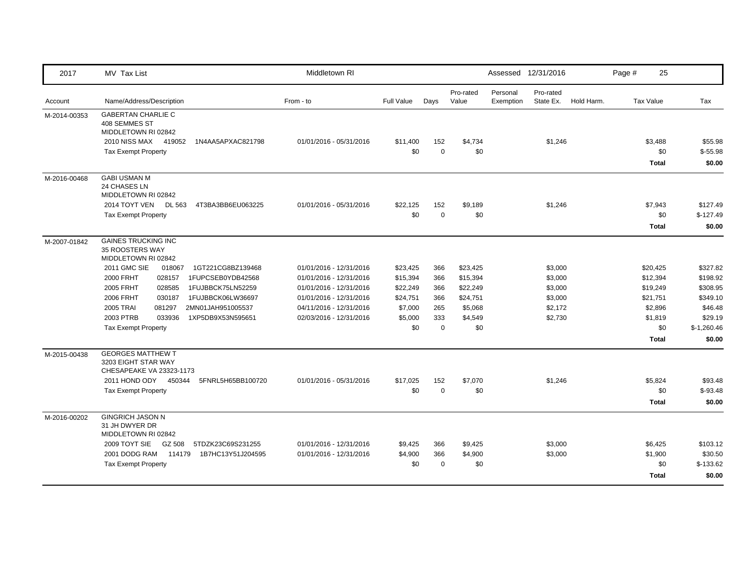| 2017 | MV Tax List | Middletown RI | | | | Assessed 12/31/2016 | | | | |
|---|---|---|---|---|---|---|---|---|---|---|
| **Account** | **Name/Address/Description** | **From - to** | **Full Value** | **Days** | **Pro-rated Value** | **Personal Exemption** | **Pro-rated State Ex.** | **Hold Harm.** | **Tax Value** | **Tax** |
| M-2014-00353 | GABERTAN CHARLIE C<br>408 SEMMES ST<br>MIDDLETOWN RI 02842 | | | | | | | | | |
| | 2010 NISS MAX 419052 1N4AA5APXAC821798 | 01/01/2016 - 05/31/2016 | $11,400 | 152 | $4,734 | | $1,246 | | $3,488 | $55.98 |
| | Tax Exempt Property | | $0 | 0 | $0 | | | | $0 | $-55.98 |
| | | | | | | | | | **Total** | **$0.00** |
| M-2016-00468 | GABI USMAN M<br>24 CHASES LN<br>MIDDLETOWN RI 02842 | | | | | | | | | |
| | 2014 TOYT VEN DL 563 4T3BA3BB6EU063225 | 01/01/2016 - 05/31/2016 | $22,125 | 152 | $9,189 | | $1,246 | | $7,943 | $127.49 |
| | Tax Exempt Property | | $0 | 0 | $0 | | | | $0 | $-127.49 |
| | | | | | | | | | **Total** | **$0.00** |
| M-2007-01842 | GAINES TRUCKING INC<br>35 ROOSTERS WAY<br>MIDDLETOWN RI 02842 | | | | | | | | | |
| | 2011 GMC SIE 018067 1GT221CG8BZ139468 | 01/01/2016 - 12/31/2016 | $23,425 | 366 | $23,425 | | $3,000 | | $20,425 | $327.82 |
| | 2000 FRHT 028157 1FUPCSEB0YDB42568 | 01/01/2016 - 12/31/2016 | $15,394 | 366 | $15,394 | | $3,000 | | $12,394 | $198.92 |
| | 2005 FRHT 028585 1FUJBBCK75LN52259 | 01/01/2016 - 12/31/2016 | $22,249 | 366 | $22,249 | | $3,000 | | $19,249 | $308.95 |
| | 2006 FRHT 030187 1FUJBBCK06LW36697 | 01/01/2016 - 12/31/2016 | $24,751 | 366 | $24,751 | | $3,000 | | $21,751 | $349.10 |
| | 2005 TRAI 081297 2MN01JAH951005537 | 04/11/2016 - 12/31/2016 | $7,000 | 265 | $5,068 | | $2,172 | | $2,896 | $46.48 |
| | 2003 PTRB 033936 1XP5DB9X53N595651 | 02/03/2016 - 12/31/2016 | $5,000 | 333 | $4,549 | | $2,730 | | $1,819 | $29.19 |
| | Tax Exempt Property | | $0 | 0 | $0 | | | | $0 | $-1,260.46 |
| | | | | | | | | | **Total** | **$0.00** |
| M-2015-00438 | GEORGES MATTHEW T<br>3203 EIGHT STAR WAY<br>CHESAPEAKE VA 23323-1173 | | | | | | | | | |
| | 2011 HOND ODY 450344 5FNRL5H65BB100720 | 01/01/2016 - 05/31/2016 | $17,025 | 152 | $7,070 | | $1,246 | | $5,824 | $93.48 |
| | Tax Exempt Property | | $0 | 0 | $0 | | | | $0 | $-93.48 |
| | | | | | | | | | **Total** | **$0.00** |
| M-2016-00202 | GINGRICH JASON N<br>31 JH DWYER DR<br>MIDDLETOWN RI 02842 | | | | | | | | | |
| | 2009 TOYT SIE GZ 508 5TDZK23C69S231255 | 01/01/2016 - 12/31/2016 | $9,425 | 366 | $9,425 | | $3,000 | | $6,425 | $103.12 |
| | 2001 DODG RAM 114179 1B7HC13Y51J204595 | 01/01/2016 - 12/31/2016 | $4,900 | 366 | $4,900 | | $3,000 | | $1,900 | $30.50 |
| | Tax Exempt Property | | $0 | 0 | $0 | | | | $0 | $-133.62 |
| | | | | | | | | | **Total** | **$0.00** |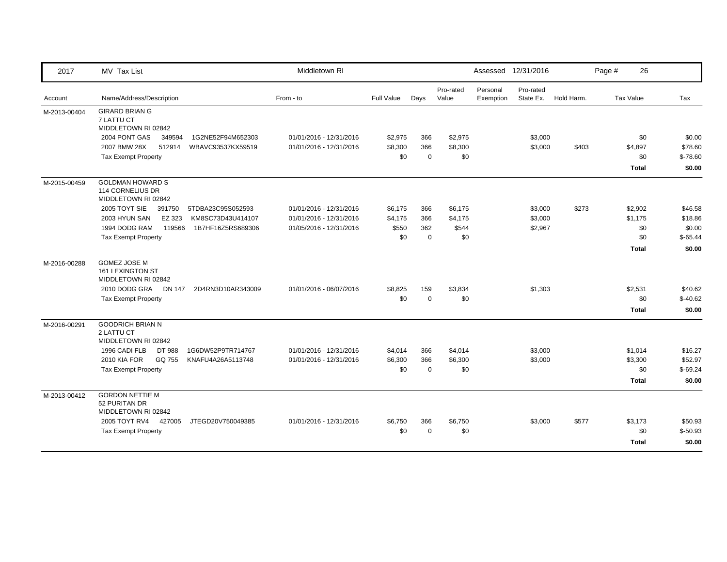| 2017 | MV Tax List | Middletown RI | | | | Assessed 12/31/2016 | | | Page # 26 | |
|---|---|---|---|---|---|---|---|---|---|---|
| Account | Name/Address/Description | From - to | Full Value | Days | Pro-rated Value | Personal Exemption | Pro-rated State Ex. | Hold Harm. | Tax Value | Tax |
| M-2013-00404 | GIRARD BRIAN G<br>7 LATTU CT<br>MIDDLETOWN RI 02842 | | | | | | | | | |
| | 2004 PONT GAS 349594 1G2NE52F94M652303 | 01/01/2016 - 12/31/2016 | $2,975 | 366 | $2,975 | | $3,000 | | $0 | $0.00 |
| | 2007 BMW 28X 512914 WBAVC93537KX59519 | 01/01/2016 - 12/31/2016 | $8,300 | 366 | $8,300 | | $3,000 | $403 | $4,897 | $78.60 |
| | Tax Exempt Property | | $0 | 0 | $0 | | | | $0 | $-78.60 |
| | | | | | | | | | **Total** | **$0.00** |
| M-2015-00459 | GOLDMAN HOWARD S<br>114 CORNELIUS DR<br>MIDDLETOWN RI 02842 | | | | | | | | | |
| | 2005 TOYT SIE 391750 5TDBA23C95S052593 | 01/01/2016 - 12/31/2016 | $6,175 | 366 | $6,175 | | $3,000 | $273 | $2,902 | $46.58 |
| | 2003 HYUN SAN EZ 323 KM8SC73D43U414107 | 01/01/2016 - 12/31/2016 | $4,175 | 366 | $4,175 | | $3,000 | | $1,175 | $18.86 |
| | 1994 DODG RAM 119566 1B7HF16Z5RS689306 | 01/05/2016 - 12/31/2016 | $550 | 362 | $544 | | $2,967 | | $0 | $0.00 |
| | Tax Exempt Property | | $0 | 0 | $0 | | | | $0 | $-65.44 |
| | | | | | | | | | **Total** | **$0.00** |
| M-2016-00288 | GOMEZ JOSE M<br>161 LEXINGTON ST<br>MIDDLETOWN RI 02842 | | | | | | | | | |
| | 2010 DODG GRA DN 147 2D4RN3D10AR343009 | 01/01/2016 - 06/07/2016 | $8,825 | 159 | $3,834 | | $1,303 | | $2,531 | $40.62 |
| | Tax Exempt Property | | $0 | 0 | $0 | | | | $0 | $-40.62 |
| | | | | | | | | | **Total** | **$0.00** |
| M-2016-00291 | GOODRICH BRIAN N<br>2 LATTU CT<br>MIDDLETOWN RI 02842 | | | | | | | | | |
| | 1996 CADI FLB DT 988 1G6DW52P9TR714767 | 01/01/2016 - 12/31/2016 | $4,014 | 366 | $4,014 | | $3,000 | | $1,014 | $16.27 |
| | 2010 KIA FOR GQ 755 KNAFU4A26A5113748 | 01/01/2016 - 12/31/2016 | $6,300 | 366 | $6,300 | | $3,000 | | $3,300 | $52.97 |
| | Tax Exempt Property | | $0 | 0 | $0 | | | | $0 | $-69.24 |
| | | | | | | | | | **Total** | **$0.00** |
| M-2013-00412 | GORDON NETTIE M<br>52 PURITAN DR<br>MIDDLETOWN RI 02842 | | | | | | | | | |
| | 2005 TOYT RV4 427005 JTEGD20V750049385 | 01/01/2016 - 12/31/2016 | $6,750 | 366 | $6,750 | | $3,000 | $577 | $3,173 | $50.93 |
| | Tax Exempt Property | | $0 | 0 | $0 | | | | $0 | $-50.93 |
| | | | | | | | | | **Total** | **$0.00** |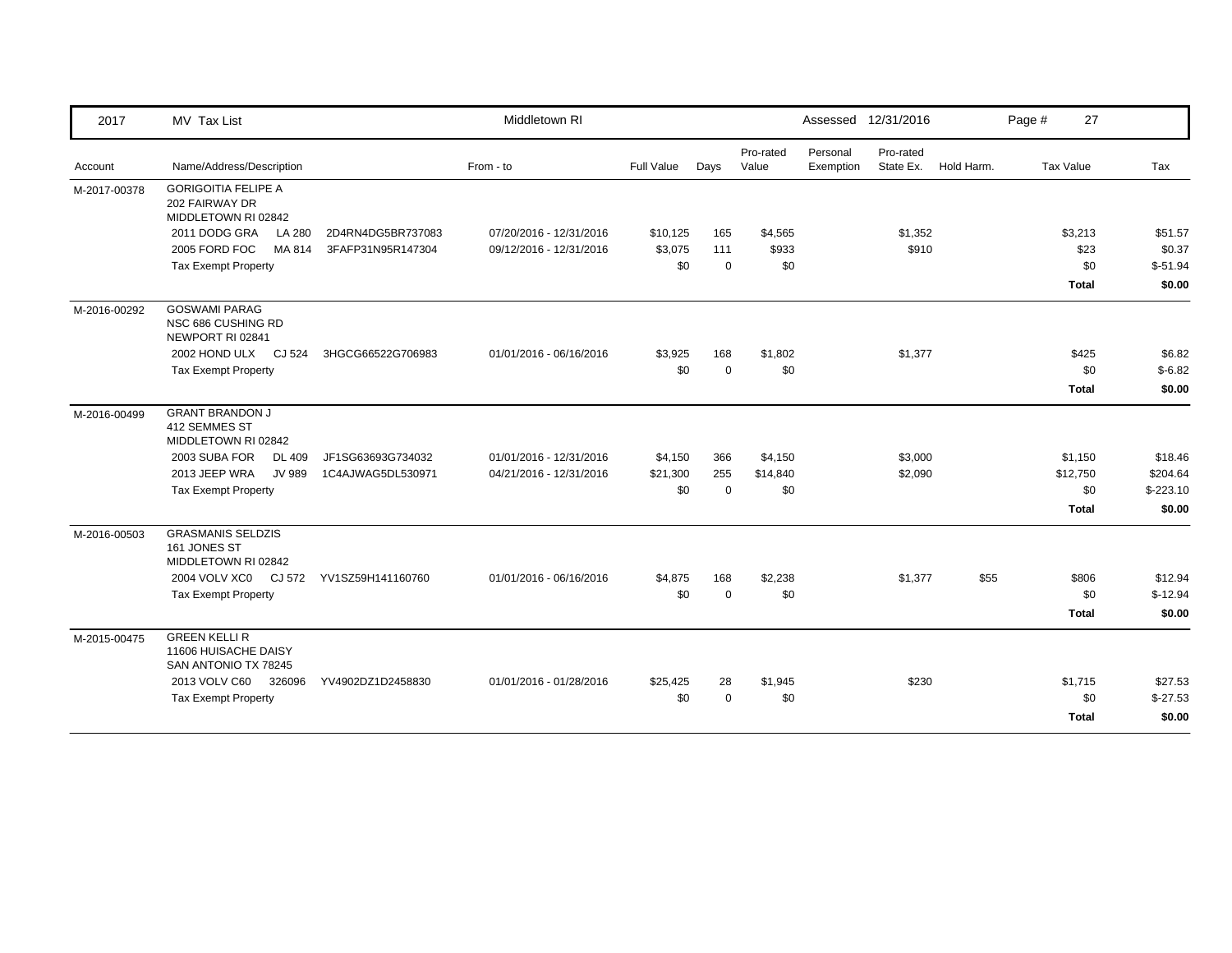| 2017 | MV Tax List | | Middletown RI | | | | | Assessed 12/31/2016 | | | |
|---|---|---|---|---|---|---|---|---|---|---|---|
| Account | Name/Address/Description | | From - to | Full Value | Days | Pro-rated Value | Personal Exemption | Pro-rated State Ex. | Hold Harm. | Tax Value | Tax |
| M-2017-00378 | GORIGOITIA FELIPE A<br>202 FAIRWAY DR<br>MIDDLETOWN RI 02842 | | | | | | | | | | |
| | 2011 DODG GRA LA 280 | 2D4RN4DG5BR737083 | 07/20/2016 - 12/31/2016 | $10,125 | 165 | $4,565 | | $1,352 | | $3,213 | $51.57 |
| | 2005 FORD FOC MA 814 | 3FAFP31N95R147304 | 09/12/2016 - 12/31/2016 | $3,075 | 111 | $933 | | $910 | | $23 | $0.37 |
| | Tax Exempt Property | | | $0 | 0 | $0 | | | | $0 | $-51.94 |
| | | | | | | | | | | **Total** | **$0.00** |
| M-2016-00292 | GOSWAMI PARAG<br>NSC 686 CUSHING RD<br>NEWPORT RI 02841 | | | | | | | | | | |
| | 2002 HOND ULX CJ 524 | 3HGCG66522G706983 | 01/01/2016 - 06/16/2016 | $3,925 | 168 | $1,802 | | $1,377 | | $425 | $6.82 |
| | Tax Exempt Property | | | $0 | 0 | $0 | | | | $0 | $-6.82 |
| | | | | | | | | | | **Total** | **$0.00** |
| M-2016-00499 | GRANT BRANDON J<br>412 SEMMES ST<br>MIDDLETOWN RI 02842 | | | | | | | | | | |
| | 2003 SUBA FOR DL 409 | JF1SG63693G734032 | 01/01/2016 - 12/31/2016 | $4,150 | 366 | $4,150 | | $3,000 | | $1,150 | $18.46 |
| | 2013 JEEP WRA JV 989 | 1C4AJWAG5DL530971 | 04/21/2016 - 12/31/2016 | $21,300 | 255 | $14,840 | | $2,090 | | $12,750 | $204.64 |
| | Tax Exempt Property | | | $0 | 0 | $0 | | | | $0 | $-223.10 |
| | | | | | | | | | | **Total** | **$0.00** |
| M-2016-00503 | GRASMANIS SELDZIS<br>161 JONES ST<br>MIDDLETOWN RI 02842 | | | | | | | | | | |
| | 2004 VOLV XC0 CJ 572 | YV1SZ59H141160760 | 01/01/2016 - 06/16/2016 | $4,875 | 168 | $2,238 | | $1,377 | $55 | $806 | $12.94 |
| | Tax Exempt Property | | | $0 | 0 | $0 | | | | $0 | $-12.94 |
| | | | | | | | | | | **Total** | **$0.00** |
| M-2015-00475 | GREEN KELLI R<br>11606 HUISACHE DAISY<br>SAN ANTONIO TX 78245 | | | | | | | | | | |
| | 2013 VOLV C60 326096 | YV4902DZ1D2458830 | 01/01/2016 - 01/28/2016 | $25,425 | 28 | $1,945 | | $230 | | $1,715 | $27.53 |
| | Tax Exempt Property | | | $0 | 0 | $0 | | | | $0 | $-27.53 |
| | | | | | | | | | | **Total** | **$0.00** |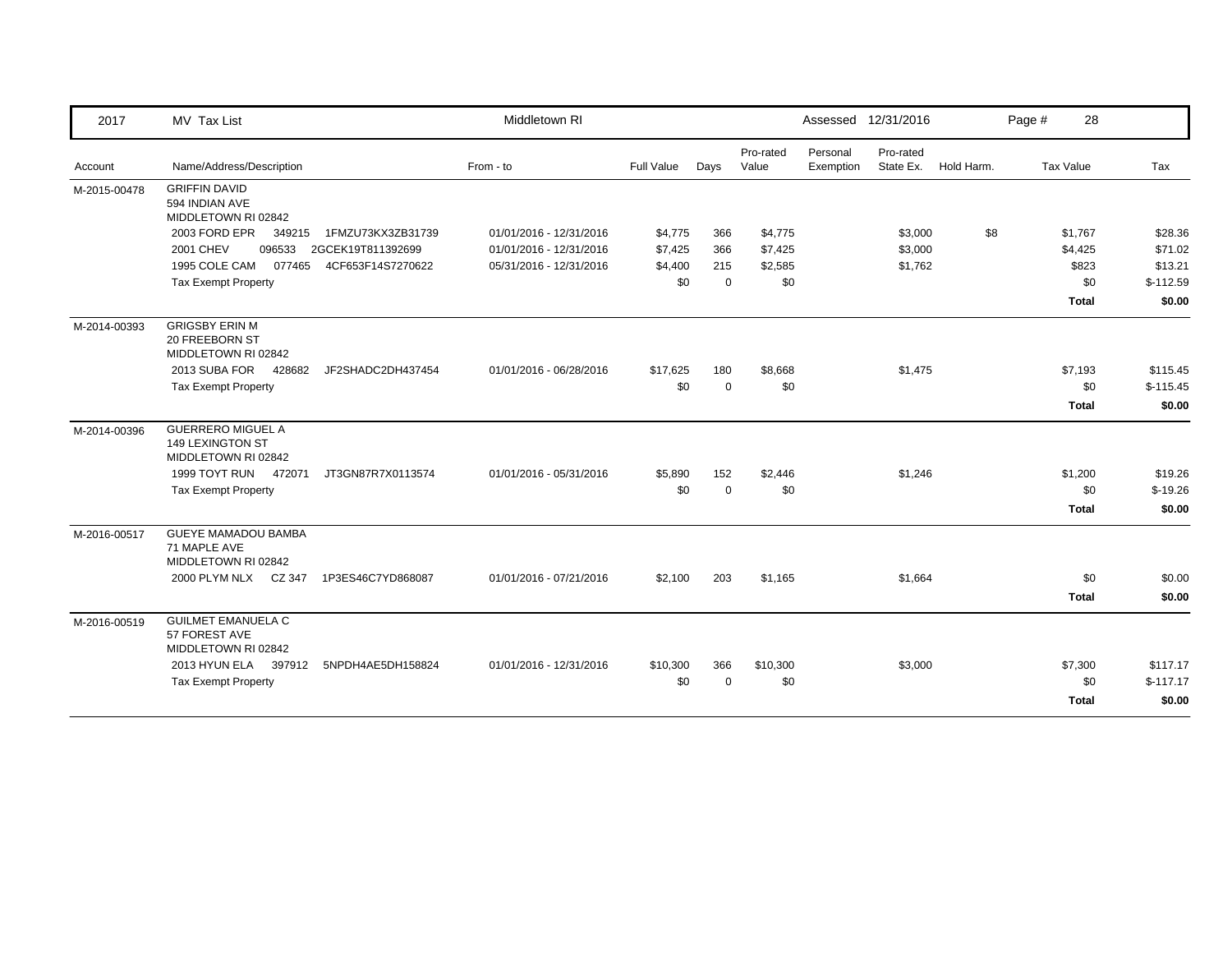| 2017 | MV Tax List | Middletown RI | | | | Assessed 12/31/2016 | | | Page # 28 | |
|---|---|---|---|---|---|---|---|---|---|---|
| Account | Name/Address/Description | From - to | Full Value | Days | Pro-rated Value | Personal Exemption | Pro-rated State Ex. | Hold Harm. | Tax Value | Tax |
| M-2015-00478 | GRIFFIN DAVID<br>594 INDIAN AVE<br>MIDDLETOWN RI 02842 | | | | | | | | | |
| | 2003 FORD EPR 349215 1FMZU73KX3ZB31739 | 01/01/2016 - 12/31/2016 | $4,775 | 366 | $4,775 | | $3,000 | $8 | $1,767 | $28.36 |
| | 2001 CHEV 096533 2GCEK19T811392699 | 01/01/2016 - 12/31/2016 | $7,425 | 366 | $7,425 | | $3,000 | | $4,425 | $71.02 |
| | 1995 COLE CAM 077465 4CF653F14S7270622 | 05/31/2016 - 12/31/2016 | $4,400 | 215 | $2,585 | | $1,762 | | $823 | $13.21 |
| | Tax Exempt Property | | $0 | 0 | $0 | | | | $0 | $-112.59 |
| | | | | | | | | | **Total** | **$0.00** |
| M-2014-00393 | GRIGSBY ERIN M<br>20 FREEBORN ST<br>MIDDLETOWN RI 02842 | | | | | | | | | |
| | 2013 SUBA FOR 428682 JF2SHADC2DH437454 | 01/01/2016 - 06/28/2016 | $17,625 | 180 | $8,668 | | $1,475 | | $7,193 | $115.45 |
| | Tax Exempt Property | | $0 | 0 | $0 | | | | $0 | $-115.45 |
| | | | | | | | | | **Total** | **$0.00** |
| M-2014-00396 | GUERRERO MIGUEL A<br>149 LEXINGTON ST<br>MIDDLETOWN RI 02842 | | | | | | | | | |
| | 1999 TOYT RUN 472071 JT3GN87R7X0113574 | 01/01/2016 - 05/31/2016 | $5,890 | 152 | $2,446 | | $1,246 | | $1,200 | $19.26 |
| | Tax Exempt Property | | $0 | 0 | $0 | | | | $0 | $-19.26 |
| | | | | | | | | | **Total** | **$0.00** |
| M-2016-00517 | GUEYE MAMADOU BAMBA<br>71 MAPLE AVE<br>MIDDLETOWN RI 02842 | | | | | | | | | |
| | 2000 PLYM NLX CZ 347 1P3ES46C7YD868087 | 01/01/2016 - 07/21/2016 | $2,100 | 203 | $1,165 | | $1,664 | | $0 | $0.00 |
| | | | | | | | | | **Total** | **$0.00** |
| M-2016-00519 | GUILMET EMANUELA C<br>57 FOREST AVE<br>MIDDLETOWN RI 02842 | | | | | | | | | |
| | 2013 HYUN ELA 397912 5NPDH4AE5DH158824 | 01/01/2016 - 12/31/2016 | $10,300 | 366 | $10,300 | | $3,000 | | $7,300 | $117.17 |
| | Tax Exempt Property | | $0 | 0 | $0 | | | | $0 | $-117.17 |
| | | | | | | | | | **Total** | **$0.00** |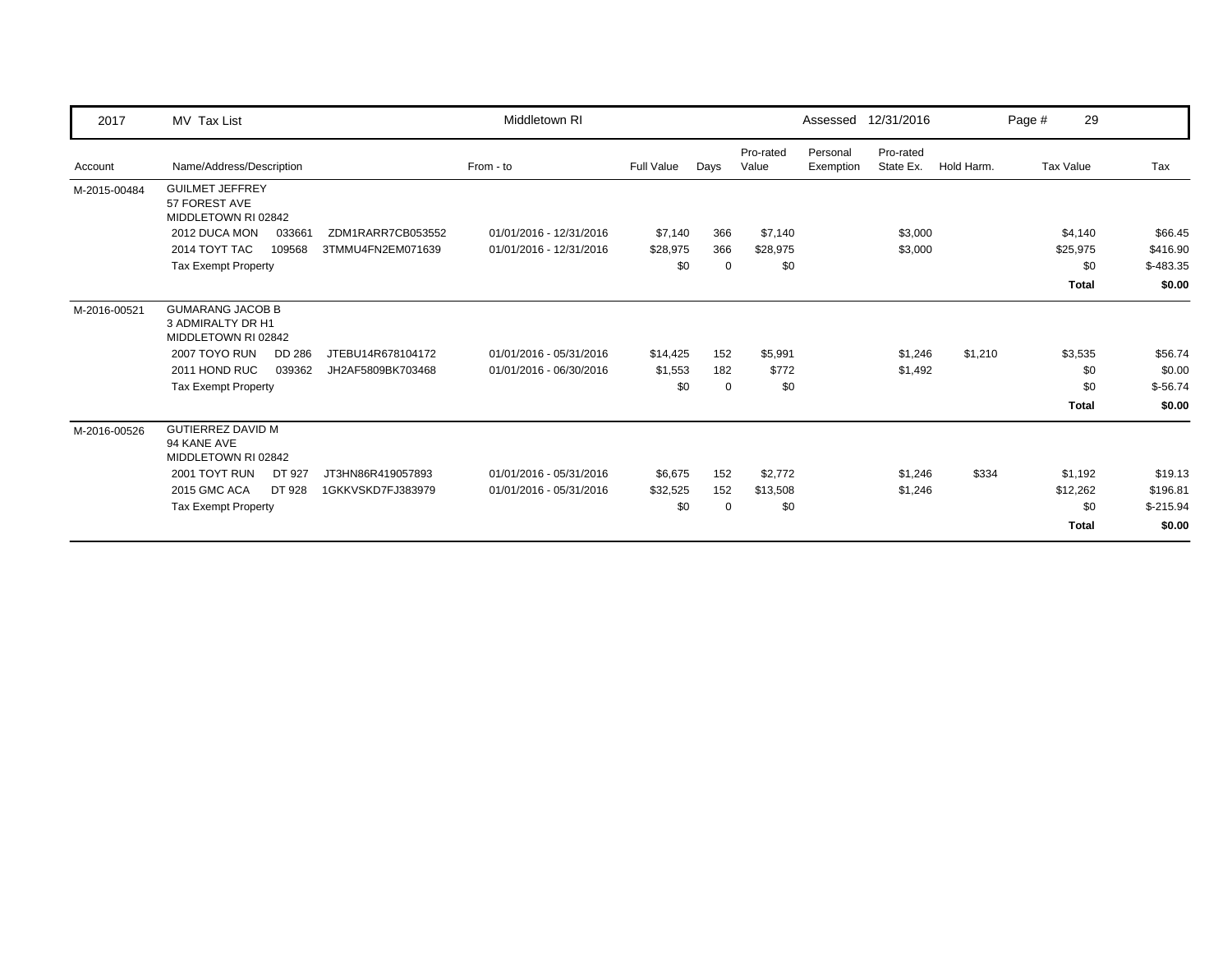| 2017 | MV Tax List | | | Middletown RI | | | | | Assessed 12/31/2016 | | | Page # 29 | |
|---|---|---|---|---|---|---|---|---|---|---|---|---|---|
| Account | Name/Address/Description | | | From - to | Full Value | Days | Pro-rated Value | Personal Exemption | Pro-rated State Ex. | Hold Harm. | Tax Value | Tax |
| M-2015-00484 | GUILMET JEFFREY<br>57 FOREST AVE<br>MIDDLETOWN RI 02842 | | | | | | | | | | | |
| | 2012 DUCA MON | 033661 | ZDM1RARR7CB053552 | 01/01/2016 - 12/31/2016 | $7,140 | 366 | $7,140 | | $3,000 | | $4,140 | $66.45 |
| | 2014 TOYT TAC | 109568 | 3TMMU4FN2EM071639 | 01/01/2016 - 12/31/2016 | $28,975 | 366 | $28,975 | | $3,000 | | $25,975 | $416.90 |
| | Tax Exempt Property | | | | $0 | 0 | $0 | | | | $0 | $-483.35 |
| | | | | | | | | | | | **Total** | **$0.00** |
| M-2016-00521 | GUMARANG JACOB B<br>3 ADMIRALTY DR H1<br>MIDDLETOWN RI 02842 | | | | | | | | | | | |
| | 2007 TOYO RUN | DD 286 | JTEBU14R678104172 | 01/01/2016 - 05/31/2016 | $14,425 | 152 | $5,991 | | $1,246 | $1,210 | $3,535 | $56.74 |
| | 2011 HOND RUC | 039362 | JH2AF5809BK703468 | 01/01/2016 - 06/30/2016 | $1,553 | 182 | $772 | | $1,492 | | $0 | $0.00 |
| | Tax Exempt Property | | | | $0 | 0 | $0 | | | | $0 | $-56.74 |
| | | | | | | | | | | | **Total** | **$0.00** |
| M-2016-00526 | GUTIERREZ DAVID M<br>94 KANE AVE<br>MIDDLETOWN RI 02842 | | | | | | | | | | | |
| | 2001 TOYT RUN | DT 927 | JT3HN86R419057893 | 01/01/2016 - 05/31/2016 | $6,675 | 152 | $2,772 | | $1,246 | $334 | $1,192 | $19.13 |
| | 2015 GMC ACA | DT 928 | 1GKKVSKD7FJ383979 | 01/01/2016 - 05/31/2016 | $32,525 | 152 | $13,508 | | $1,246 | | $12,262 | $196.81 |
| | Tax Exempt Property | | | | $0 | 0 | $0 | | | | $0 | $-215.94 |
| | | | | | | | | | | | **Total** | **$0.00** |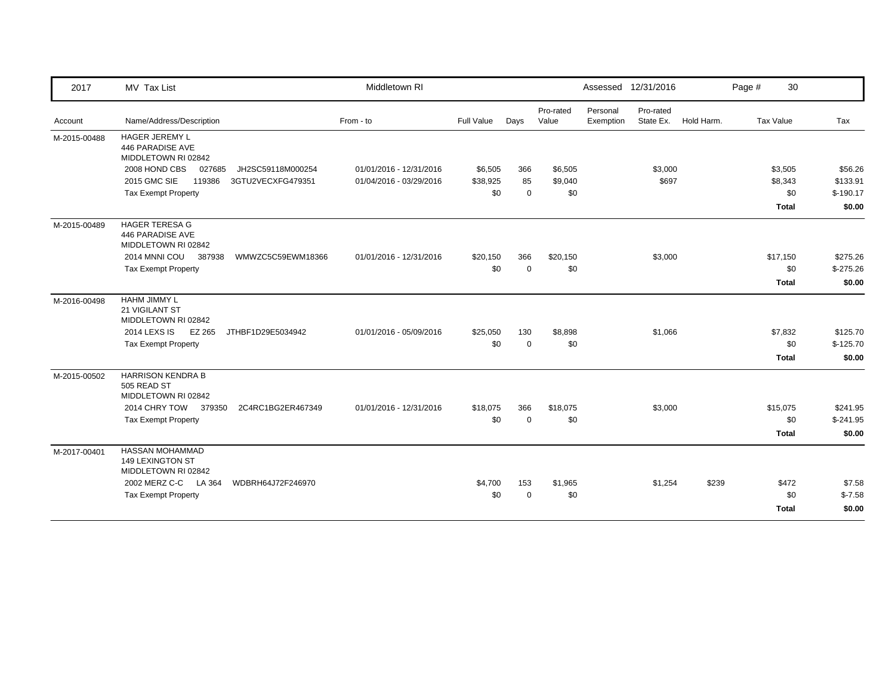| 2017 | MV Tax List | Middletown RI | | | | Assessed 12/31/2016 | | | Page # 30 | |
|---|---|---|---|---|---|---|---|---|---|---|
| Account | Name/Address/Description | From - to | Full Value | Days | Pro-rated Value | Personal Exemption | Pro-rated State Ex. | Hold Harm. | Tax Value | Tax |
| M-2015-00488 | HAGER JEREMY L<br>446 PARADISE AVE<br>MIDDLETOWN RI 02842 | | | | | | | | | |
| | 2008 HOND CBS 027685 JH2SC59118M000254 | 01/01/2016 - 12/31/2016 | $6,505 | 366 | $6,505 | | $3,000 | | $3,505 | $56.26 |
| | 2015 GMC SIE 119386 3GTU2VECXFG479351 | 01/04/2016 - 03/29/2016 | $38,925 | 85 | $9,040 | | $697 | | $8,343 | $133.91 |
| | Tax Exempt Property | | $0 | 0 | $0 | | | | $0 | $-190.17 |
| | | | | | | | | | **Total** | **$0.00** |
| M-2015-00489 | HAGER TERESA G<br>446 PARADISE AVE<br>MIDDLETOWN RI 02842 | | | | | | | | | |
| | 2014 MNNI COU 387938 WMWZC5C59EWM18366 | 01/01/2016 - 12/31/2016 | $20,150 | 366 | $20,150 | | $3,000 | | $17,150 | $275.26 |
| | Tax Exempt Property | | $0 | 0 | $0 | | | | $0 | $-275.26 |
| | | | | | | | | | **Total** | **$0.00** |
| M-2016-00498 | HAHM JIMMY L<br>21 VIGILANT ST<br>MIDDLETOWN RI 02842 | | | | | | | | | |
| | 2014 LEXS IS EZ 265 JTHBF1D29E5034942 | 01/01/2016 - 05/09/2016 | $25,050 | 130 | $8,898 | | $1,066 | | $7,832 | $125.70 |
| | Tax Exempt Property | | $0 | 0 | $0 | | | | $0 | $-125.70 |
| | | | | | | | | | **Total** | **$0.00** |
| M-2015-00502 | HARRISON KENDRA B<br>505 READ ST<br>MIDDLETOWN RI 02842 | | | | | | | | | |
| | 2014 CHRY TOW 379350 2C4RC1BG2ER467349 | 01/01/2016 - 12/31/2016 | $18,075 | 366 | $18,075 | | $3,000 | | $15,075 | $241.95 |
| | Tax Exempt Property | | $0 | 0 | $0 | | | | $0 | $-241.95 |
| | | | | | | | | | **Total** | **$0.00** |
| M-2017-00401 | HASSAN MOHAMMAD<br>149 LEXINGTON ST<br>MIDDLETOWN RI 02842 | | | | | | | | | |
| | 2002 MERZ C-C LA 364 WDBRH64J72F246970 | | $4,700 | 153 | $1,965 | | $1,254 | $239 | $472 | $7.58 |
| | Tax Exempt Property | | $0 | 0 | $0 | | | | $0 | $-7.58 |
| | | | | | | | | | **Total** | **$0.00** |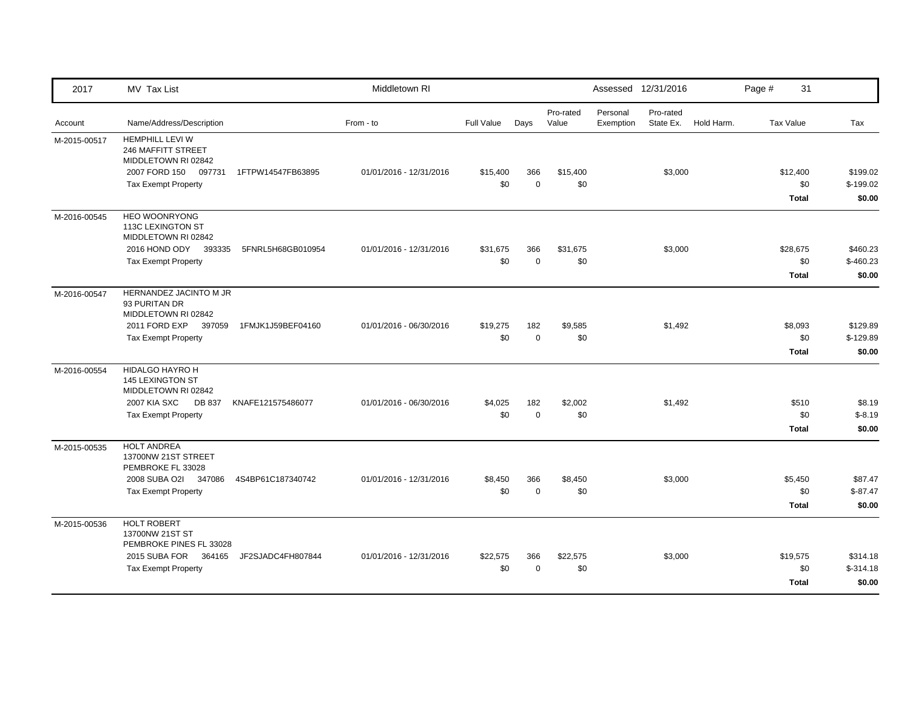| 2017 | MV Tax List | Middletown RI | | | | Assessed 12/31/2016 | | | | Page # 31 | |
|---|---|---|---|---|---|---|---|---|---|---|---|
| Account | Name/Address/Description | From - to | Full Value | Days | Pro-rated Value | Personal Exemption | Pro-rated State Ex. | Hold Harm. | Tax Value | | Tax |
| M-2015-00517 | HEMPHILL LEVI W<br>246 MAFFITT STREET<br>MIDDLETOWN RI 02842 | | | | | | | | | | |
| | 2007 FORD 150 097731 1FTPW14547FB63895 | 01/01/2016 - 12/31/2016 | $15,400 | 366 | $15,400 | | $3,000 | | $12,400 | | $199.02 |
| | Tax Exempt Property | | $0 | 0 | $0 | | | | $0 | | $-199.02 |
| | | | | | | | | | **Total** | | **$0.00** |
| M-2016-00545 | HEO WOONRYONG<br>113C LEXINGTON ST<br>MIDDLETOWN RI 02842 | | | | | | | | | | |
| | 2016 HOND ODY 393335 5FNRL5H68GB010954 | 01/01/2016 - 12/31/2016 | $31,675 | 366 | $31,675 | | $3,000 | | $28,675 | | $460.23 |
| | Tax Exempt Property | | $0 | 0 | $0 | | | | $0 | | $-460.23 |
| | | | | | | | | | **Total** | | **$0.00** |
| M-2016-00547 | HERNANDEZ JACINTO M JR<br>93 PURITAN DR<br>MIDDLETOWN RI 02842 | | | | | | | | | | |
| | 2011 FORD EXP 397059 1FMJK1J59BEF04160 | 01/01/2016 - 06/30/2016 | $19,275 | 182 | $9,585 | | $1,492 | | $8,093 | | $129.89 |
| | Tax Exempt Property | | $0 | 0 | $0 | | | | $0 | | $-129.89 |
| | | | | | | | | | **Total** | | **$0.00** |
| M-2016-00554 | HIDALGO HAYRO H<br>145 LEXINGTON ST<br>MIDDLETOWN RI 02842 | | | | | | | | | | |
| | 2007 KIA SXC DB 837 KNAFE121575486077 | 01/01/2016 - 06/30/2016 | $4,025 | 182 | $2,002 | | $1,492 | | $510 | | $8.19 |
| | Tax Exempt Property | | $0 | 0 | $0 | | | | $0 | | $-8.19 |
| | | | | | | | | | **Total** | | **$0.00** |
| M-2015-00535 | HOLT ANDREA<br>13700NW 21ST STREET<br>PEMBROKE FL 33028 | | | | | | | | | | |
| | 2008 SUBA O2I 347086 4S4BP61C187340742 | 01/01/2016 - 12/31/2016 | $8,450 | 366 | $8,450 | | $3,000 | | $5,450 | | $87.47 |
| | Tax Exempt Property | | $0 | 0 | $0 | | | | $0 | | $-87.47 |
| | | | | | | | | | **Total** | | **$0.00** |
| M-2015-00536 | HOLT ROBERT<br>13700NW 21ST ST<br>PEMBROKE PINES FL 33028 | | | | | | | | | | |
| | 2015 SUBA FOR 364165 JF2SJADC4FH807844 | 01/01/2016 - 12/31/2016 | $22,575 | 366 | $22,575 | | $3,000 | | $19,575 | | $314.18 |
| | Tax Exempt Property | | $0 | 0 | $0 | | | | $0 | | $-314.18 |
| | | | | | | | | | **Total** | | **$0.00** |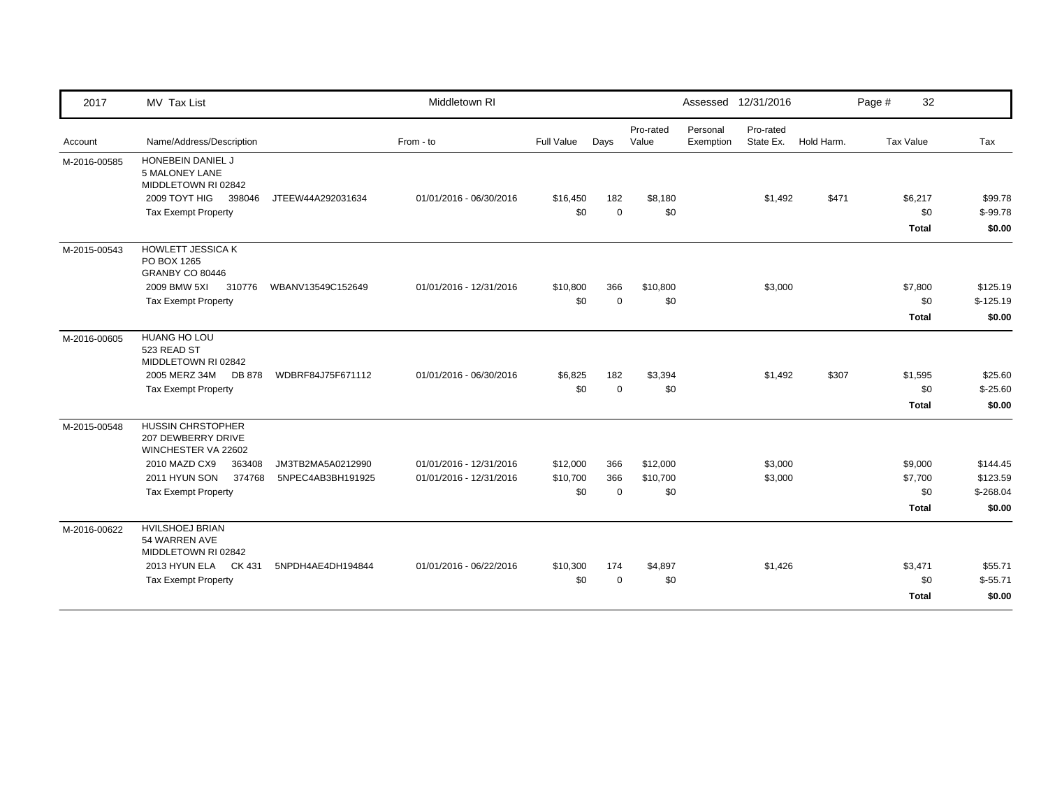| 2017 | MV Tax List | | Middletown RI | | | | Assessed 12/31/2016 | | | Page # 32 | |
|---|---|---|---|---|---|---|---|---|---|---|---|
| Account | Name/Address/Description | | From - to | Full Value | Days | Pro-rated Value | Personal Exemption | Pro-rated State Ex. | Hold Harm. | Tax Value | Tax |
| M-2016-00585 | HONEBEIN DANIEL J<br>5 MALONEY LANE<br>MIDDLETOWN RI 02842 | | | | | | | | | | |
| | 2009 TOYT HIG 398046 | JTEEW44A292031634 | 01/01/2016 - 06/30/2016 | $16,450 | 182 | $8,180 | | $1,492 | $471 | $6,217 | $99.78 |
| | Tax Exempt Property | | | $0 | 0 | $0 | | | | $0 | $-99.78 |
| | | | | | | | | | | **Total** | **$0.00** |
| M-2015-00543 | HOWLETT JESSICA K<br>PO BOX 1265<br>GRANBY CO 80446 | | | | | | | | | | |
| | 2009 BMW 5XI 310776 | WBANV13549C152649 | 01/01/2016 - 12/31/2016 | $10,800 | 366 | $10,800 | | $3,000 | | $7,800 | $125.19 |
| | Tax Exempt Property | | | $0 | 0 | $0 | | | | $0 | $-125.19 |
| | | | | | | | | | | **Total** | **$0.00** |
| M-2016-00605 | HUANG HO LOU<br>523 READ ST<br>MIDDLETOWN RI 02842 | | | | | | | | | | |
| | 2005 MERZ 34M DB 878 | WDBRF84J75F671112 | 01/01/2016 - 06/30/2016 | $6,825 | 182 | $3,394 | | $1,492 | $307 | $1,595 | $25.60 |
| | Tax Exempt Property | | | $0 | 0 | $0 | | | | $0 | $-25.60 |
| | | | | | | | | | | **Total** | **$0.00** |
| M-2015-00548 | HUSSIN CHRSTOPHER<br>207 DEWBERRY DRIVE<br>WINCHESTER VA 22602 | | | | | | | | | | |
| | 2010 MAZD CX9 363408 | JM3TB2MA5A0212990 | 01/01/2016 - 12/31/2016 | $12,000 | 366 | $12,000 | | $3,000 | | $9,000 | $144.45 |
| | 2011 HYUN SON 374768 | 5NPEC4AB3BH191925 | 01/01/2016 - 12/31/2016 | $10,700 | 366 | $10,700 | | $3,000 | | $7,700 | $123.59 |
| | Tax Exempt Property | | | $0 | 0 | $0 | | | | $0 | $-268.04 |
| | | | | | | | | | | **Total** | **$0.00** |
| M-2016-00622 | HVILSHOEJ BRIAN<br>54 WARREN AVE<br>MIDDLETOWN RI 02842 | | | | | | | | | | |
| | 2013 HYUN ELA CK 431 | 5NPDH4AE4DH194844 | 01/01/2016 - 06/22/2016 | $10,300 | 174 | $4,897 | | $1,426 | | $3,471 | $55.71 |
| | Tax Exempt Property | | | $0 | 0 | $0 | | | | $0 | $-55.71 |
| | | | | | | | | | | **Total** | **$0.00** |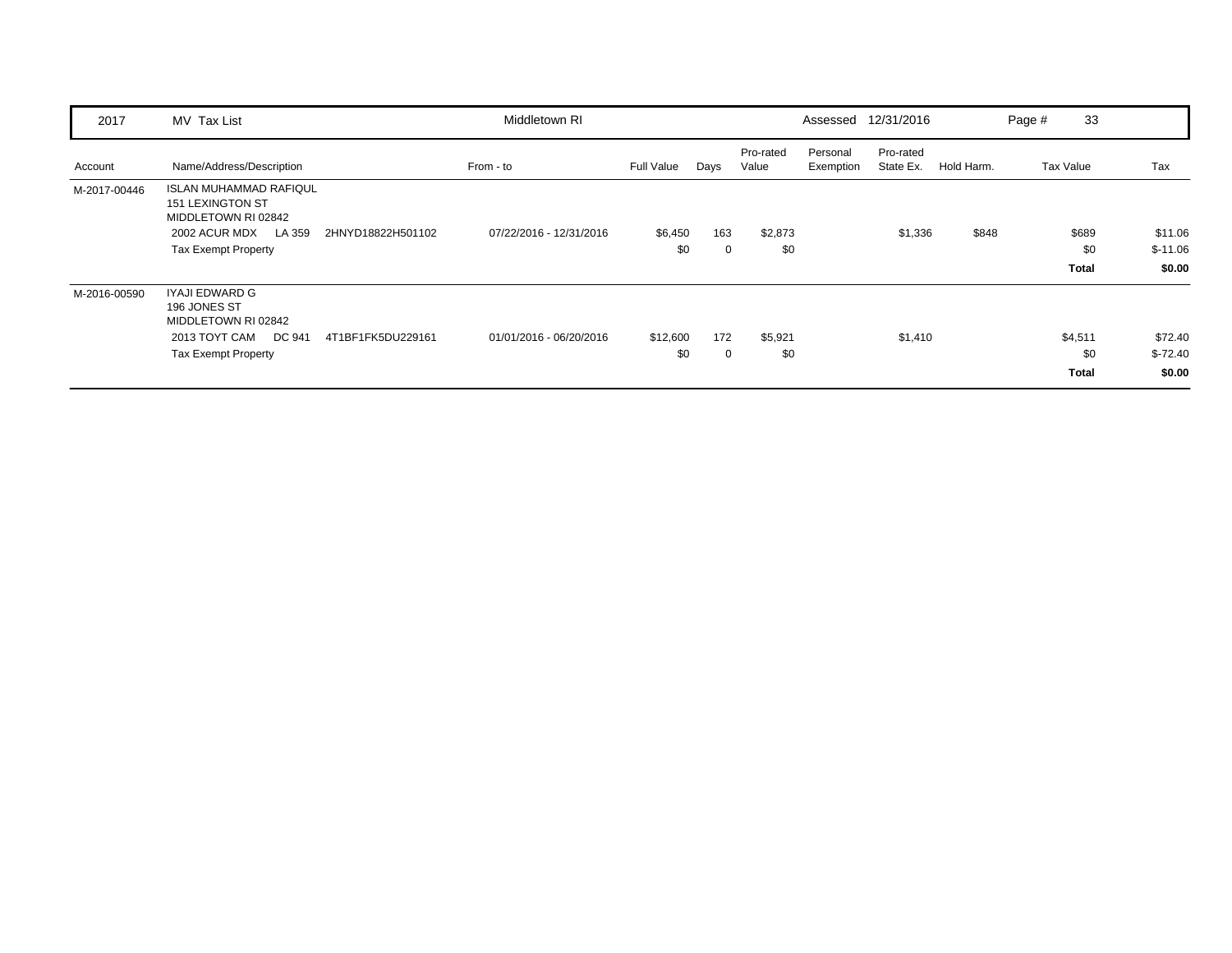| 2017 | MV Tax List | | Middletown RI | | | | Assessed | 12/31/2016 | | | |
|---|---|---|---|---|---|---|---|---|---|---|---|
| Account | Name/Address/Description | | From - to | Full Value | Days | Pro-rated Value | Personal Exemption | Pro-rated State Ex. | Hold Harm. | Tax Value | Tax |
| M-2017-00446 | ISLAN MUHAMMAD RAFIQUL<br>151 LEXINGTON ST<br>MIDDLETOWN RI 02842 | | | | | | | | | | |
| | 2002 ACUR MDX LA 359 | 2HNYD18822H501102 | 07/22/2016 - 12/31/2016 | $6,450 | 163 | $2,873 | | $1,336 | $848 | $689 | $11.06 |
| | Tax Exempt Property | | | $0 | 0 | $0 | | | | $0 | $-11.06 |
| | | | | | | | | | | **Total** | **$0.00** |
| M-2016-00590 | IYAJI EDWARD G<br>196 JONES ST<br>MIDDLETOWN RI 02842 | | | | | | | | | | |
| | 2013 TOYT CAM DC 941 | 4T1BF1FK5DU229161 | 01/01/2016 - 06/20/2016 | $12,600 | 172 | $5,921 | | $1,410 | | $4,511 | $72.40 |
| | Tax Exempt Property | | | $0 | 0 | $0 | | | | $0 | $-72.40 |
| | | | | | | | | | | **Total** | **$0.00** |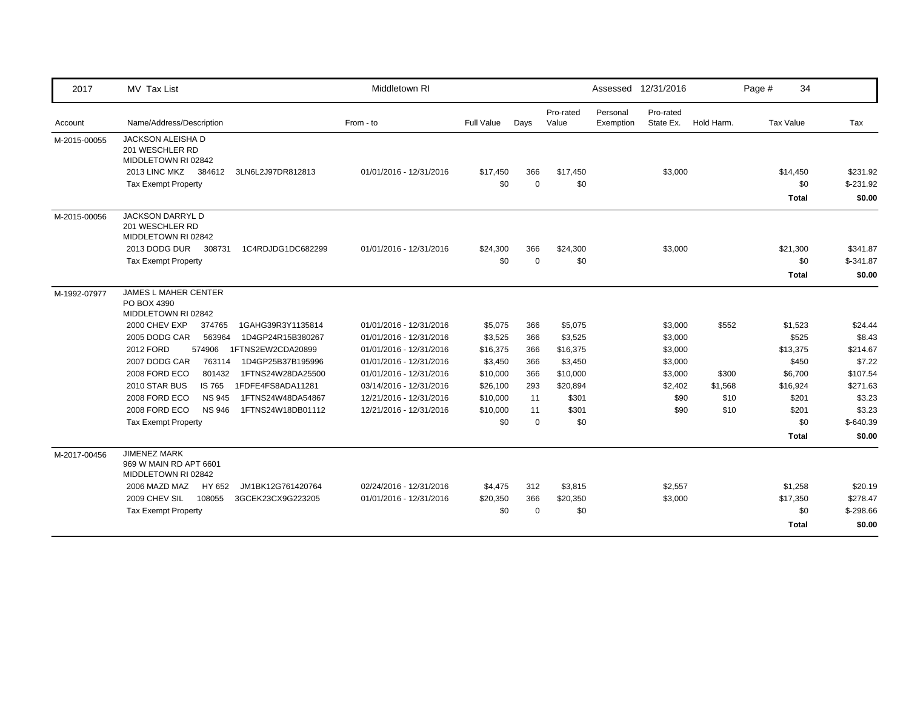| 2017 | MV Tax List | Middletown RI | | | | Assessed | 12/31/2016 | | Page # 34 | |
|---|---|---|---|---|---|---|---|---|---|---|
| Account | Name/Address/Description | From - to | Full Value | Days | Pro-rated Value | Personal Exemption | Pro-rated State Ex. | Hold Harm. | Tax Value | Tax |
| M-2015-00055 | JACKSON ALEISHA D<br>201 WESCHLER RD<br>MIDDLETOWN RI 02842 | | | | | | | | | |
| | 2013 LINC MKZ 384612 3LN6L2J97DR812813 | 01/01/2016 - 12/31/2016 | $17,450 | 366 | $17,450 | | $3,000 | | $14,450 | $231.92 |
| | Tax Exempt Property | | $0 | 0 | $0 | | | | $0 | $-231.92 |
| | | | | | | | | | **Total** | **$0.00** |
| M-2015-00056 | JACKSON DARRYL D<br>201 WESCHLER RD<br>MIDDLETOWN RI 02842 | | | | | | | | | |
| | 2013 DODG DUR 308731 1C4RDJDG1DC682299 | 01/01/2016 - 12/31/2016 | $24,300 | 366 | $24,300 | | $3,000 | | $21,300 | $341.87 |
| | Tax Exempt Property | | $0 | 0 | $0 | | | | $0 | $-341.87 |
| | | | | | | | | | **Total** | **$0.00** |
| M-1992-07977 | JAMES L MAHER CENTER<br>PO BOX 4390<br>MIDDLETOWN RI 02842 | | | | | | | | | |
| | 2000 CHEV EXP 374765 1GAHG39R3Y1135814 | 01/01/2016 - 12/31/2016 | $5,075 | 366 | $5,075 | | $3,000 | $552 | $1,523 | $24.44 |
| | 2005 DODG CAR 563964 1D4GP24R15B380267 | 01/01/2016 - 12/31/2016 | $3,525 | 366 | $3,525 | | $3,000 | | $525 | $8.43 |
| | 2012 FORD 574906 1FTNS2EW2CDA20899 | 01/01/2016 - 12/31/2016 | $16,375 | 366 | $16,375 | | $3,000 | | $13,375 | $214.67 |
| | 2007 DODG CAR 763114 1D4GP25B37B195996 | 01/01/2016 - 12/31/2016 | $3,450 | 366 | $3,450 | | $3,000 | | $450 | $7.22 |
| | 2008 FORD ECO 801432 1FTNS24W28DA25500 | 01/01/2016 - 12/31/2016 | $10,000 | 366 | $10,000 | | $3,000 | $300 | $6,700 | $107.54 |
| | 2010 STAR BUS IS 765 1FDFE4FS8ADA11281 | 03/14/2016 - 12/31/2016 | $26,100 | 293 | $20,894 | | $2,402 | $1,568 | $16,924 | $271.63 |
| | 2008 FORD ECO NS 945 1FTNS24W48DA54867 | 12/21/2016 - 12/31/2016 | $10,000 | 11 | $301 | | $90 | $10 | $201 | $3.23 |
| | 2008 FORD ECO NS 946 1FTNS24W18DB01112 | 12/21/2016 - 12/31/2016 | $10,000 | 11 | $301 | | $90 | $10 | $201 | $3.23 |
| | Tax Exempt Property | | $0 | 0 | $0 | | | | $0 | $-640.39 |
| | | | | | | | | | **Total** | **$0.00** |
| M-2017-00456 | JIMENEZ MARK<br>969 W MAIN RD APT 6601<br>MIDDLETOWN RI 02842 | | | | | | | | | |
| | 2006 MAZD MAZ HY 652 JM1BK12G761420764 | 02/24/2016 - 12/31/2016 | $4,475 | 312 | $3,815 | | $2,557 | | $1,258 | $20.19 |
| | 2009 CHEV SIL 108055 3GCEK23CX9G223205 | 01/01/2016 - 12/31/2016 | $20,350 | 366 | $20,350 | | $3,000 | | $17,350 | $278.47 |
| | Tax Exempt Property | | $0 | 0 | $0 | | | | $0 | $-298.66 |
| | | | | | | | | | **Total** | **$0.00** |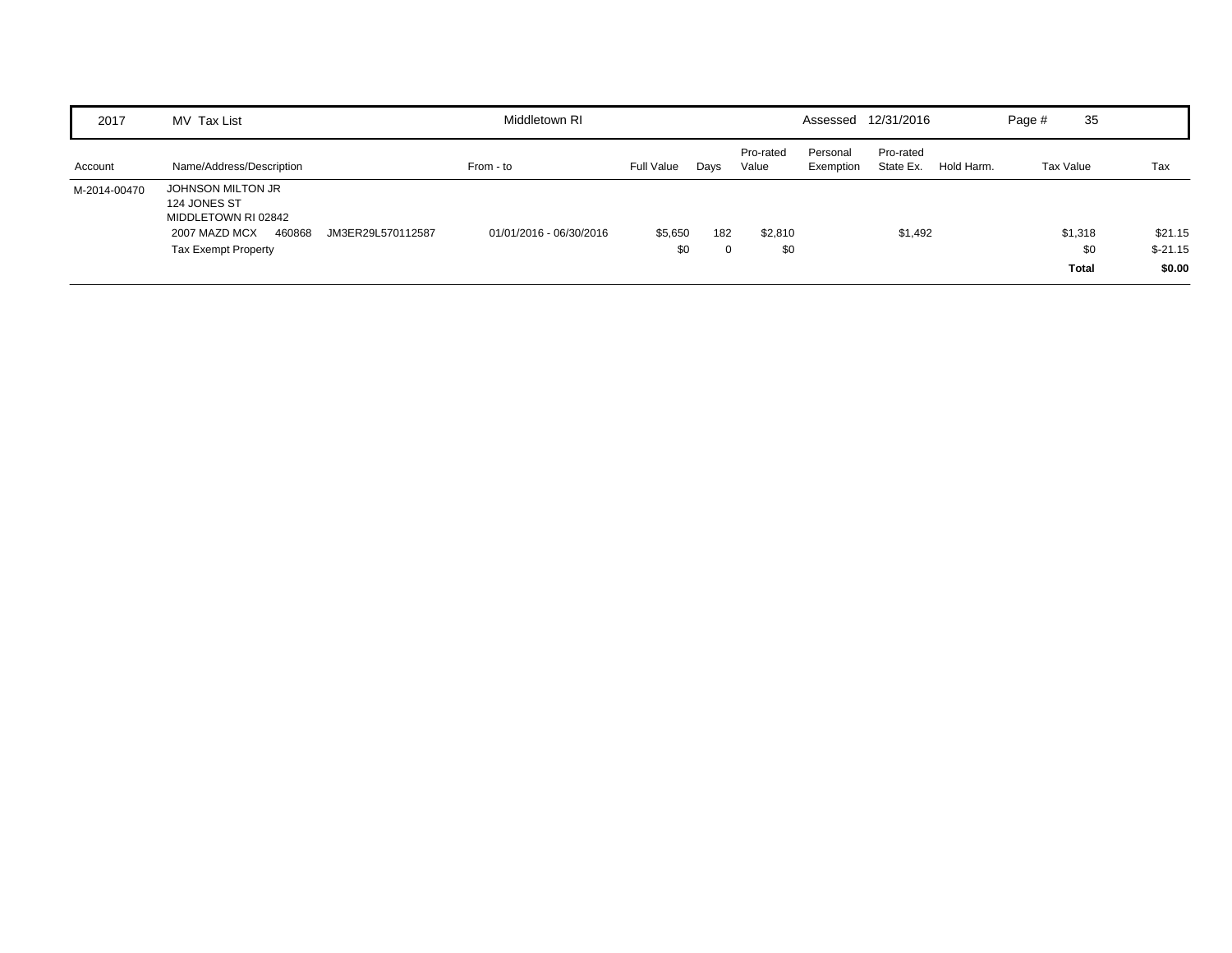| 2017 | MV Tax List | Middletown RI | | | | Assessed | 12/31/2016 | | Page # | 35 |
|---|---|---|---|---|---|---|---|---|---|---|

| Account | Name/Address/Description | From - to | Full Value | Days | Pro-rated Value | Personal Exemption | Pro-rated State Ex. | Hold Harm. | Tax Value | Tax |
|---|---|---|---|---|---|---|---|---|---|---|
| M-2014-00470 | JOHNSON MILTON JR<br>124 JONES ST<br>MIDDLETOWN RI 02842 | | | | | | | | | |
| | 2007 MAZD MCX 460868 JM3ER29L570112587 | 01/01/2016 - 06/30/2016 | $5,650 | 182 | $2,810 | | $1,492 | | $1,318 | $21.15 |
| | Tax Exempt Property | | $0 | 0 | $0 | | | | $0 | $-21.15 |
| | | | | | | | | | **Total** | **$0.00** |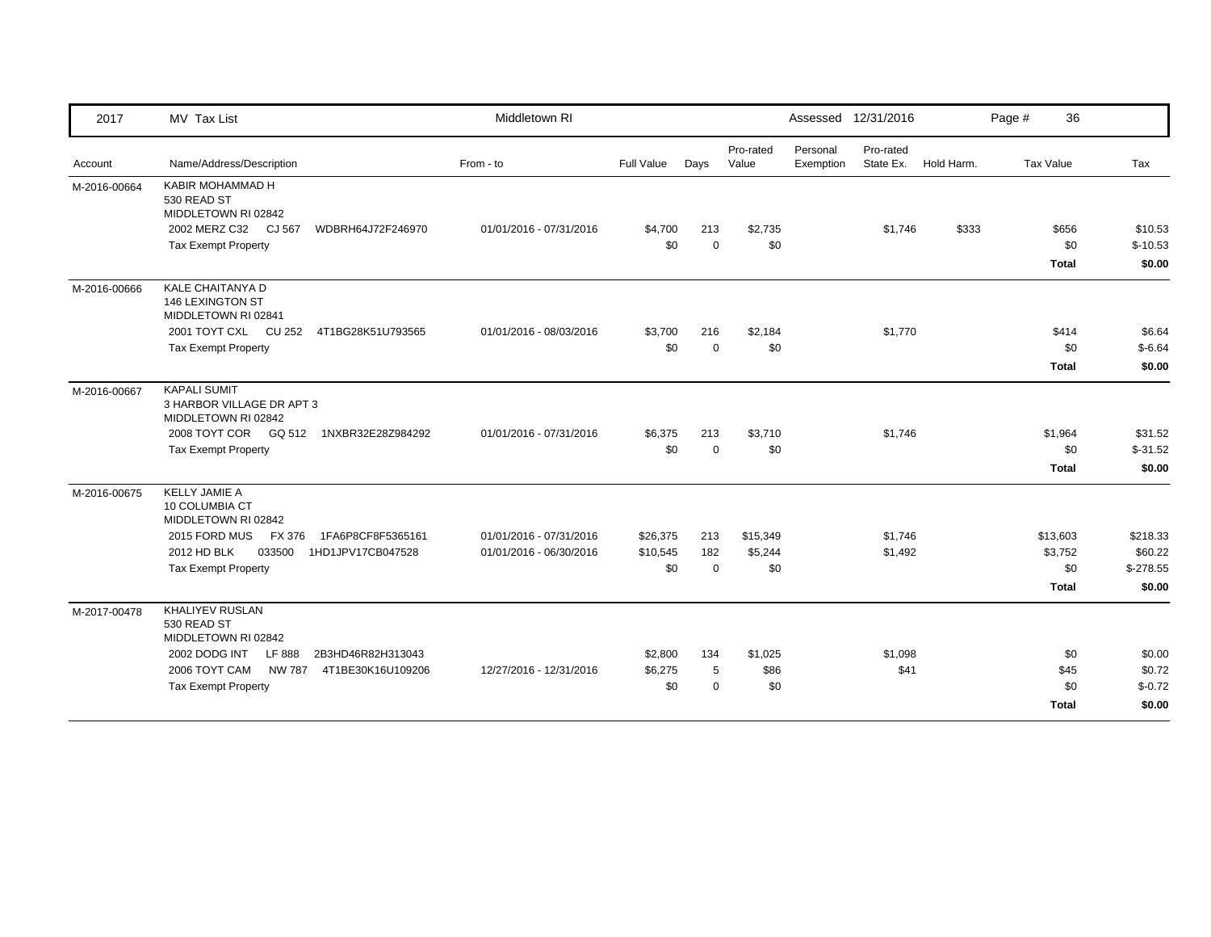| 2017 | MV Tax List | Middletown RI | | | | | Assessed 12/31/2016 | | | Page # 36 | |
|---|---|---|---|---|---|---|---|---|---|---|---|
| Account | Name/Address/Description | From - to | Full Value | Days | Pro-rated Value | Personal Exemption | Pro-rated State Ex. | Hold Harm. | Tax Value | Tax | |
| M-2016-00664 | KABIR MOHAMMAD H<br>530 READ ST<br>MIDDLETOWN RI 02842 | | | | | | | | | | |
| | 2002 MERZ C32 CJ 567 WDBRH64J72F246970 | 01/01/2016 - 07/31/2016 | $4,700 | 213 | $2,735 | | $1,746 | $333 | $656 | $10.53 | |
| | Tax Exempt Property | | $0 | 0 | $0 | | | | $0 | $-10.53 | |
| | | | | | | | | | **Total** | **$0.00** | |
| M-2016-00666 | KALE CHAITANYA D<br>146 LEXINGTON ST<br>MIDDLETOWN RI 02841 | | | | | | | | | | |
| | 2001 TOYT CXL CU 252 4T1BG28K51U793565 | 01/01/2016 - 08/03/2016 | $3,700 | 216 | $2,184 | | $1,770 | | $414 | $6.64 | |
| | Tax Exempt Property | | $0 | 0 | $0 | | | | $0 | $-6.64 | |
| | | | | | | | | | **Total** | **$0.00** | |
| M-2016-00667 | KAPALI SUMIT<br>3 HARBOR VILLAGE DR APT 3<br>MIDDLETOWN RI 02842 | | | | | | | | | | |
| | 2008 TOYT COR GQ 512 1NXBR32E28Z984292 | 01/01/2016 - 07/31/2016 | $6,375 | 213 | $3,710 | | $1,746 | | $1,964 | $31.52 | |
| | Tax Exempt Property | | $0 | 0 | $0 | | | | $0 | $-31.52 | |
| | | | | | | | | | **Total** | **$0.00** | |
| M-2016-00675 | KELLY JAMIE A<br>10 COLUMBIA CT<br>MIDDLETOWN RI 02842 | | | | | | | | | | |
| | 2015 FORD MUS FX 376 1FA6P8CF8F5365161 | 01/01/2016 - 07/31/2016 | $26,375 | 213 | $15,349 | | $1,746 | | $13,603 | $218.33 | |
| | 2012 HD BLK 033500 1HD1JPV17CB047528 | 01/01/2016 - 06/30/2016 | $10,545 | 182 | $5,244 | | $1,492 | | $3,752 | $60.22 | |
| | Tax Exempt Property | | $0 | 0 | $0 | | | | $0 | $-278.55 | |
| | | | | | | | | | **Total** | **$0.00** | |
| M-2017-00478 | KHALIYEV RUSLAN<br>530 READ ST<br>MIDDLETOWN RI 02842 | | | | | | | | | | |
| | 2002 DODG INT LF 888 2B3HD46R82H313043 | | $2,800 | 134 | $1,025 | | $1,098 | | $0 | $0.00 | |
| | 2006 TOYT CAM NW 787 4T1BE30K16U109206 | 12/27/2016 - 12/31/2016 | $6,275 | 5 | $86 | | $41 | | $45 | $0.72 | |
| | Tax Exempt Property | | $0 | 0 | $0 | | | | $0 | $-0.72 | |
| | | | | | | | | | **Total** | **$0.00** | |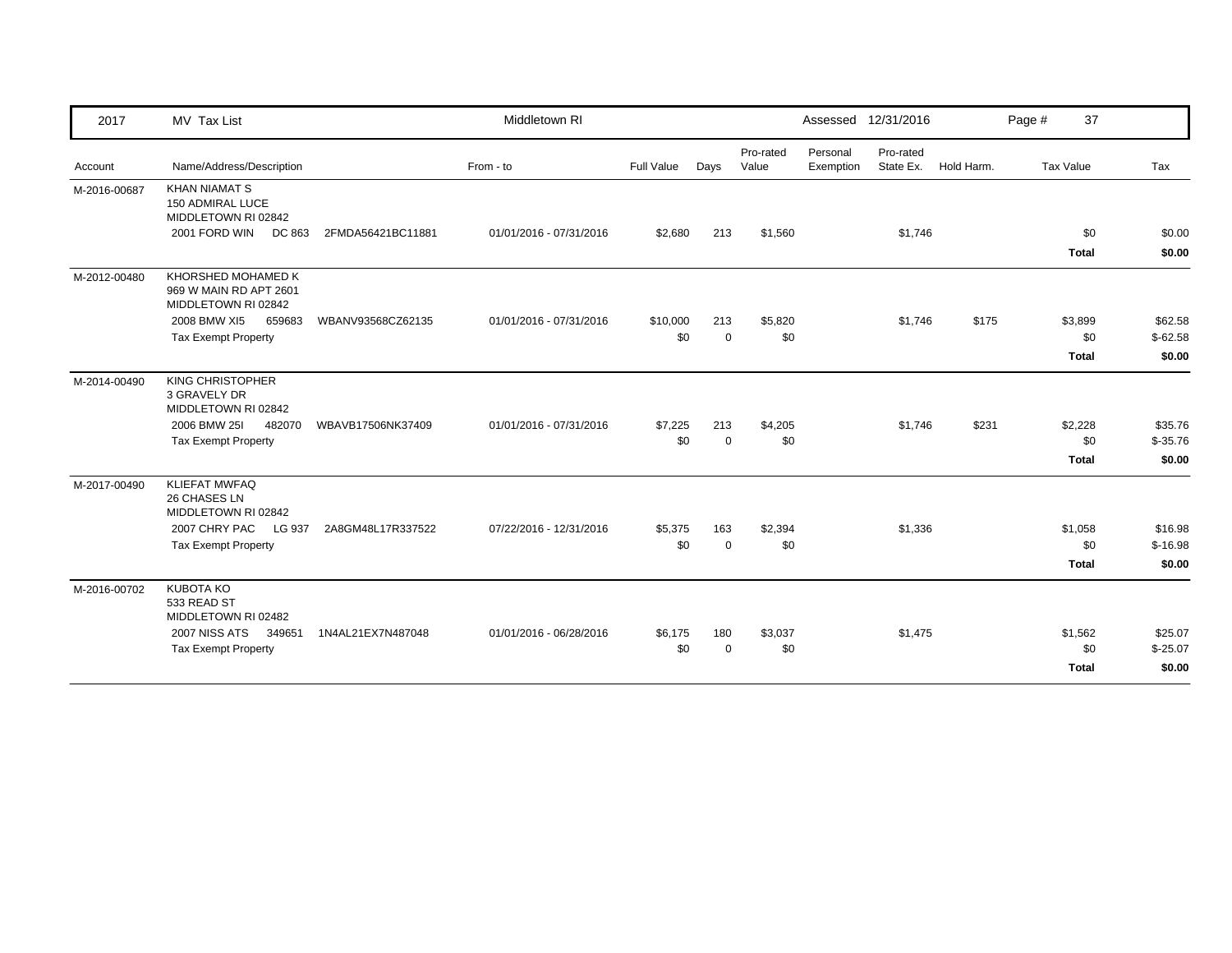| 2017 | MV Tax List | | Middletown RI | | | | Assessed | 12/31/2016 | | | |
|---|---|---|---|---|---|---|---|---|---|---|---|

| Account | Name/Address/Description | From - to | Full Value | Days | Pro-rated Value | Personal Exemption | Pro-rated State Ex. | Hold Harm. | Tax Value | Tax |
|---|---|---|---|---|---|---|---|---|---|---|
| M-2016-00687 | KHAN NIAMAT S<br>150 ADMIRAL LUCE<br>MIDDLETOWN RI 02842 | | | | | | | | | |
| | 2001 FORD WIN DC 863 2FMDA56421BC11881 | 01/01/2016 - 07/31/2016 | $2,680 | 213 | $1,560 | | $1,746 | | $0 | $0.00 |
| | | | | | | | | | **Total** | **$0.00** |
| M-2012-00480 | KHORSHED MOHAMED K<br>969 W MAIN RD APT 2601<br>MIDDLETOWN RI 02842 | | | | | | | | | |
| | 2008 BMW XI5 659683 WBANV93568CZ62135 | 01/01/2016 - 07/31/2016 | $10,000 | 213 | $5,820 | | $1,746 | $175 | $3,899 | $62.58 |
| | Tax Exempt Property | | $0 | 0 | $0 | | | | $0 | $-62.58 |
| | | | | | | | | | **Total** | **$0.00** |
| M-2014-00490 | KING CHRISTOPHER<br>3 GRAVELY DR<br>MIDDLETOWN RI 02842 | | | | | | | | | |
| | 2006 BMW 25I 482070 WBAVB17506NK37409 | 01/01/2016 - 07/31/2016 | $7,225 | 213 | $4,205 | | $1,746 | $231 | $2,228 | $35.76 |
| | Tax Exempt Property | | $0 | 0 | $0 | | | | $0 | $-35.76 |
| | | | | | | | | | **Total** | **$0.00** |
| M-2017-00490 | KLIEFAT MWFAQ<br>26 CHASES LN<br>MIDDLETOWN RI 02842 | | | | | | | | | |
| | 2007 CHRY PAC LG 937 2A8GM48L17R337522 | 07/22/2016 - 12/31/2016 | $5,375 | 163 | $2,394 | | $1,336 | | $1,058 | $16.98 |
| | Tax Exempt Property | | $0 | 0 | $0 | | | | $0 | $-16.98 |
| | | | | | | | | | **Total** | **$0.00** |
| M-2016-00702 | KUBOTA KO<br>533 READ ST<br>MIDDLETOWN RI 02482 | | | | | | | | | |
| | 2007 NISS ATS 349651 1N4AL21EX7N487048 | 01/01/2016 - 06/28/2016 | $6,175 | 180 | $3,037 | | $1,475 | | $1,562 | $25.07 |
| | Tax Exempt Property | | $0 | 0 | $0 | | | | $0 | $-25.07 |
| | | | | | | | | | **Total** | **$0.00** |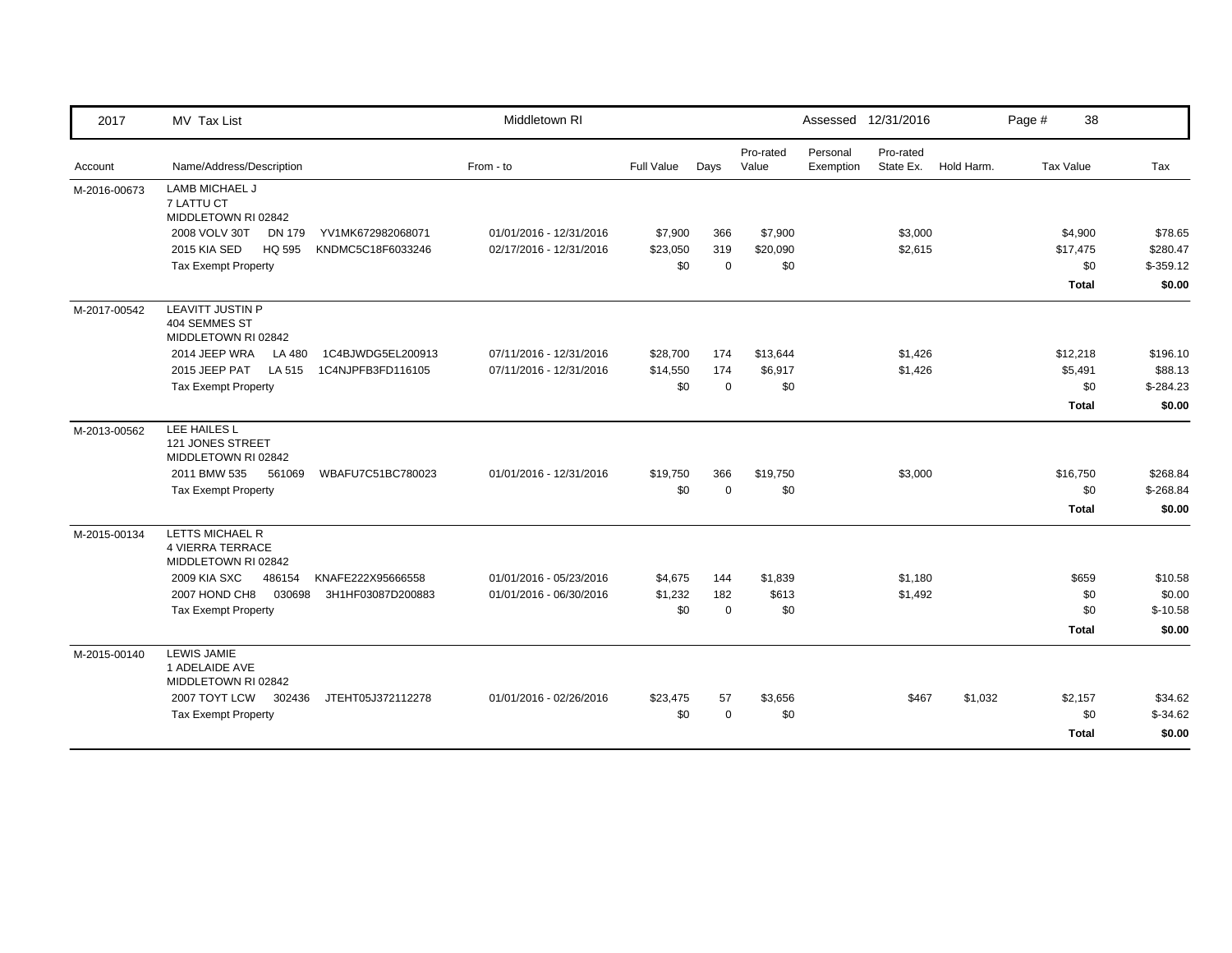| 2017 | MV Tax List | Middletown RI | | | | Assessed 12/31/2016 | | | Page # 38 |
|---|---|---|---|---|---|---|---|---|---|---|

| Account | Name/Address/Description | From - to | Full Value | Days | Pro-rated Value | Personal Exemption | Pro-rated State Ex. | Hold Harm. | Tax Value | Tax |
|---|---|---|---|---|---|---|---|---|---|---|
| M-2016-00673 | LAMB MICHAEL J<br>7 LATTU CT<br>MIDDLETOWN RI 02842 | | | | | | | | | |
| | 2008 VOLV 30T DN 179 YV1MK672982068071 | 01/01/2016 - 12/31/2016 | $7,900 | 366 | $7,900 | | $3,000 | | $4,900 | $78.65 |
| | 2015 KIA SED HQ 595 KNDMC5C18F6033246 | 02/17/2016 - 12/31/2016 | $23,050 | 319 | $20,090 | | $2,615 | | $17,475 | $280.47 |
| | Tax Exempt Property | | $0 | 0 | $0 | | | | $0 | $-359.12 |
| | | | | | | | | | **Total** | **$0.00** |
| M-2017-00542 | LEAVITT JUSTIN P<br>404 SEMMES ST<br>MIDDLETOWN RI 02842 | | | | | | | | | |
| | 2014 JEEP WRA LA 480 1C4BJWDG5EL200913 | 07/11/2016 - 12/31/2016 | $28,700 | 174 | $13,644 | | $1,426 | | $12,218 | $196.10 |
| | 2015 JEEP PAT LA 515 1C4NJPFB3FD116105 | 07/11/2016 - 12/31/2016 | $14,550 | 174 | $6,917 | | $1,426 | | $5,491 | $88.13 |
| | Tax Exempt Property | | $0 | 0 | $0 | | | | $0 | $-284.23 |
| | | | | | | | | | **Total** | **$0.00** |
| M-2013-00562 | LEE HAILES L<br>121 JONES STREET<br>MIDDLETOWN RI 02842 | | | | | | | | | |
| | 2011 BMW 535 561069 WBAFU7C51BC780023 | 01/01/2016 - 12/31/2016 | $19,750 | 366 | $19,750 | | $3,000 | | $16,750 | $268.84 |
| | Tax Exempt Property | | $0 | 0 | $0 | | | | $0 | $-268.84 |
| | | | | | | | | | **Total** | **$0.00** |
| M-2015-00134 | LETTS MICHAEL R<br>4 VIERRA TERRACE<br>MIDDLETOWN RI 02842 | | | | | | | | | |
| | 2009 KIA SXC 486154 KNAFE222X95666558 | 01/01/2016 - 05/23/2016 | $4,675 | 144 | $1,839 | | $1,180 | | $659 | $10.58 |
| | 2007 HOND CH8 030698 3H1HF03087D200883 | 01/01/2016 - 06/30/2016 | $1,232 | 182 | $613 | | $1,492 | | $0 | $0.00 |
| | Tax Exempt Property | | $0 | 0 | $0 | | | | $0 | $-10.58 |
| | | | | | | | | | **Total** | **$0.00** |
| M-2015-00140 | LEWIS JAMIE<br>1 ADELAIDE AVE<br>MIDDLETOWN RI 02842 | | | | | | | | | |
| | 2007 TOYT LCW 302436 JTEHT05J372112278 | 01/01/2016 - 02/26/2016 | $23,475 | 57 | $3,656 | | $467 | $1,032 | $2,157 | $34.62 |
| | Tax Exempt Property | | $0 | 0 | $0 | | | | $0 | $-34.62 |
| | | | | | | | | | **Total** | **$0.00** |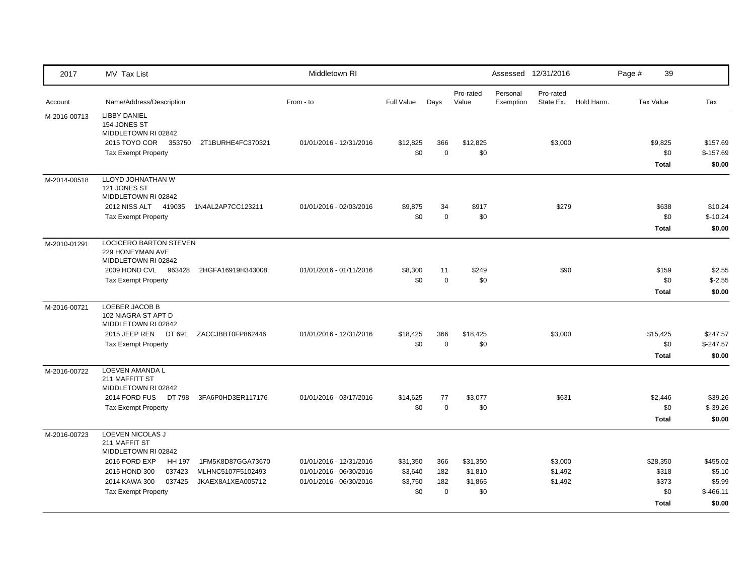| 2017 | MV Tax List | Middletown RI | | | | | Assessed 12/31/2016 | | | Page # 39 | |
|---|---|---|---|---|---|---|---|---|---|---|---|
| Account | Name/Address/Description | From - to | Full Value | Days | Pro-rated Value | Personal Exemption | Pro-rated State Ex. | Hold Harm. | Tax Value | Tax |
| M-2016-00713 | LIBBY DANIEL<br>154 JONES ST<br>MIDDLETOWN RI 02842 | | | | | | | | | |
| | 2015 TOYO COR 353750 2T1BURHE4FC370321 | 01/01/2016 - 12/31/2016 | $12,825 | 366 | $12,825 | | $3,000 | | $9,825 | $157.69 |
| | Tax Exempt Property | | $0 | 0 | $0 | | | | $0 | $-157.69 |
| | | | | | | | | | **Total** | **$0.00** |
| M-2014-00518 | LLOYD JOHNATHAN W<br>121 JONES ST<br>MIDDLETOWN RI 02842 | | | | | | | | | |
| | 2012 NISS ALT 419035 1N4AL2AP7CC123211 | 01/01/2016 - 02/03/2016 | $9,875 | 34 | $917 | | $279 | | $638 | $10.24 |
| | Tax Exempt Property | | $0 | 0 | $0 | | | | $0 | $-10.24 |
| | | | | | | | | | **Total** | **$0.00** |
| M-2010-01291 | LOCICERO BARTON STEVEN<br>229 HONEYMAN AVE<br>MIDDLETOWN RI 02842 | | | | | | | | | |
| | 2009 HOND CVL 963428 2HGFA16919H343008 | 01/01/2016 - 01/11/2016 | $8,300 | 11 | $249 | | $90 | | $159 | $2.55 |
| | Tax Exempt Property | | $0 | 0 | $0 | | | | $0 | $-2.55 |
| | | | | | | | | | **Total** | **$0.00** |
| M-2016-00721 | LOEBER JACOB B<br>102 NIAGRA ST APT D<br>MIDDLETOWN RI 02842 | | | | | | | | | |
| | 2015 JEEP REN DT 691 ZACCJBBT0FP862446 | 01/01/2016 - 12/31/2016 | $18,425 | 366 | $18,425 | | $3,000 | | $15,425 | $247.57 |
| | Tax Exempt Property | | $0 | 0 | $0 | | | | $0 | $-247.57 |
| | | | | | | | | | **Total** | **$0.00** |
| M-2016-00722 | LOEVEN AMANDA L<br>211 MAFFITT ST<br>MIDDLETOWN RI 02842 | | | | | | | | | |
| | 2014 FORD FUS DT 798 3FA6P0HD3ER117176 | 01/01/2016 - 03/17/2016 | $14,625 | 77 | $3,077 | | $631 | | $2,446 | $39.26 |
| | Tax Exempt Property | | $0 | 0 | $0 | | | | $0 | $-39.26 |
| | | | | | | | | | **Total** | **$0.00** |
| M-2016-00723 | LOEVEN NICOLAS J<br>211 MAFFIT ST<br>MIDDLETOWN RI 02842 | | | | | | | | | |
| | 2016 FORD EXP HH 197 1FM5K8D87GGA73670 | 01/01/2016 - 12/31/2016 | $31,350 | 366 | $31,350 | | $3,000 | | $28,350 | $455.02 |
| | 2015 HOND 300 037423 MLHNC5107F5102493 | 01/01/2016 - 06/30/2016 | $3,640 | 182 | $1,810 | | $1,492 | | $318 | $5.10 |
| | 2014 KAWA 300 037425 JKAEX8A1XEA005712 | 01/01/2016 - 06/30/2016 | $3,750 | 182 | $1,865 | | $1,492 | | $373 | $5.99 |
| | Tax Exempt Property | | $0 | 0 | $0 | | | | $0 | $-466.11 |
| | | | | | | | | | **Total** | **$0.00** |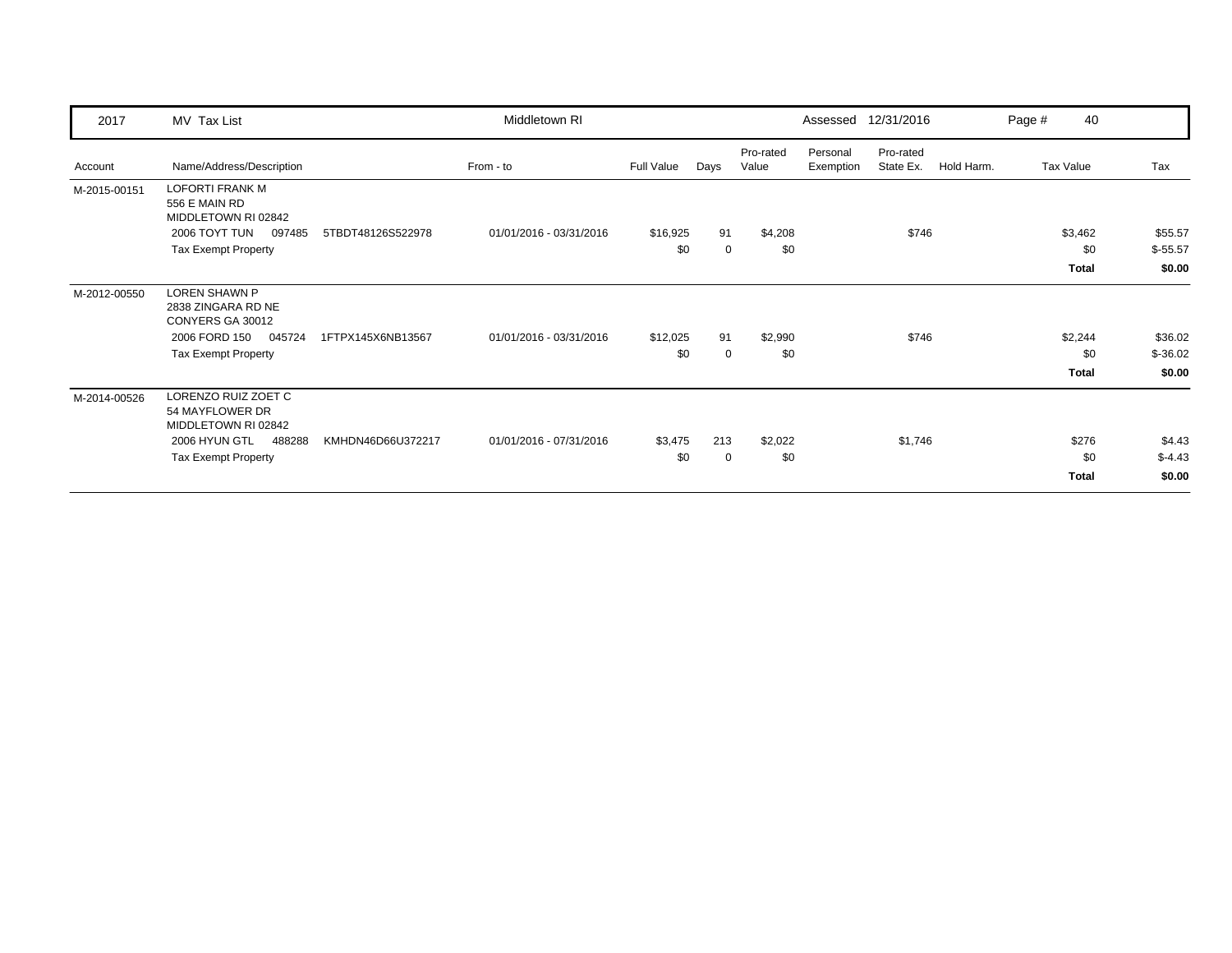| 2017 | MV Tax List | | Middletown RI | | | | | Assessed 12/31/2016 | | | |
|---|---|---|---|---|---|---|---|---|---|---|---|
| Account | Name/Address/Description | | From - to | Full Value | Days | Pro-rated Value | Personal Exemption | Pro-rated State Ex. | Hold Harm. | Tax Value | Tax |
| M-2015-00151 | LOFORTI FRANK M<br>556 E MAIN RD<br>MIDDLETOWN RI 02842 | | | | | | | | | | |
| | 2006 TOYT TUN 097485 | 5TBDT48126S522978 | 01/01/2016 - 03/31/2016 | $16,925 | 91 | $4,208 | | $746 | | $3,462 | $55.57 |
| | Tax Exempt Property | | | $0 | 0 | $0 | | | | $0 | $-55.57 |
| | | | | | | | | | | **Total** | **$0.00** |
| M-2012-00550 | LOREN SHAWN P<br>2838 ZINGARA RD NE<br>CONYERS GA 30012 | | | | | | | | | | |
| | 2006 FORD 150 045724 | 1FTPX145X6NB13567 | 01/01/2016 - 03/31/2016 | $12,025 | 91 | $2,990 | | $746 | | $2,244 | $36.02 |
| | Tax Exempt Property | | | $0 | 0 | $0 | | | | $0 | $-36.02 |
| | | | | | | | | | | **Total** | **$0.00** |
| M-2014-00526 | LORENZO RUIZ ZOET C<br>54 MAYFLOWER DR<br>MIDDLETOWN RI 02842 | | | | | | | | | | |
| | 2006 HYUN GTL 488288 | KMHDN46D66U372217 | 01/01/2016 - 07/31/2016 | $3,475 | 213 | $2,022 | | $1,746 | | $276 | $4.43 |
| | Tax Exempt Property | | | $0 | 0 | $0 | | | | $0 | $-4.43 |
| | | | | | | | | | | **Total** | **$0.00** |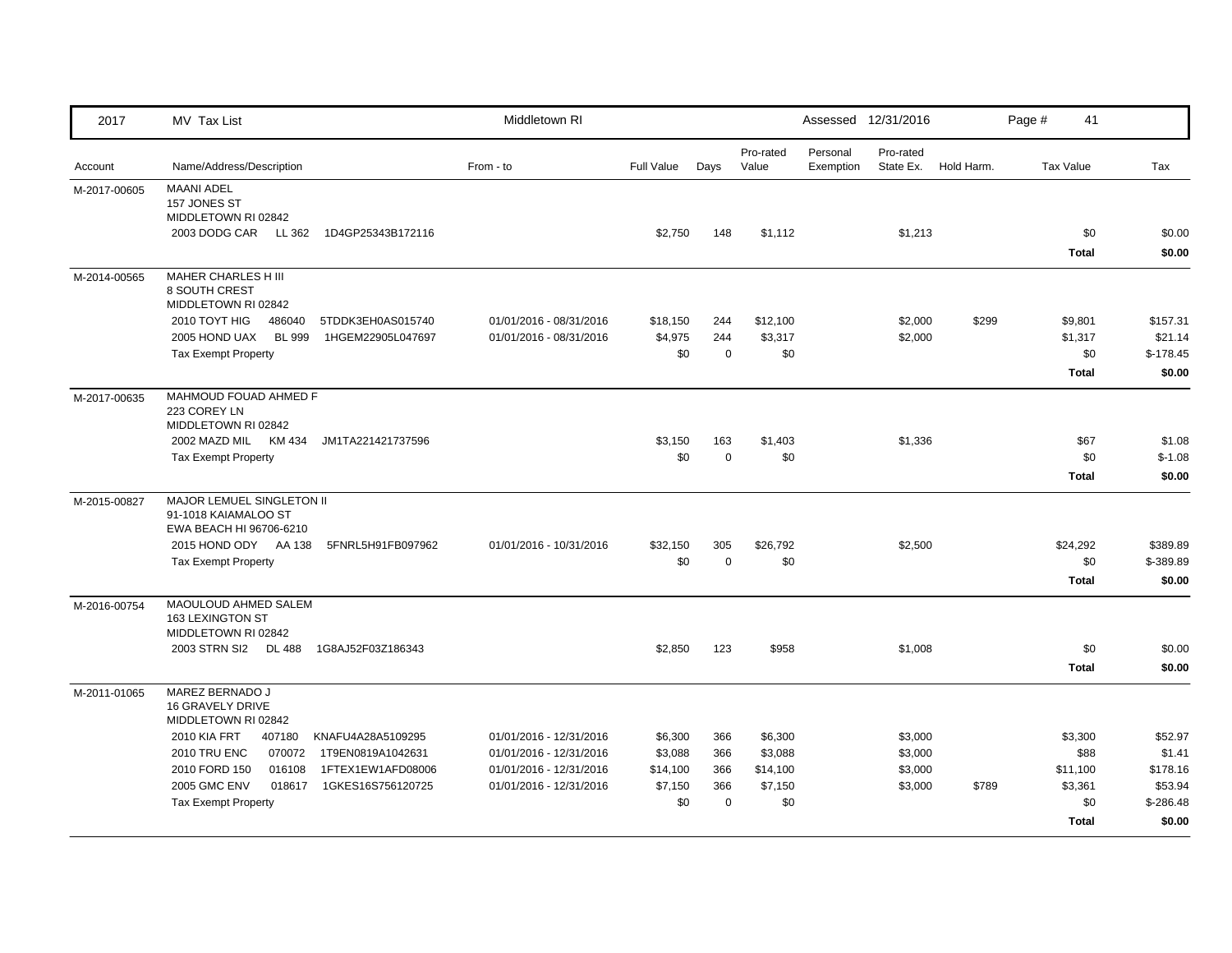| 2017 | MV Tax List | Middletown RI | | | | Assessed 12/31/2016 | | | Page # 41 | |
|---|---|---|---|---|---|---|---|---|---|---|
| Account | Name/Address/Description | From - to | Full Value | Days | Pro-rated Value | Personal Exemption | Pro-rated State Ex. | Hold Harm. | Tax Value | Tax |
| M-2017-00605 | MAANI ADEL<br>157 JONES ST<br>MIDDLETOWN RI 02842 | | | | | | | | | |
| | 2003 DODG CAR LL 362 1D4GP25343B172116 | | $2,750 | 148 | $1,112 | | $1,213 | | $0 | $0.00 |
| | | | | | | | | | **Total** | **$0.00** |
| M-2014-00565 | MAHER CHARLES H III<br>8 SOUTH CREST<br>MIDDLETOWN RI 02842 | | | | | | | | | |
| | 2010 TOYT HIG 486040 5TDDK3EH0AS015740 | 01/01/2016 - 08/31/2016 | $18,150 | 244 | $12,100 | | $2,000 | $299 | $9,801 | $157.31 |
| | 2005 HOND UAX BL 999 1HGEM22905L047697 | 01/01/2016 - 08/31/2016 | $4,975 | 244 | $3,317 | | $2,000 | | $1,317 | $21.14 |
| | Tax Exempt Property | | $0 | 0 | $0 | | | | $0 | $-178.45 |
| | | | | | | | | | **Total** | **$0.00** |
| M-2017-00635 | MAHMOUD FOUAD AHMED F<br>223 COREY LN<br>MIDDLETOWN RI 02842 | | | | | | | | | |
| | 2002 MAZD MIL KM 434 JM1TA221421737596 | | $3,150 | 163 | $1,403 | | $1,336 | | $67 | $1.08 |
| | Tax Exempt Property | | $0 | 0 | $0 | | | | $0 | $-1.08 |
| | | | | | | | | | **Total** | **$0.00** |
| M-2015-00827 | MAJOR LEMUEL SINGLETON II<br>91-1018 KAIAMALOO ST<br>EWA BEACH HI 96706-6210 | | | | | | | | | |
| | 2015 HOND ODY AA 138 5FNRL5H91FB097962 | 01/01/2016 - 10/31/2016 | $32,150 | 305 | $26,792 | | $2,500 | | $24,292 | $389.89 |
| | Tax Exempt Property | | $0 | 0 | $0 | | | | $0 | $-389.89 |
| | | | | | | | | | **Total** | **$0.00** |
| M-2016-00754 | MAOULOUD AHMED SALEM<br>163 LEXINGTON ST<br>MIDDLETOWN RI 02842 | | | | | | | | | |
| | 2003 STRN SI2 DL 488 1G8AJ52F03Z186343 | | $2,850 | 123 | $958 | | $1,008 | | $0 | $0.00 |
| | | | | | | | | | **Total** | **$0.00** |
| M-2011-01065 | MAREZ BERNADO J<br>16 GRAVELY DRIVE<br>MIDDLETOWN RI 02842 | | | | | | | | | |
| | 2010 KIA FRT 407180 KNAFU4A28A5109295 | 01/01/2016 - 12/31/2016 | $6,300 | 366 | $6,300 | | $3,000 | | $3,300 | $52.97 |
| | 2010 TRU ENC 070072 1T9EN0819A1042631 | 01/01/2016 - 12/31/2016 | $3,088 | 366 | $3,088 | | $3,000 | | $88 | $1.41 |
| | 2010 FORD 150 016108 1FTEX1EW1AFD08006 | 01/01/2016 - 12/31/2016 | $14,100 | 366 | $14,100 | | $3,000 | | $11,100 | $178.16 |
| | 2005 GMC ENV 018617 1GKES16S756120725 | 01/01/2016 - 12/31/2016 | $7,150 | 366 | $7,150 | | $3,000 | $789 | $3,361 | $53.94 |
| | Tax Exempt Property | | $0 | 0 | $0 | | | | $0 | $-286.48 |
| | | | | | | | | | **Total** | **$0.00** |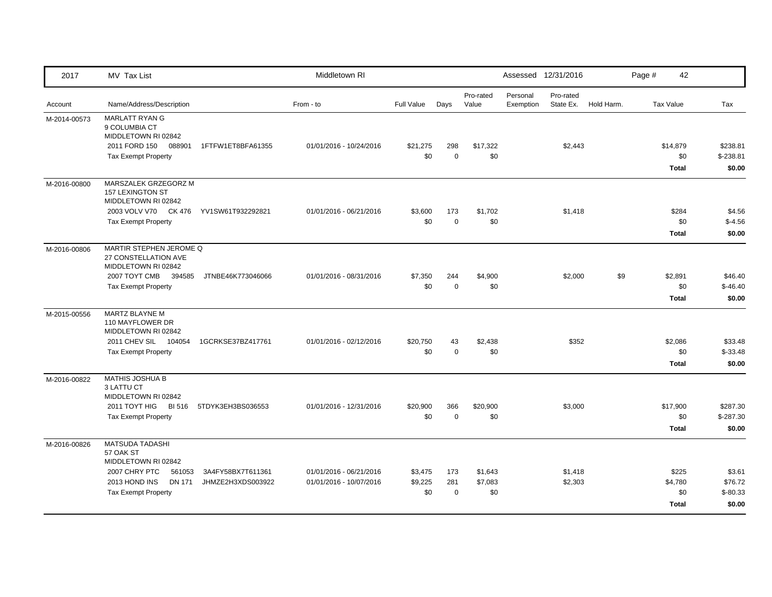| 2017 | MV Tax List | Middletown RI | | | | Assessed 12/31/2016 | | | Page # 42 | |
|---|---|---|---|---|---|---|---|---|---|---|
| Account | Name/Address/Description | From - to | Full Value | Days | Pro-rated Value | Personal Exemption | Pro-rated State Ex. | Hold Harm. | Tax Value | Tax |
| M-2014-00573 | MARLATT RYAN G<br>9 COLUMBIA CT<br>MIDDLETOWN RI 02842 | | | | | | | | | |
| | 2011 FORD 150 088901 1FTFW1ET8BFA61355 | 01/01/2016 - 10/24/2016 | $21,275 | 298 | $17,322 | | $2,443 | | $14,879 | $238.81 |
| | Tax Exempt Property | | $0 | 0 | $0 | | | | $0 | $-238.81 |
| | | | | | | | | | **Total** | **$0.00** |
| M-2016-00800 | MARSZALEK GRZEGORZ M<br>157 LEXINGTON ST<br>MIDDLETOWN RI 02842 | | | | | | | | | |
| | 2003 VOLV V70 CK 476 YV1SW61T932292821 | 01/01/2016 - 06/21/2016 | $3,600 | 173 | $1,702 | | $1,418 | | $284 | $4.56 |
| | Tax Exempt Property | | $0 | 0 | $0 | | | | $0 | $-4.56 |
| | | | | | | | | | **Total** | **$0.00** |
| M-2016-00806 | MARTIR STEPHEN JEROME Q<br>27 CONSTELLATION AVE<br>MIDDLETOWN RI 02842 | | | | | | | | | |
| | 2007 TOYT CMB 394585 JTNBE46K773046066 | 01/01/2016 - 08/31/2016 | $7,350 | 244 | $4,900 | | $2,000 | $9 | $2,891 | $46.40 |
| | Tax Exempt Property | | $0 | 0 | $0 | | | | $0 | $-46.40 |
| | | | | | | | | | **Total** | **$0.00** |
| M-2015-00556 | MARTZ BLAYNE M<br>110 MAYFLOWER DR<br>MIDDLETOWN RI 02842 | | | | | | | | | |
| | 2011 CHEV SIL 104054 1GCRKSE37BZ417761 | 01/01/2016 - 02/12/2016 | $20,750 | 43 | $2,438 | | $352 | | $2,086 | $33.48 |
| | Tax Exempt Property | | $0 | 0 | $0 | | | | $0 | $-33.48 |
| | | | | | | | | | **Total** | **$0.00** |
| M-2016-00822 | MATHIS JOSHUA B<br>3 LATTU CT<br>MIDDLETOWN RI 02842 | | | | | | | | | |
| | 2011 TOYT HIG BI 516 5TDYK3EH3BS036553 | 01/01/2016 - 12/31/2016 | $20,900 | 366 | $20,900 | | $3,000 | | $17,900 | $287.30 |
| | Tax Exempt Property | | $0 | 0 | $0 | | | | $0 | $-287.30 |
| | | | | | | | | | **Total** | **$0.00** |
| M-2016-00826 | MATSUDA TADASHI<br>57 OAK ST<br>MIDDLETOWN RI 02842 | | | | | | | | | |
| | 2007 CHRY PTC 561053 3A4FY58BX7T611361 | 01/01/2016 - 06/21/2016 | $3,475 | 173 | $1,643 | | $1,418 | | $225 | $3.61 |
| | 2013 HOND INS DN 171 JHMZE2H3XDS003922 | 01/01/2016 - 10/07/2016 | $9,225 | 281 | $7,083 | | $2,303 | | $4,780 | $76.72 |
| | Tax Exempt Property | | $0 | 0 | $0 | | | | $0 | $-80.33 |
| | | | | | | | | | **Total** | **$0.00** |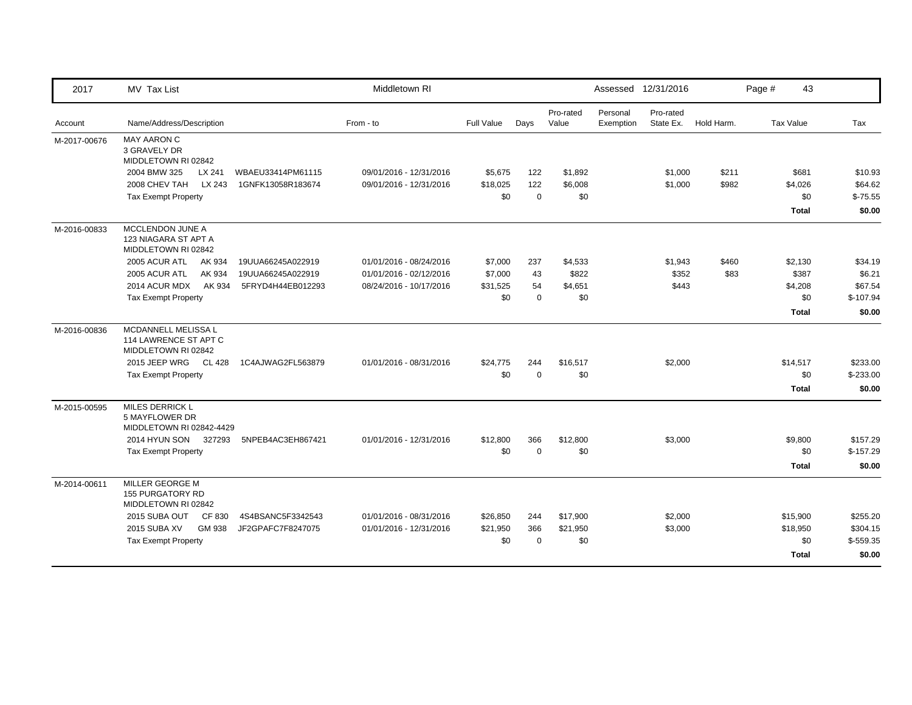| 2017 | MV Tax List | Middletown RI | | | | | Assessed 12/31/2016 | | | Page # 43 |
|---|---|---|---|---|---|---|---|---|---|---|
| Account | Name/Address/Description | From - to | Full Value | Days | Pro-rated Value | Personal Exemption | Pro-rated State Ex. | Hold Harm. | Tax Value | Tax |
| M-2017-00676 | MAY AARON C<br>3 GRAVELY DR<br>MIDDLETOWN RI 02842 | | | | | | | | | |
| | 2004 BMW 325 LX 241 WBAEU33414PM61115 | 09/01/2016 - 12/31/2016 | $5,675 | 122 | $1,892 | | $1,000 | $211 | $681 | $10.93 |
| | 2008 CHEV TAH LX 243 1GNFK13058R183674 | 09/01/2016 - 12/31/2016 | $18,025 | 122 | $6,008 | | $1,000 | $982 | $4,026 | $64.62 |
| | Tax Exempt Property | | $0 | 0 | $0 | | | | $0 | $-75.55 |
| | | | | | | | | | **Total** | **$0.00** |
| M-2016-00833 | MCCLENDON JUNE A<br>123 NIAGARA ST APT A<br>MIDDLETOWN RI 02842 | | | | | | | | | |
| | 2005 ACUR ATL AK 934 19UUA66245A022919 | 01/01/2016 - 08/24/2016 | $7,000 | 237 | $4,533 | | $1,943 | $460 | $2,130 | $34.19 |
| | 2005 ACUR ATL AK 934 19UUA66245A022919 | 01/01/2016 - 02/12/2016 | $7,000 | 43 | $822 | | $352 | $83 | $387 | $6.21 |
| | 2014 ACUR MDX AK 934 5FRYD4H44EB012293 | 08/24/2016 - 10/17/2016 | $31,525 | 54 | $4,651 | | $443 | | $4,208 | $67.54 |
| | Tax Exempt Property | | $0 | 0 | $0 | | | | $0 | $-107.94 |
| | | | | | | | | | **Total** | **$0.00** |
| M-2016-00836 | MCDANNELL MELISSA L<br>114 LAWRENCE ST APT C<br>MIDDLETOWN RI 02842 | | | | | | | | | |
| | 2015 JEEP WRG CL 428 1C4AJWAG2FL563879 | 01/01/2016 - 08/31/2016 | $24,775 | 244 | $16,517 | | $2,000 | | $14,517 | $233.00 |
| | Tax Exempt Property | | $0 | 0 | $0 | | | | $0 | $-233.00 |
| | | | | | | | | | **Total** | **$0.00** |
| M-2015-00595 | MILES DERRICK L<br>5 MAYFLOWER DR<br>MIDDLETOWN RI 02842-4429 | | | | | | | | | |
| | 2014 HYUN SON 327293 5NPEB4AC3EH867421 | 01/01/2016 - 12/31/2016 | $12,800 | 366 | $12,800 | | $3,000 | | $9,800 | $157.29 |
| | Tax Exempt Property | | $0 | 0 | $0 | | | | $0 | $-157.29 |
| | | | | | | | | | **Total** | **$0.00** |
| M-2014-00611 | MILLER GEORGE M<br>155 PURGATORY RD<br>MIDDLETOWN RI 02842 | | | | | | | | | |
| | 2015 SUBA OUT CF 830 4S4BSANC5F3342543 | 01/01/2016 - 08/31/2016 | $26,850 | 244 | $17,900 | | $2,000 | | $15,900 | $255.20 |
| | 2015 SUBA XV GM 938 JF2GPAFC7F8247075 | 01/01/2016 - 12/31/2016 | $21,950 | 366 | $21,950 | | $3,000 | | $18,950 | $304.15 |
| | Tax Exempt Property | | $0 | 0 | $0 | | | | $0 | $-559.35 |
| | | | | | | | | | **Total** | **$0.00** |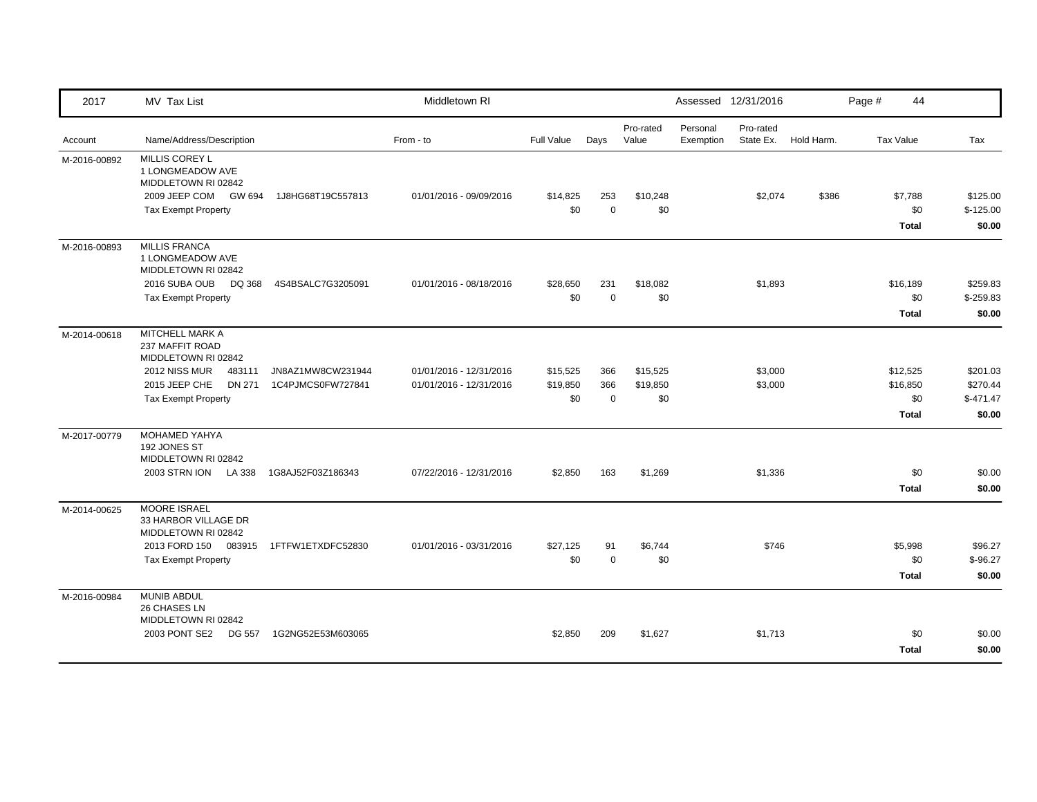| 2017 | MV Tax List | Middletown RI | | | | Assessed 12/31/2016 | | | Page # 44 | |
|---|---|---|---|---|---|---|---|---|---|---|
| Account | Name/Address/Description | From - to | Full Value | Days | Pro-rated Value | Personal Exemption | Pro-rated State Ex. | Hold Harm. | Tax Value | Tax |
| M-2016-00892 | MILLIS COREY L<br>1 LONGMEADOW AVE<br>MIDDLETOWN RI 02842 | | | | | | | | | |
| | 2009 JEEP COM GW 694 1J8HG68T19C557813 | 01/01/2016 - 09/09/2016 | $14,825 | 253 | $10,248 | | $2,074 | $386 | $7,788 | $125.00 |
| | Tax Exempt Property | | $0 | 0 | $0 | | | | $0 | $-125.00 |
| | | | | | | | | | **Total** | **$0.00** |
| M-2016-00893 | MILLIS FRANCA<br>1 LONGMEADOW AVE<br>MIDDLETOWN RI 02842 | | | | | | | | | |
| | 2016 SUBA OUB DQ 368 4S4BSALC7G3205091 | 01/01/2016 - 08/18/2016 | $28,650 | 231 | $18,082 | | $1,893 | | $16,189 | $259.83 |
| | Tax Exempt Property | | $0 | 0 | $0 | | | | $0 | $-259.83 |
| | | | | | | | | | **Total** | **$0.00** |
| M-2014-00618 | MITCHELL MARK A<br>237 MAFFIT ROAD<br>MIDDLETOWN RI 02842 | | | | | | | | | |
| | 2012 NISS MUR 483111 JN8AZ1MW8CW231944 | 01/01/2016 - 12/31/2016 | $15,525 | 366 | $15,525 | | $3,000 | | $12,525 | $201.03 |
| | 2015 JEEP CHE DN 271 1C4PJMCS0FW727841 | 01/01/2016 - 12/31/2016 | $19,850 | 366 | $19,850 | | $3,000 | | $16,850 | $270.44 |
| | Tax Exempt Property | | $0 | 0 | $0 | | | | $0 | $-471.47 |
| | | | | | | | | | **Total** | **$0.00** |
| M-2017-00779 | MOHAMED YAHYA<br>192 JONES ST<br>MIDDLETOWN RI 02842 | | | | | | | | | |
| | 2003 STRN ION LA 338 1G8AJ52F03Z186343 | 07/22/2016 - 12/31/2016 | $2,850 | 163 | $1,269 | | $1,336 | | $0 | $0.00 |
| | | | | | | | | | **Total** | **$0.00** |
| M-2014-00625 | MOORE ISRAEL<br>33 HARBOR VILLAGE DR<br>MIDDLETOWN RI 02842 | | | | | | | | | |
| | 2013 FORD 150 083915 1FTFW1ETXDFC52830 | 01/01/2016 - 03/31/2016 | $27,125 | 91 | $6,744 | | $746 | | $5,998 | $96.27 |
| | Tax Exempt Property | | $0 | 0 | $0 | | | | $0 | $-96.27 |
| | | | | | | | | | **Total** | **$0.00** |
| M-2016-00984 | MUNIB ABDUL<br>26 CHASES LN<br>MIDDLETOWN RI 02842 | | | | | | | | | |
| | 2003 PONT SE2 DG 557 1G2NG52E53M603065 | | $2,850 | 209 | $1,627 | | $1,713 | | $0 | $0.00 |
| | | | | | | | | | **Total** | **$0.00** |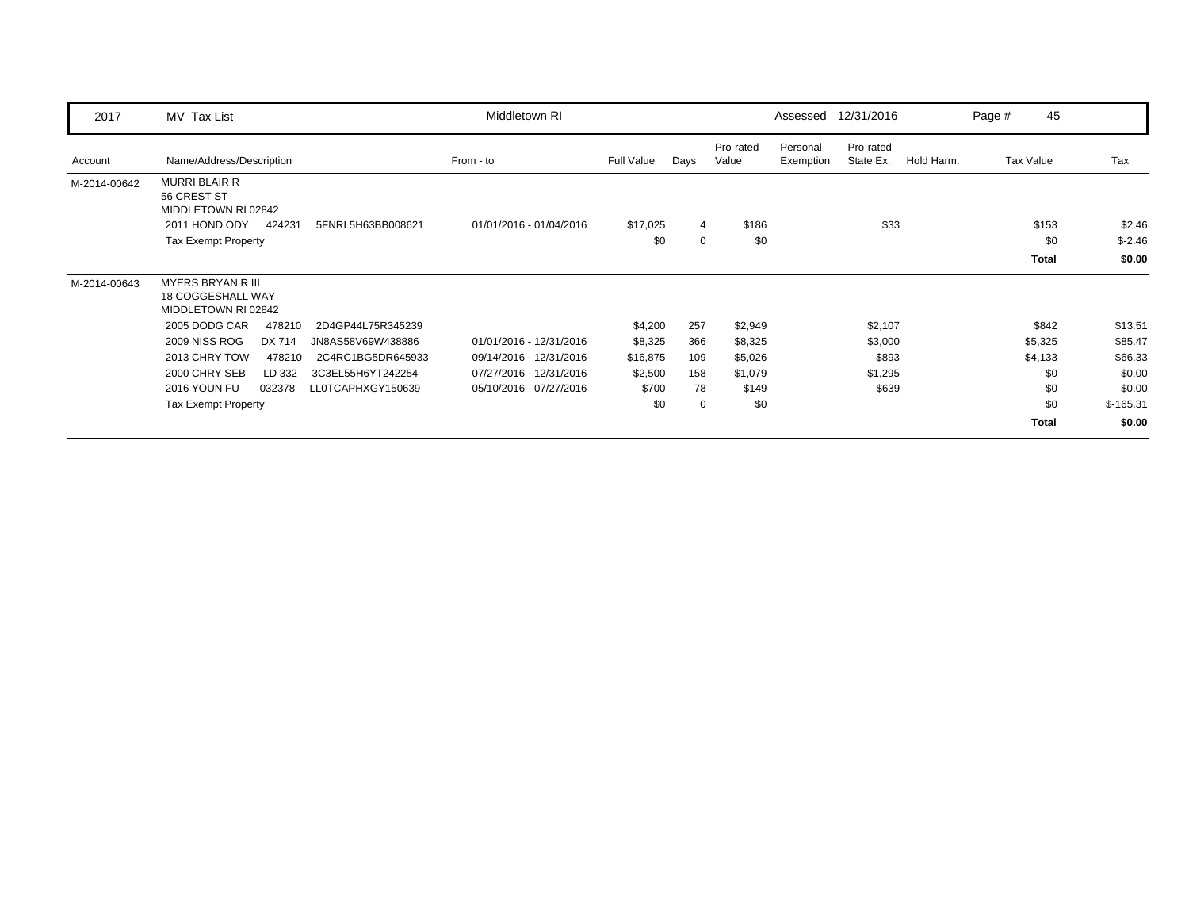| 2017 | MV Tax List | | Middletown RI | | | | | Assessed 12/31/2016 | | Page # 45 | |
|---|---|---|---|---|---|---|---|---|---|---|---|

| Account | Name/Address/Description | | | From - to | Full Value | Days | Pro-rated Value | Personal Exemption | Pro-rated State Ex. | Hold Harm. | Tax Value | Tax |
|---|---|---|---|---|---|---|---|---|---|---|---|---|
| M-2014-00642 | MURRI BLAIR R<br>56 CREST ST<br>MIDDLETOWN RI 02842 | | | | | | | | | | | |
| | 2011 HOND ODY | 424231 | 5FNRL5H63BB008621 | 01/01/2016 - 01/04/2016 | $17,025 | 4 | $186 | | $33 | | $153 | $2.46 |
| | Tax Exempt Property | | | | $0 | 0 | $0 | | | | $0 | $-2.46 |
| | | | | | | | | | | | **Total** | **$0.00** |
| M-2014-00643 | MYERS BRYAN R III<br>18 COGGESHALL WAY<br>MIDDLETOWN RI 02842 | | | | | | | | | | | |
| | 2005 DODG CAR | 478210 | 2D4GP44L75R345239 | | $4,200 | 257 | $2,949 | | $2,107 | | $842 | $13.51 |
| | 2009 NISS ROG | DX 714 | JN8AS58V69W438886 | 01/01/2016 - 12/31/2016 | $8,325 | 366 | $8,325 | | $3,000 | | $5,325 | $85.47 |
| | 2013 CHRY TOW | 478210 | 2C4RC1BG5DR645933 | 09/14/2016 - 12/31/2016 | $16,875 | 109 | $5,026 | | $893 | | $4,133 | $66.33 |
| | 2000 CHRY SEB | LD 332 | 3C3EL55H6YT242254 | 07/27/2016 - 12/31/2016 | $2,500 | 158 | $1,079 | | $1,295 | | $0 | $0.00 |
| | 2016 YOUN FU | 032378 | LL0TCAPHXGY150639 | 05/10/2016 - 07/27/2016 | $700 | 78 | $149 | | $639 | | $0 | $0.00 |
| | Tax Exempt Property | | | | $0 | 0 | $0 | | | | $0 | $-165.31 |
| | | | | | | | | | | | **Total** | **$0.00** |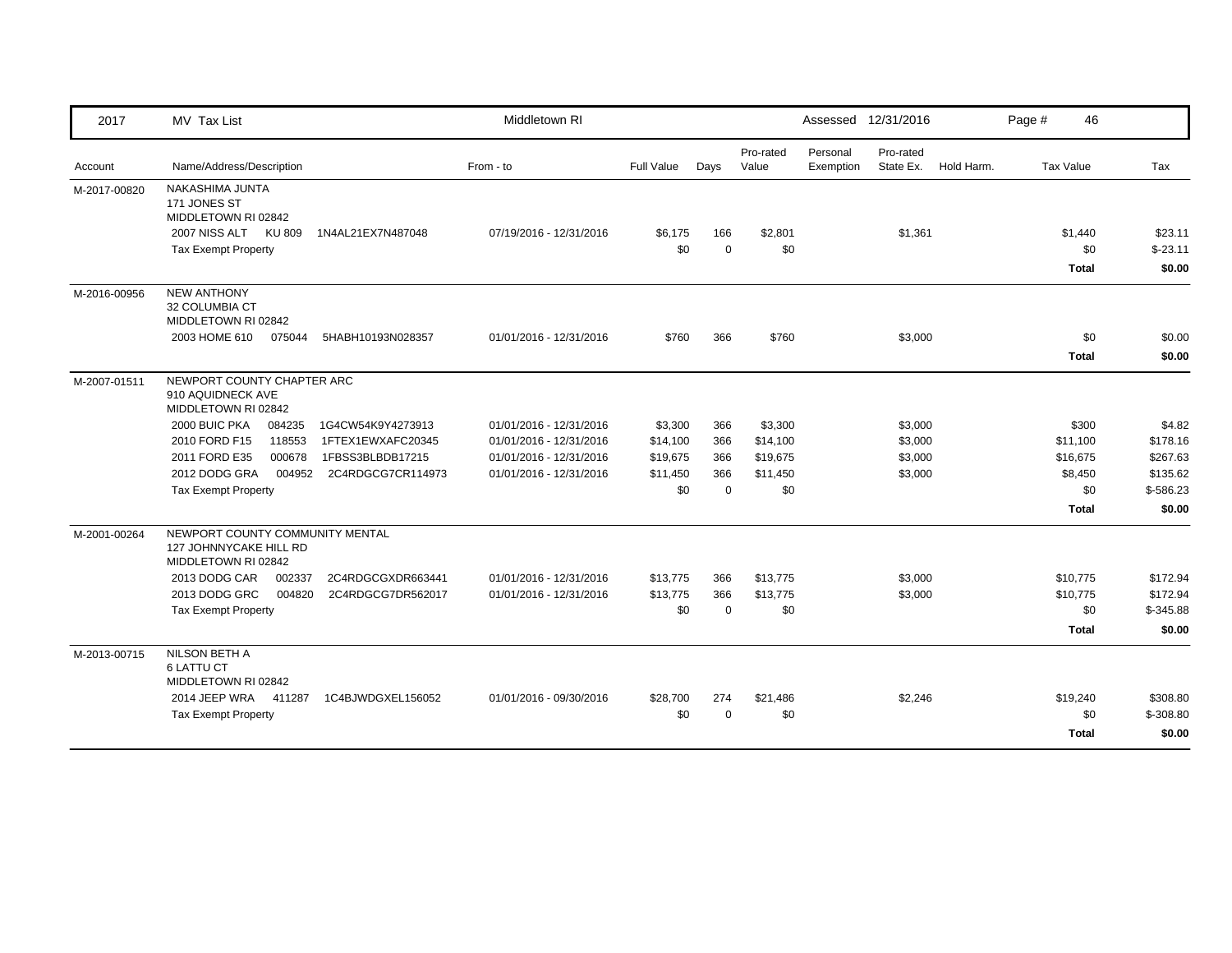| 2017 | MV Tax List | Middletown RI | | | | | Assessed 12/31/2016 | | | Page # 46 | |
|---|---|---|---|---|---|---|---|---|---|---|---|
| Account | Name/Address/Description | | From - to | Full Value | Days | Pro-rated Value | Personal Exemption | Pro-rated State Ex. | Hold Harm. | Tax Value | Tax |
| M-2017-00820 | NAKASHIMA JUNTA<br>171 JONES ST<br>MIDDLETOWN RI 02842 | | | | | | | | | | |
| | 2007 NISS ALT KU 809 | 1N4AL21EX7N487048 | 07/19/2016 - 12/31/2016 | $6,175 | 166 | $2,801 | | $1,361 | | $1,440 | $23.11 |
| | Tax Exempt Property | | | $0 | 0 | $0 | | | | $0 | $-23.11 |
| | | | | | | | | | | **Total** | **$0.00** |
| M-2016-00956 | NEW ANTHONY<br>32 COLUMBIA CT<br>MIDDLETOWN RI 02842 | | | | | | | | | | |
| | 2003 HOME 610 075044 | 5HABH10193N028357 | 01/01/2016 - 12/31/2016 | $760 | 366 | $760 | | $3,000 | | $0 | $0.00 |
| | | | | | | | | | | **Total** | **$0.00** |
| M-2007-01511 | NEWPORT COUNTY CHAPTER ARC<br>910 AQUIDNECK AVE<br>MIDDLETOWN RI 02842 | | | | | | | | | | |
| | 2000 BUIC PKA 084235 | 1G4CW54K9Y4273913 | 01/01/2016 - 12/31/2016 | $3,300 | 366 | $3,300 | | $3,000 | | $300 | $4.82 |
| | 2010 FORD F15 118553 | 1FTEX1EWXAFC20345 | 01/01/2016 - 12/31/2016 | $14,100 | 366 | $14,100 | | $3,000 | | $11,100 | $178.16 |
| | 2011 FORD E35 000678 | 1FBSS3BLBDB17215 | 01/01/2016 - 12/31/2016 | $19,675 | 366 | $19,675 | | $3,000 | | $16,675 | $267.63 |
| | 2012 DODG GRA 004952 | 2C4RDGCG7CR114973 | 01/01/2016 - 12/31/2016 | $11,450 | 366 | $11,450 | | $3,000 | | $8,450 | $135.62 |
| | Tax Exempt Property | | | $0 | 0 | $0 | | | | $0 | $-586.23 |
| | | | | | | | | | | **Total** | **$0.00** |
| M-2001-00264 | NEWPORT COUNTY COMMUNITY MENTAL<br>127 JOHNNYCAKE HILL RD<br>MIDDLETOWN RI 02842 | | | | | | | | | | |
| | 2013 DODG CAR 002337 | 2C4RDGCGXDR663441 | 01/01/2016 - 12/31/2016 | $13,775 | 366 | $13,775 | | $3,000 | | $10,775 | $172.94 |
| | 2013 DODG GRC 004820 | 2C4RDGCG7DR562017 | 01/01/2016 - 12/31/2016 | $13,775 | 366 | $13,775 | | $3,000 | | $10,775 | $172.94 |
| | Tax Exempt Property | | | $0 | 0 | $0 | | | | $0 | $-345.88 |
| | | | | | | | | | | **Total** | **$0.00** |
| M-2013-00715 | NILSON BETH A<br>6 LATTU CT<br>MIDDLETOWN RI 02842 | | | | | | | | | | |
| | 2014 JEEP WRA 411287 | 1C4BJWDGXEL156052 | 01/01/2016 - 09/30/2016 | $28,700 | 274 | $21,486 | | $2,246 | | $19,240 | $308.80 |
| | Tax Exempt Property | | | $0 | 0 | $0 | | | | $0 | $-308.80 |
| | | | | | | | | | | **Total** | **$0.00** |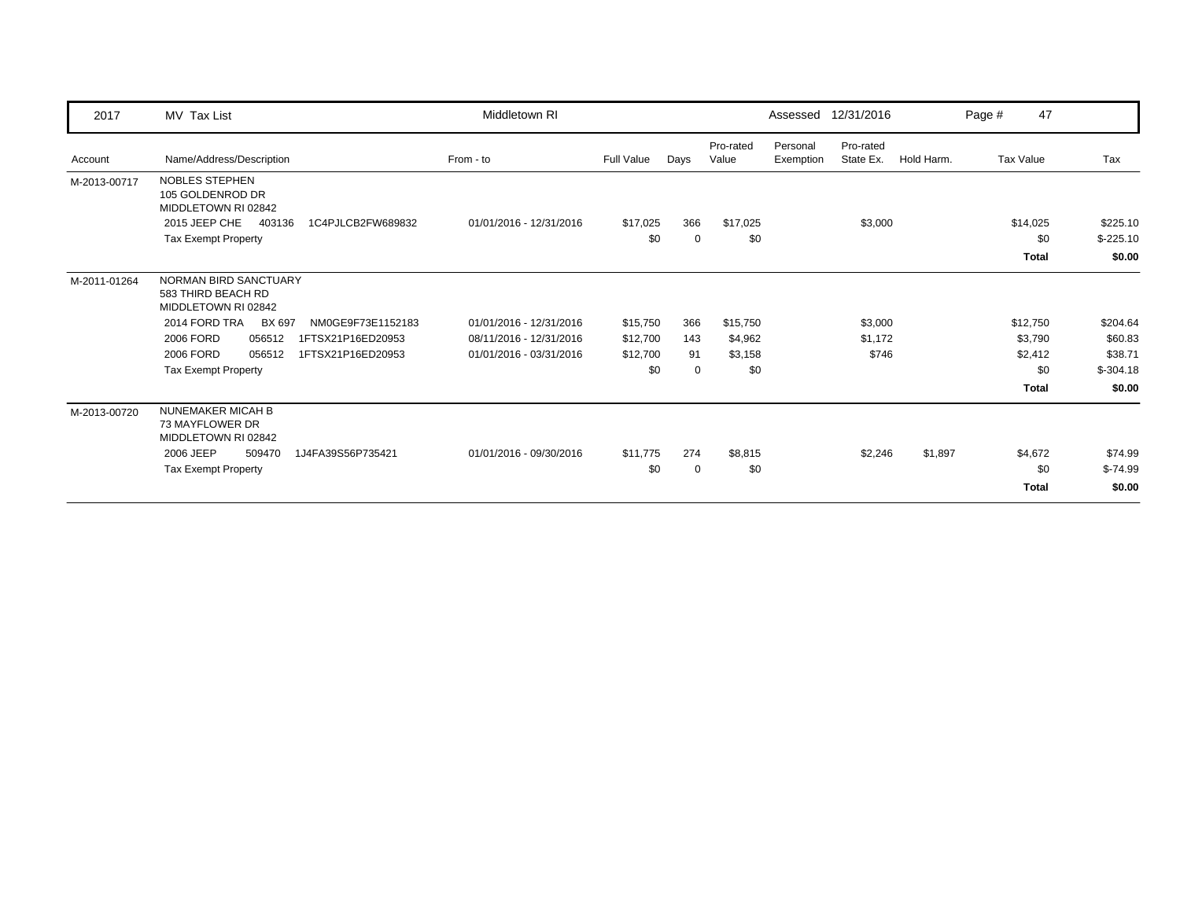| 2017 | MV Tax List | Middletown RI | | | | Assessed | 12/31/2016 | | Page # 47 | |
|---|---|---|---|---|---|---|---|---|---|---|
| Account | Name/Address/Description | From - to | Full Value | Days | Pro-rated Value | Personal Exemption | Pro-rated State Ex. | Hold Harm. | Tax Value | Tax |
| M-2013-00717 | NOBLES STEPHEN<br>105 GOLDENROD DR<br>MIDDLETOWN RI 02842 | | | | | | | | | |
| | 2015 JEEP CHE 403136 1C4PJLCB2FW689832 | 01/01/2016 - 12/31/2016 | $17,025 | 366 | $17,025 | | $3,000 | | $14,025 | $225.10 |
| | Tax Exempt Property | | $0 | 0 | $0 | | | | $0 | $-225.10 |
| | | | | | | | | | **Total** | **$0.00** |
| M-2011-01264 | NORMAN BIRD SANCTUARY<br>583 THIRD BEACH RD<br>MIDDLETOWN RI 02842 | | | | | | | | | |
| | 2014 FORD TRA BX 697 NM0GE9F73E1152183 | 01/01/2016 - 12/31/2016 | $15,750 | 366 | $15,750 | | $3,000 | | $12,750 | $204.64 |
| | 2006 FORD 056512 1FTSX21P16ED20953 | 08/11/2016 - 12/31/2016 | $12,700 | 143 | $4,962 | | $1,172 | | $3,790 | $60.83 |
| | 2006 FORD 056512 1FTSX21P16ED20953 | 01/01/2016 - 03/31/2016 | $12,700 | 91 | $3,158 | | $746 | | $2,412 | $38.71 |
| | Tax Exempt Property | | $0 | 0 | $0 | | | | $0 | $-304.18 |
| | | | | | | | | | **Total** | **$0.00** |
| M-2013-00720 | NUNEMAKER MICAH B<br>73 MAYFLOWER DR<br>MIDDLETOWN RI 02842 | | | | | | | | | |
| | 2006 JEEP 509470 1J4FA39S56P735421 | 01/01/2016 - 09/30/2016 | $11,775 | 274 | $8,815 | | $2,246 | $1,897 | $4,672 | $74.99 |
| | Tax Exempt Property | | $0 | 0 | $0 | | | | $0 | $-74.99 |
| | | | | | | | | | **Total** | **$0.00** |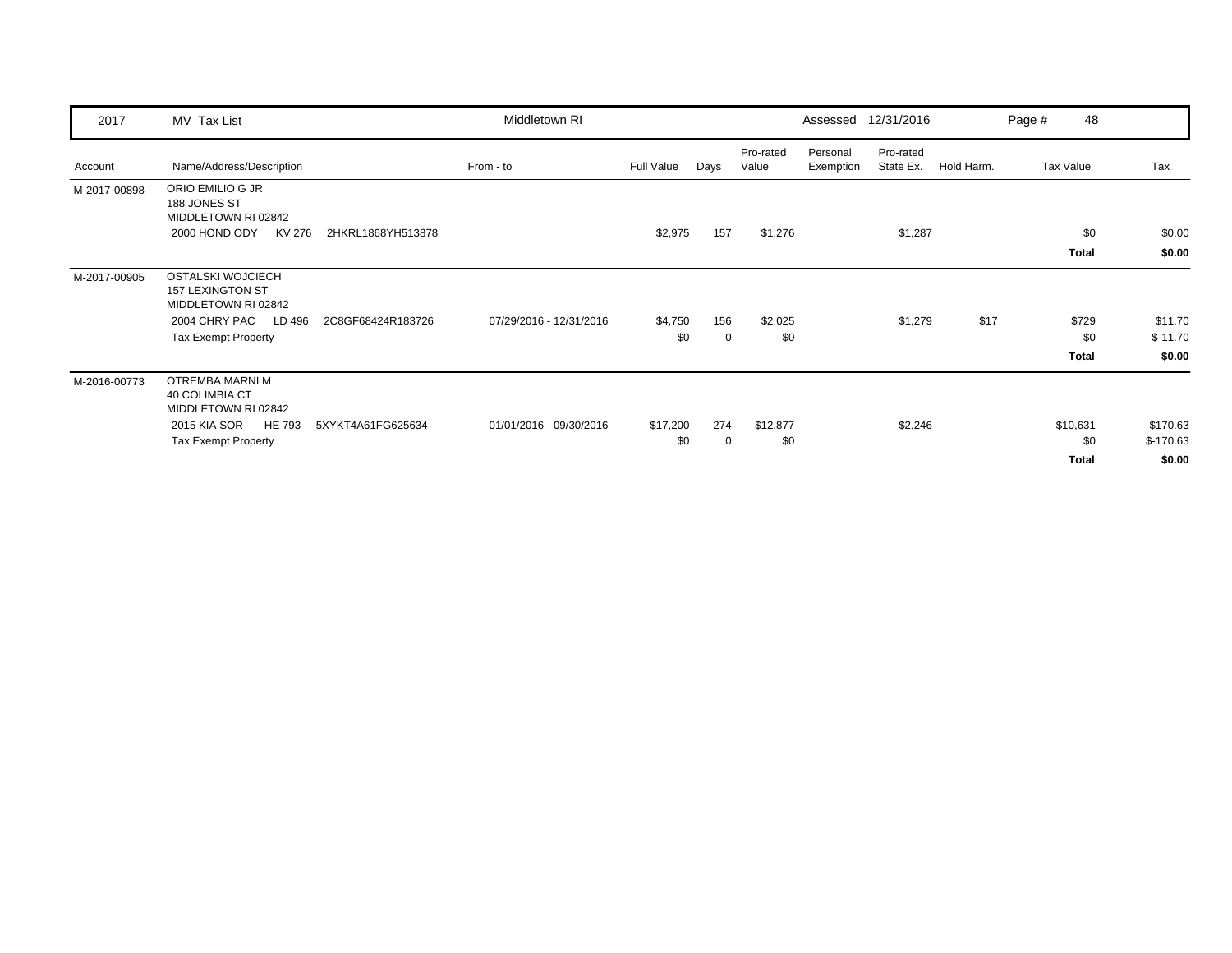| 2017 | MV Tax List | Middletown RI | | | | | Assessed 12/31/2016 | | Page # 48 | |
|---|---|---|---|---|---|---|---|---|---|---|
| **Account** | **Name/Address/Description** | **From - to** | **Full Value** | **Days** | **Pro-rated Value** | **Personal Exemption** | **Pro-rated State Ex.** | **Hold Harm.** | **Tax Value** | **Tax** |
| M-2017-00898 | ORIO EMILIO G JR<br>188 JONES ST<br>MIDDLETOWN RI 02842 | | | | | | | | | |
| | 2000 HOND ODY KV 276 2HKRL1868YH513878 | | $2,975 | 157 | $1,276 | | $1,287 | | $0 | $0.00 |
| | | | | | | | | | **Total** | **$0.00** |
| M-2017-00905 | OSTALSKI WOJCIECH<br>157 LEXINGTON ST<br>MIDDLETOWN RI 02842 | | | | | | | | | |
| | 2004 CHRY PAC LD 496 2C8GF68424R183726 | 07/29/2016 - 12/31/2016 | $4,750 | 156 | $2,025 | | $1,279 | $17 | $729 | $11.70 |
| | Tax Exempt Property | | $0 | 0 | $0 | | | | $0 | $-11.70 |
| | | | | | | | | | **Total** | **$0.00** |
| M-2016-00773 | OTREMBA MARNI M<br>40 COLIMBIA CT<br>MIDDLETOWN RI 02842 | | | | | | | | | |
| | 2015 KIA SOR HE 793 5XYKT4A61FG625634 | 01/01/2016 - 09/30/2016 | $17,200 | 274 | $12,877 | | $2,246 | | $10,631 | $170.63 |
| | Tax Exempt Property | | $0 | 0 | $0 | | | | $0 | $-170.63 |
| | | | | | | | | | **Total** | **$0.00** |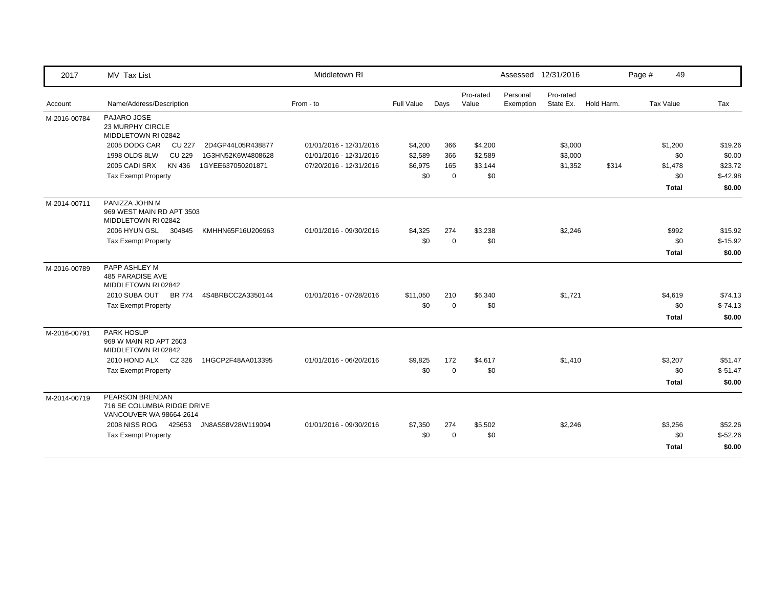| 2017 | MV Tax List | Middletown RI | | | | Assessed 12/31/2016 | | | Page # 49 | |
|---|---|---|---|---|---|---|---|---|---|---|
| Account | Name/Address/Description | From - to | Full Value | Days | Pro-rated Value | Personal Exemption | Pro-rated State Ex. | Hold Harm. | Tax Value | Tax |
| M-2016-00784 | PAJARO JOSE<br>23 MURPHY CIRCLE<br>MIDDLETOWN RI 02842 | | | | | | | | | |
| | 2005 DODG CAR CU 227 2D4GP44L05R438877 | 01/01/2016 - 12/31/2016 | $4,200 | 366 | $4,200 | | $3,000 | | $1,200 | $19.26 |
| | 1998 OLDS 8LW CU 229 1G3HN52K6W4808628 | 01/01/2016 - 12/31/2016 | $2,589 | 366 | $2,589 | | $3,000 | | $0 | $0.00 |
| | 2005 CADI SRX KN 436 1GYEE637050201871 | 07/20/2016 - 12/31/2016 | $6,975 | 165 | $3,144 | | $1,352 | $314 | $1,478 | $23.72 |
| | Tax Exempt Property | | $0 | 0 | $0 | | | | $0 | $-42.98 |
| | | | | | | | | | **Total** | **$0.00** |
| M-2014-00711 | PANIZZA JOHN M<br>969 WEST MAIN RD APT 3503<br>MIDDLETOWN RI 02842 | | | | | | | | | |
| | 2006 HYUN GSL 304845 KMHHN65F16U206963 | 01/01/2016 - 09/30/2016 | $4,325 | 274 | $3,238 | | $2,246 | | $992 | $15.92 |
| | Tax Exempt Property | | $0 | 0 | $0 | | | | $0 | $-15.92 |
| | | | | | | | | | **Total** | **$0.00** |
| M-2016-00789 | PAPP ASHLEY M<br>485 PARADISE AVE<br>MIDDLETOWN RI 02842 | | | | | | | | | |
| | 2010 SUBA OUT BR 774 4S4BRBCC2A3350144 | 01/01/2016 - 07/28/2016 | $11,050 | 210 | $6,340 | | $1,721 | | $4,619 | $74.13 |
| | Tax Exempt Property | | $0 | 0 | $0 | | | | $0 | $-74.13 |
| | | | | | | | | | **Total** | **$0.00** |
| M-2016-00791 | PARK HOSUP<br>969 W MAIN RD APT 2603<br>MIDDLETOWN RI 02842 | | | | | | | | | |
| | 2010 HOND ALX CZ 326 1HGCP2F48AA013395 | 01/01/2016 - 06/20/2016 | $9,825 | 172 | $4,617 | | $1,410 | | $3,207 | $51.47 |
| | Tax Exempt Property | | $0 | 0 | $0 | | | | $0 | $-51.47 |
| | | | | | | | | | **Total** | **$0.00** |
| M-2014-00719 | PEARSON BRENDAN<br>716 SE COLUMBIA RIDGE DRIVE<br>VANCOUVER WA 98664-2614 | | | | | | | | | |
| | 2008 NISS ROG 425653 JN8AS58V28W119094 | 01/01/2016 - 09/30/2016 | $7,350 | 274 | $5,502 | | $2,246 | | $3,256 | $52.26 |
| | Tax Exempt Property | | $0 | 0 | $0 | | | | $0 | $-52.26 |
| | | | | | | | | | **Total** | **$0.00** |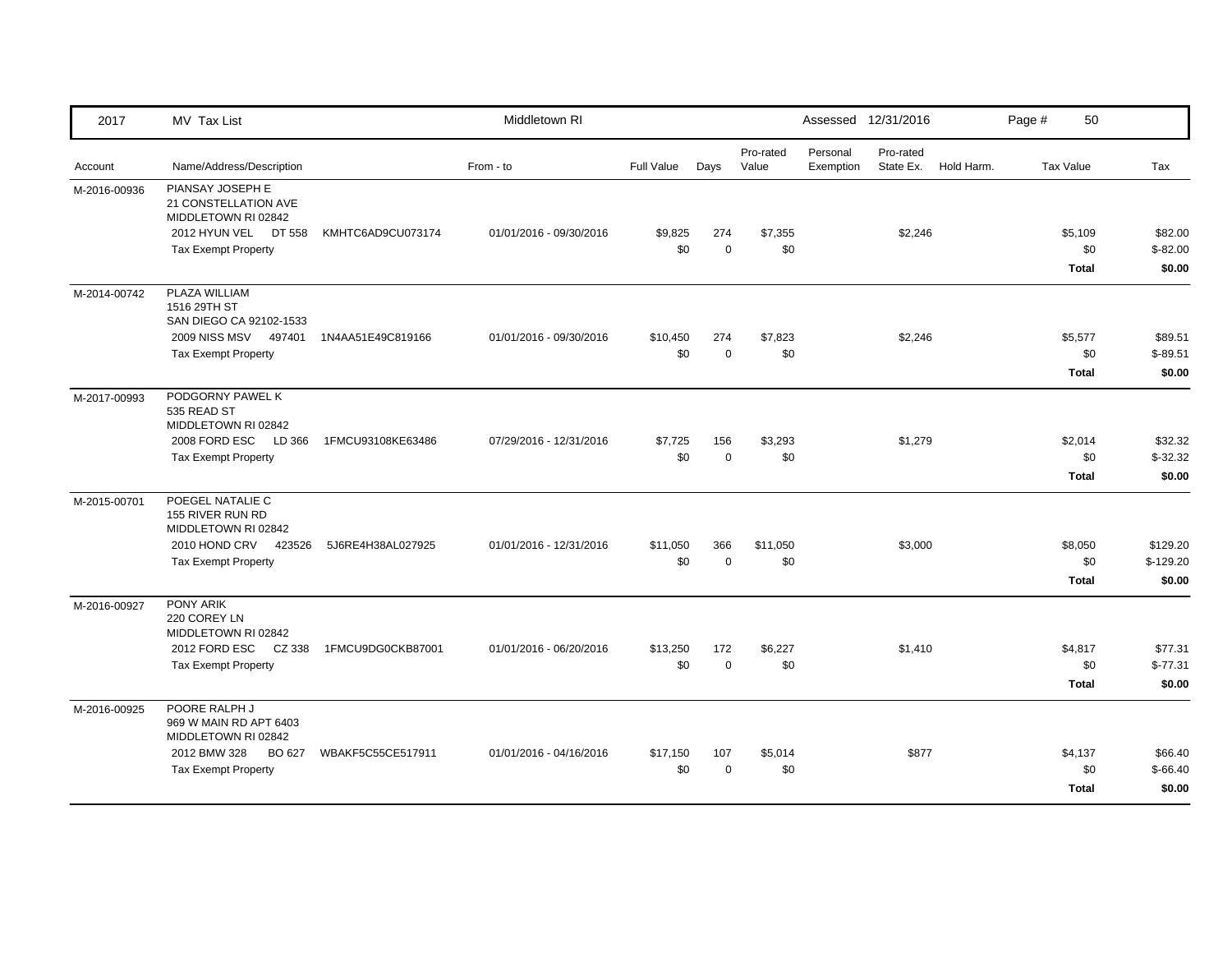| 2017 | MV Tax List | | Middletown RI | | | | | Assessed 12/31/2016 | | | Page # 50 |
|---|---|---|---|---|---|---|---|---|---|---|---|
| Account | Name/Address/Description | | From - to | Full Value | Days | Pro-rated Value | Personal Exemption | Pro-rated State Ex. | Hold Harm. | Tax Value | Tax |
| M-2016-00936 | PIANSAY JOSEPH E<br>21 CONSTELLATION AVE<br>MIDDLETOWN RI 02842 | | | | | | | | | | |
| | 2012 HYUN VEL DT 558 | KMHTC6AD9CU073174 | 01/01/2016 - 09/30/2016 | $9,825 | 274 | $7,355 | | $2,246 | | $5,109 | $82.00 |
| | Tax Exempt Property | | | $0 | 0 | $0 | | | | $0 | $-82.00 |
| | | | | | | | | | | **Total** | **$0.00** |
| M-2014-00742 | PLAZA WILLIAM<br>1516 29TH ST<br>SAN DIEGO CA 92102-1533 | | | | | | | | | | |
| | 2009 NISS MSV 497401 | 1N4AA51E49C819166 | 01/01/2016 - 09/30/2016 | $10,450 | 274 | $7,823 | | $2,246 | | $5,577 | $89.51 |
| | Tax Exempt Property | | | $0 | 0 | $0 | | | | $0 | $-89.51 |
| | | | | | | | | | | **Total** | **$0.00** |
| M-2017-00993 | PODGORNY PAWEL K<br>535 READ ST<br>MIDDLETOWN RI 02842 | | | | | | | | | | |
| | 2008 FORD ESC LD 366 | 1FMCU93108KE63486 | 07/29/2016 - 12/31/2016 | $7,725 | 156 | $3,293 | | $1,279 | | $2,014 | $32.32 |
| | Tax Exempt Property | | | $0 | 0 | $0 | | | | $0 | $-32.32 |
| | | | | | | | | | | **Total** | **$0.00** |
| M-2015-00701 | POEGEL NATALIE C<br>155 RIVER RUN RD<br>MIDDLETOWN RI 02842 | | | | | | | | | | |
| | 2010 HOND CRV 423526 | 5J6RE4H38AL027925 | 01/01/2016 - 12/31/2016 | $11,050 | 366 | $11,050 | | $3,000 | | $8,050 | $129.20 |
| | Tax Exempt Property | | | $0 | 0 | $0 | | | | $0 | $-129.20 |
| | | | | | | | | | | **Total** | **$0.00** |
| M-2016-00927 | PONY ARIK<br>220 COREY LN<br>MIDDLETOWN RI 02842 | | | | | | | | | | |
| | 2012 FORD ESC CZ 338 | 1FMCU9DG0CKB87001 | 01/01/2016 - 06/20/2016 | $13,250 | 172 | $6,227 | | $1,410 | | $4,817 | $77.31 |
| | Tax Exempt Property | | | $0 | 0 | $0 | | | | $0 | $-77.31 |
| | | | | | | | | | | **Total** | **$0.00** |
| M-2016-00925 | POORE RALPH J<br>969 W MAIN RD APT 6403<br>MIDDLETOWN RI 02842 | | | | | | | | | | |
| | 2012 BMW 328 BO 627 | WBAKF5C55CE517911 | 01/01/2016 - 04/16/2016 | $17,150 | 107 | $5,014 | | $877 | | $4,137 | $66.40 |
| | Tax Exempt Property | | | $0 | 0 | $0 | | | | $0 | $-66.40 |
| | | | | | | | | | | **Total** | **$0.00** |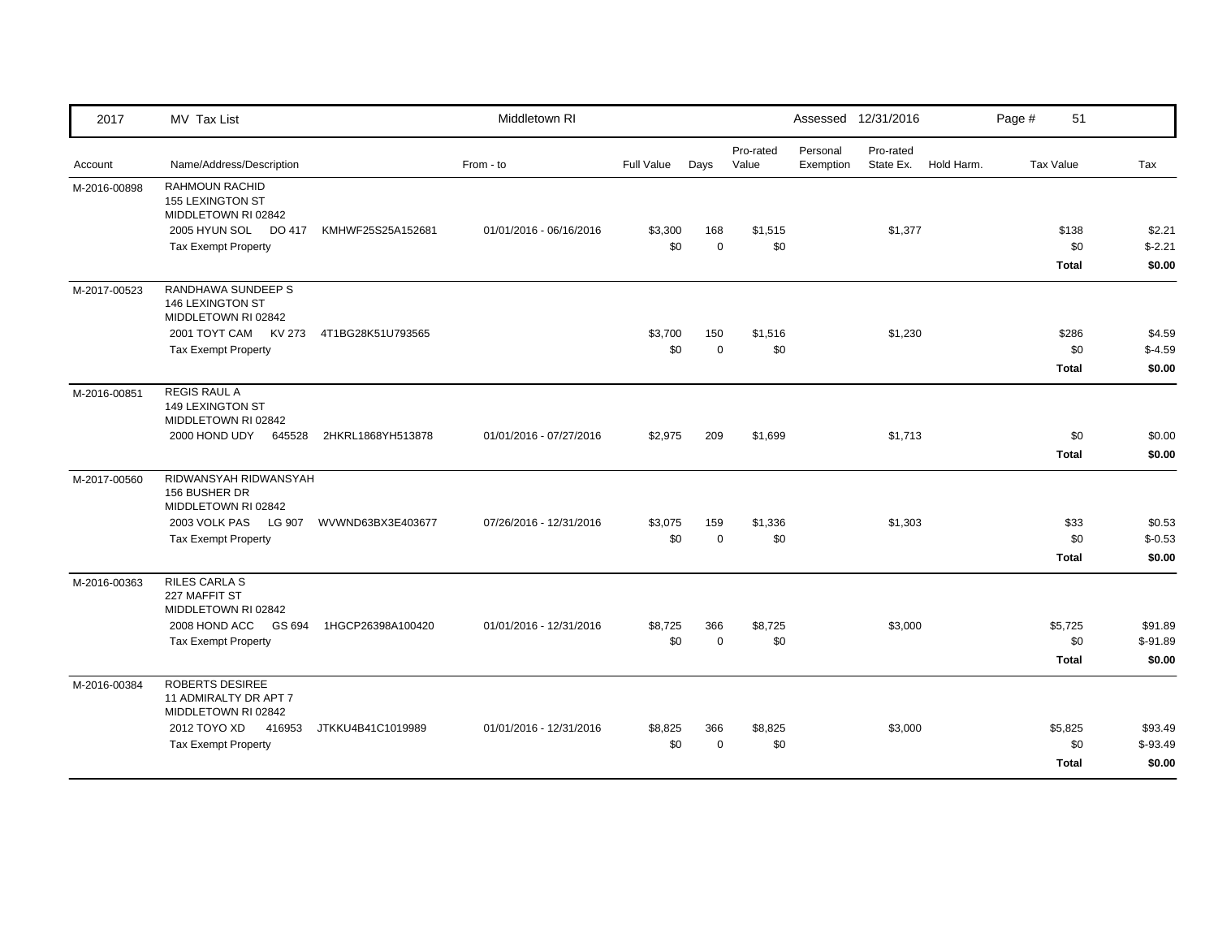| 2017 | MV Tax List | Middletown RI | | | | | Assessed 12/31/2016 | | | | |
|---|---|---|---|---|---|---|---|---|---|---|---|
| Account | Name/Address/Description | From - to | Full Value | Days | Pro-rated Value | Personal Exemption | Pro-rated State Ex. | Hold Harm. | Tax Value | Tax |
| M-2016-00898 | RAHMOUN RACHID<br>155 LEXINGTON ST<br>MIDDLETOWN RI 02842 | | | | | | | | | |
| | 2005 HYUN SOL DO 417 KMHWF25S25A152681 | 01/01/2016 - 06/16/2016 | $3,300 | 168 | $1,515 | | $1,377 | | $138 | $2.21 |
| | Tax Exempt Property | | $0 | 0 | $0 | | | | $0 | $-2.21 |
| | | | | | | | | | **Total** | **$0.00** |
| M-2017-00523 | RANDHAWA SUNDEEP S<br>146 LEXINGTON ST<br>MIDDLETOWN RI 02842 | | | | | | | | | |
| | 2001 TOYT CAM KV 273 4T1BG28K51U793565 | | $3,700 | 150 | $1,516 | | $1,230 | | $286 | $4.59 |
| | Tax Exempt Property | | $0 | 0 | $0 | | | | $0 | $-4.59 |
| | | | | | | | | | **Total** | **$0.00** |
| M-2016-00851 | REGIS RAUL A<br>149 LEXINGTON ST<br>MIDDLETOWN RI 02842 | | | | | | | | | |
| | 2000 HOND UDY 645528 2HKRL1868YH513878 | 01/01/2016 - 07/27/2016 | $2,975 | 209 | $1,699 | | $1,713 | | $0 | $0.00 |
| | | | | | | | | | **Total** | **$0.00** |
| M-2017-00560 | RIDWANSYAH RIDWANSYAH<br>156 BUSHER DR<br>MIDDLETOWN RI 02842 | | | | | | | | | |
| | 2003 VOLK PAS LG 907 WVWND63BX3E403677 | 07/26/2016 - 12/31/2016 | $3,075 | 159 | $1,336 | | $1,303 | | $33 | $0.53 |
| | Tax Exempt Property | | $0 | 0 | $0 | | | | $0 | $-0.53 |
| | | | | | | | | | **Total** | **$0.00** |
| M-2016-00363 | RILES CARLA S<br>227 MAFFIT ST<br>MIDDLETOWN RI 02842 | | | | | | | | | |
| | 2008 HOND ACC GS 694 1HGCP26398A100420 | 01/01/2016 - 12/31/2016 | $8,725 | 366 | $8,725 | | $3,000 | | $5,725 | $91.89 |
| | Tax Exempt Property | | $0 | 0 | $0 | | | | $0 | $-91.89 |
| | | | | | | | | | **Total** | **$0.00** |
| M-2016-00384 | ROBERTS DESIREE<br>11 ADMIRALTY DR APT 7<br>MIDDLETOWN RI 02842 | | | | | | | | | |
| | 2012 TOYO XD 416953 JTKKU4B41C1019989 | 01/01/2016 - 12/31/2016 | $8,825 | 366 | $8,825 | | $3,000 | | $5,825 | $93.49 |
| | Tax Exempt Property | | $0 | 0 | $0 | | | | $0 | $-93.49 |
| | | | | | | | | | **Total** | **$0.00** |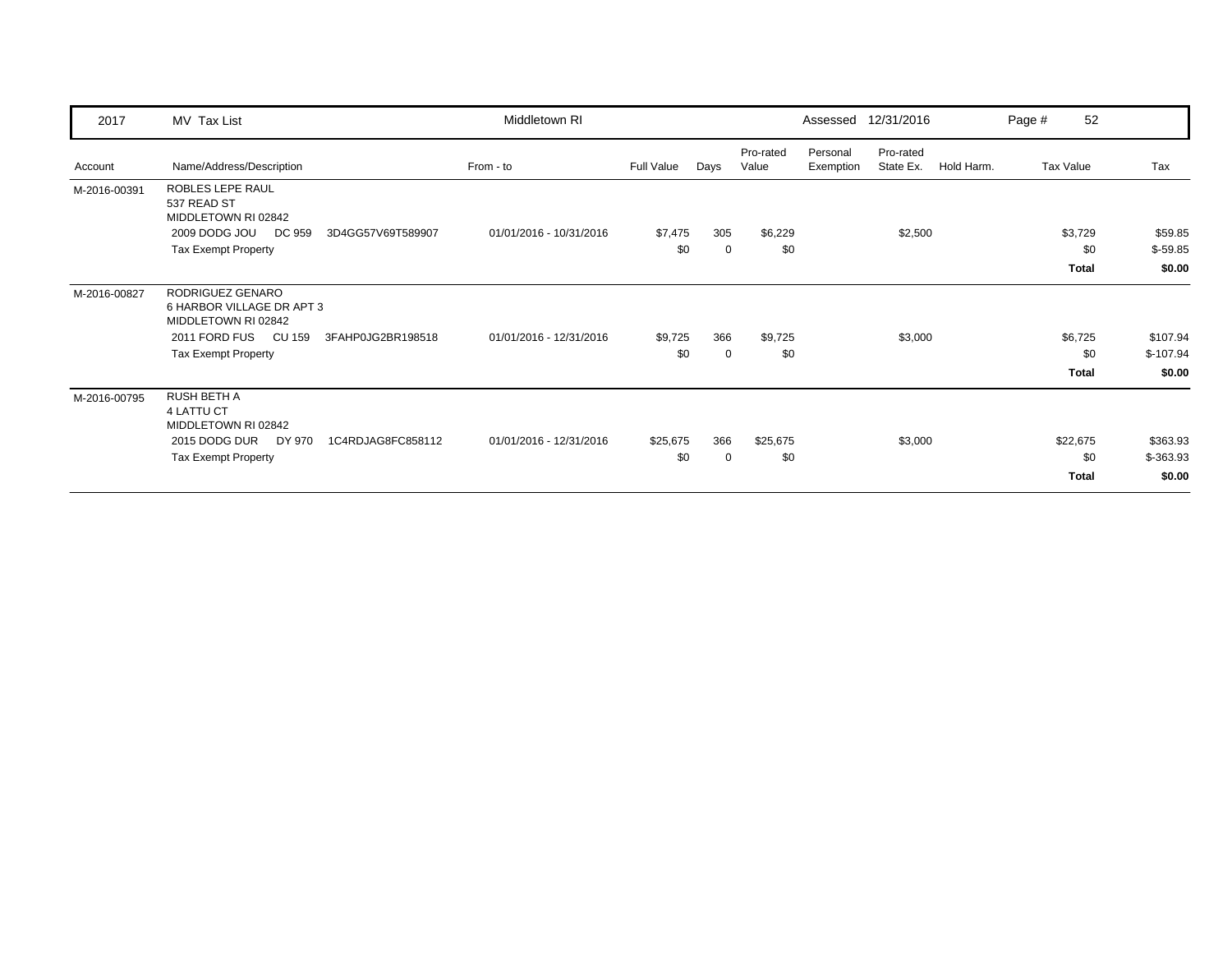| 2017 | MV Tax List | Middletown RI | | | | Assessed 12/31/2016 | | | Page # 52 | |
|---|---|---|---|---|---|---|---|---|---|---|
| Account | Name/Address/Description | From - to | Full Value | Days | Pro-rated Value | Personal Exemption | Pro-rated State Ex. | Hold Harm. | Tax Value | Tax |
| M-2016-00391 | ROBLES LEPE RAUL<br>537 READ ST<br>MIDDLETOWN RI 02842 | | | | | | | | | |
| | 2009 DODG JOU DC 959 3D4GG57V69T589907 | 01/01/2016 - 10/31/2016 | $7,475 | 305 | $6,229 | | $2,500 | | $3,729 | $59.85 |
| | Tax Exempt Property | | $0 | 0 | $0 | | | | $0 | $-59.85 |
| | | | | | | | | | **Total** | **$0.00** |
| M-2016-00827 | RODRIGUEZ GENARO<br>6 HARBOR VILLAGE DR APT 3<br>MIDDLETOWN RI 02842 | | | | | | | | | |
| | 2011 FORD FUS CU 159 3FAHP0JG2BR198518 | 01/01/2016 - 12/31/2016 | $9,725 | 366 | $9,725 | | $3,000 | | $6,725 | $107.94 |
| | Tax Exempt Property | | $0 | 0 | $0 | | | | $0 | $-107.94 |
| | | | | | | | | | **Total** | **$0.00** |
| M-2016-00795 | RUSH BETH A<br>4 LATTU CT<br>MIDDLETOWN RI 02842 | | | | | | | | | |
| | 2015 DODG DUR DY 970 1C4RDJAG8FC858112 | 01/01/2016 - 12/31/2016 | $25,675 | 366 | $25,675 | | $3,000 | | $22,675 | $363.93 |
| | Tax Exempt Property | | $0 | 0 | $0 | | | | $0 | $-363.93 |
| | | | | | | | | | **Total** | **$0.00** |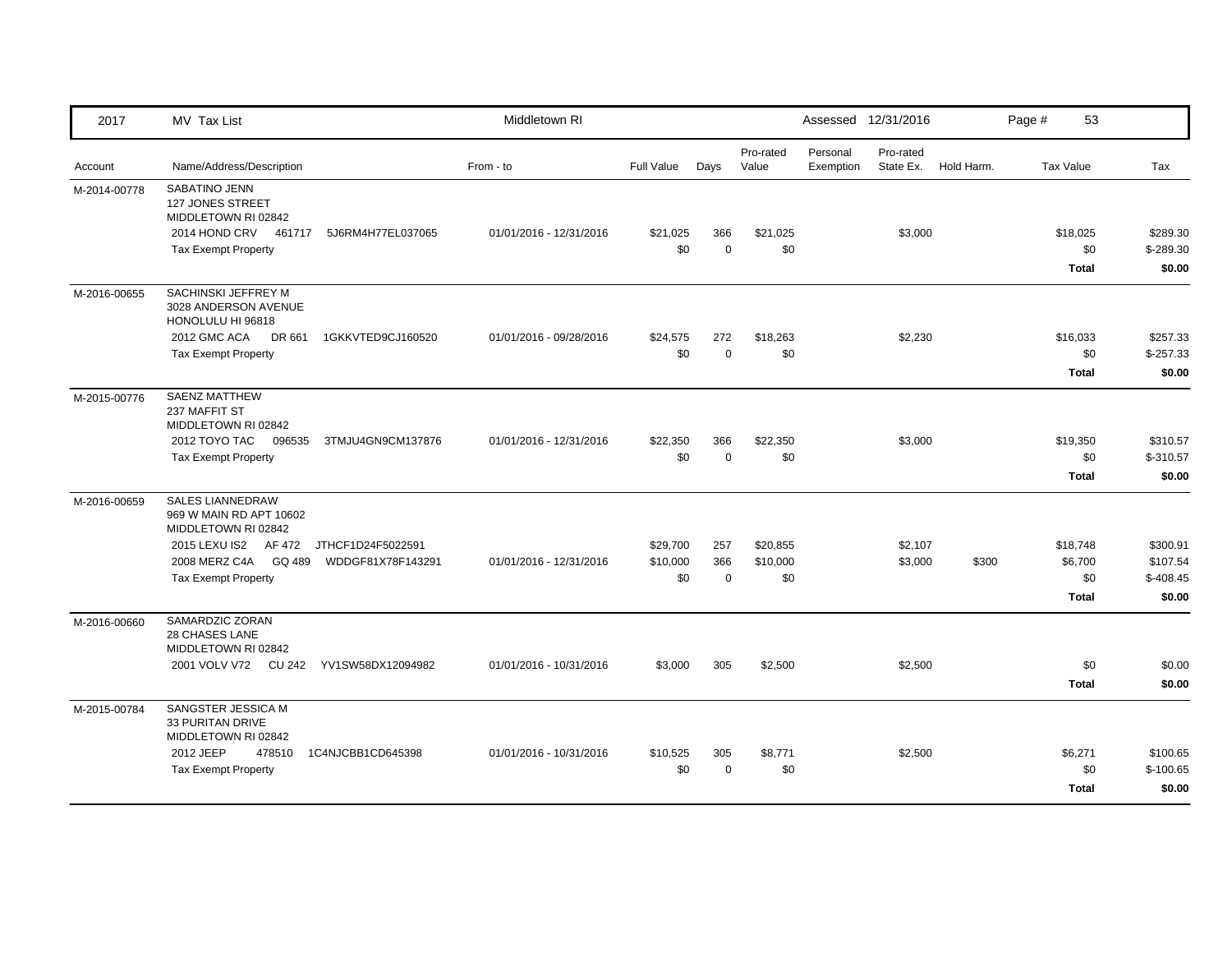| 2017 | MV Tax List | Middletown RI | | | | Assessed 12/31/2016 | | | | Page # 53 |
|---|---|---|---|---|---|---|---|---|---|---|
| Account | Name/Address/Description | From - to | Full Value | Days | Pro-rated Value | Personal Exemption | Pro-rated State Ex. | Hold Harm. | Tax Value | Tax |
| M-2014-00778 | SABATINO JENN<br>127 JONES STREET<br>MIDDLETOWN RI 02842 | | | | | | | | | |
| | 2014 HOND CRV 461717 5J6RM4H77EL037065 | 01/01/2016 - 12/31/2016 | $21,025 | 366 | $21,025 | | $3,000 | | $18,025 | $289.30 |
| | Tax Exempt Property | | $0 | 0 | $0 | | | | $0 | $-289.30 |
| | | | | | | | | | **Total** | **$0.00** |
| M-2016-00655 | SACHINSKI JEFFREY M<br>3028 ANDERSON AVENUE<br>HONOLULU HI 96818 | | | | | | | | | |
| | 2012 GMC ACA DR 661 1GKKVTED9CJ160520 | 01/01/2016 - 09/28/2016 | $24,575 | 272 | $18,263 | | $2,230 | | $16,033 | $257.33 |
| | Tax Exempt Property | | $0 | 0 | $0 | | | | $0 | $-257.33 |
| | | | | | | | | | **Total** | **$0.00** |
| M-2015-00776 | SAENZ MATTHEW<br>237 MAFFIT ST<br>MIDDLETOWN RI 02842 | | | | | | | | | |
| | 2012 TOYO TAC 096535 3TMJU4GN9CM137876 | 01/01/2016 - 12/31/2016 | $22,350 | 366 | $22,350 | | $3,000 | | $19,350 | $310.57 |
| | Tax Exempt Property | | $0 | 0 | $0 | | | | $0 | $-310.57 |
| | | | | | | | | | **Total** | **$0.00** |
| M-2016-00659 | SALES LIANNEDRAW<br>969 W MAIN RD APT 10602<br>MIDDLETOWN RI 02842 | | | | | | | | | |
| | 2015 LEXU IS2 AF 472 JTHCF1D24F5022591 | | $29,700 | 257 | $20,855 | | $2,107 | | $18,748 | $300.91 |
| | 2008 MERZ C4A GQ 489 WDDGF81X78F143291 | 01/01/2016 - 12/31/2016 | $10,000 | 366 | $10,000 | | $3,000 | $300 | $6,700 | $107.54 |
| | Tax Exempt Property | | $0 | 0 | $0 | | | | $0 | $-408.45 |
| | | | | | | | | | **Total** | **$0.00** |
| M-2016-00660 | SAMARDZIC ZORAN<br>28 CHASES LANE<br>MIDDLETOWN RI 02842 | | | | | | | | | |
| | 2001 VOLV V72 CU 242 YV1SW58DX12094982 | 01/01/2016 - 10/31/2016 | $3,000 | 305 | $2,500 | | $2,500 | | $0 | $0.00 |
| | | | | | | | | | **Total** | **$0.00** |
| M-2015-00784 | SANGSTER JESSICA M<br>33 PURITAN DRIVE<br>MIDDLETOWN RI 02842 | | | | | | | | | |
| | 2012 JEEP 478510 1C4NJCBB1CD645398 | 01/01/2016 - 10/31/2016 | $10,525 | 305 | $8,771 | | $2,500 | | $6,271 | $100.65 |
| | Tax Exempt Property | | $0 | 0 | $0 | | | | $0 | $-100.65 |
| | | | | | | | | | **Total** | **$0.00** |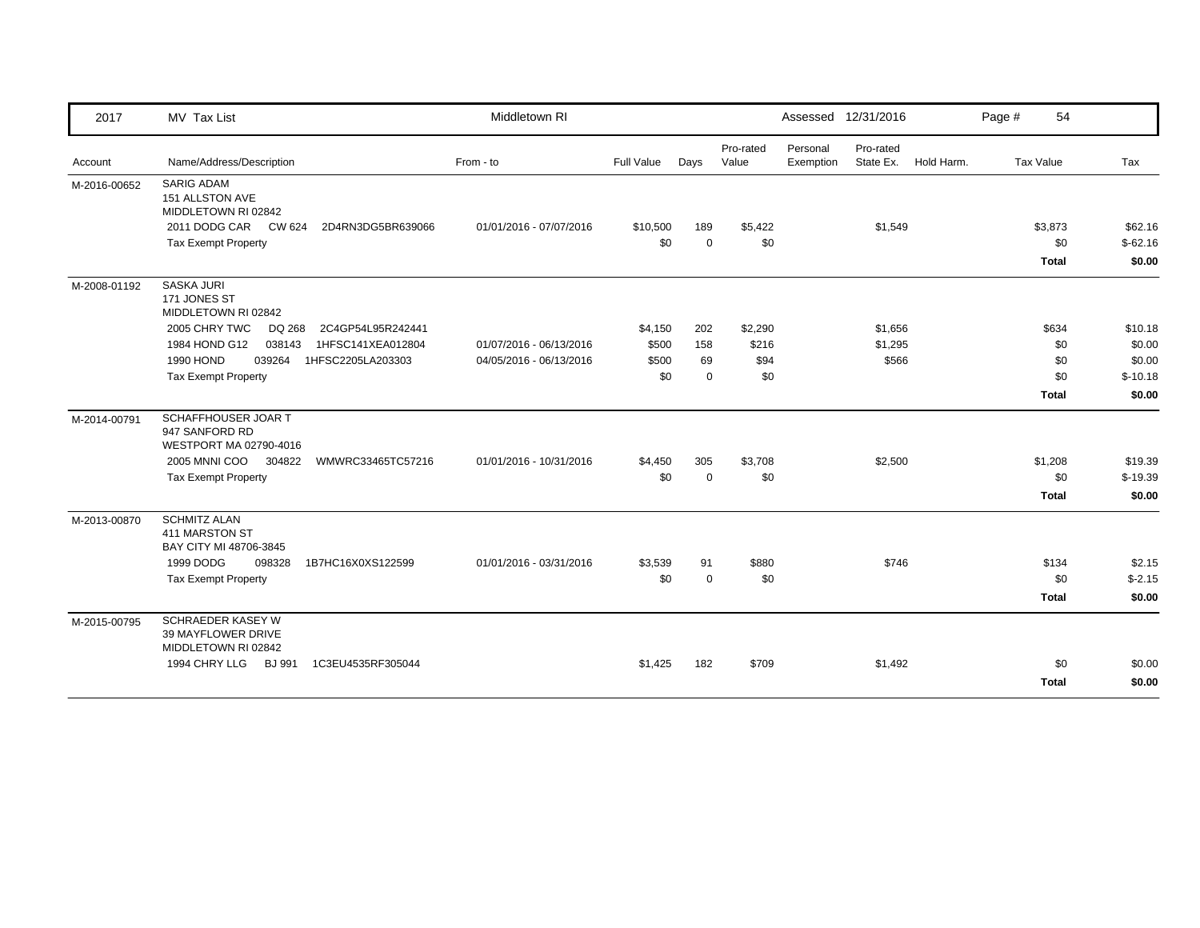| 2017 | MV Tax List | Middletown RI | | | | Assessed 12/31/2016 | | | Page # 54 | |
|---|---|---|---|---|---|---|---|---|---|---|
| Account | Name/Address/Description | From - to | Full Value | Days | Pro-rated Value | Personal Exemption | Pro-rated State Ex. | Hold Harm. | Tax Value | Tax |
| M-2016-00652 | SARIG ADAM<br>151 ALLSTON AVE<br>MIDDLETOWN RI 02842 | | | | | | | | | |
| | 2011 DODG CAR CW 624 2D4RN3DG5BR639066 | 01/01/2016 - 07/07/2016 | $10,500 | 189 | $5,422 | | $1,549 | | $3,873 | $62.16 |
| | Tax Exempt Property | | $0 | 0 | $0 | | | | $0 | $-62.16 |
| | | | | | | | | | **Total** | **$0.00** |
| M-2008-01192 | SASKA JURI<br>171 JONES ST<br>MIDDLETOWN RI 02842 | | | | | | | | | |
| | 2005 CHRY TWC DQ 268 2C4GP54L95R242441 | | $4,150 | 202 | $2,290 | | $1,656 | | $634 | $10.18 |
| | 1984 HOND G12 038143 1HFSC141XEA012804 | 01/07/2016 - 06/13/2016 | $500 | 158 | $216 | | $1,295 | | $0 | $0.00 |
| | 1990 HOND 039264 1HFSC2205LA203303 | 04/05/2016 - 06/13/2016 | $500 | 69 | $94 | | $566 | | $0 | $0.00 |
| | Tax Exempt Property | | $0 | 0 | $0 | | | | $0 | $-10.18 |
| | | | | | | | | | **Total** | **$0.00** |
| M-2014-00791 | SCHAFFHOUSER JOAR T<br>947 SANFORD RD<br>WESTPORT MA 02790-4016 | | | | | | | | | |
| | 2005 MNNI COO 304822 WMWRC33465TC57216 | 01/01/2016 - 10/31/2016 | $4,450 | 305 | $3,708 | | $2,500 | | $1,208 | $19.39 |
| | Tax Exempt Property | | $0 | 0 | $0 | | | | $0 | $-19.39 |
| | | | | | | | | | **Total** | **$0.00** |
| M-2013-00870 | SCHMITZ ALAN<br>411 MARSTON ST<br>BAY CITY MI 48706-3845 | | | | | | | | | |
| | 1999 DODG 098328 1B7HC16X0XS122599 | 01/01/2016 - 03/31/2016 | $3,539 | 91 | $880 | | $746 | | $134 | $2.15 |
| | Tax Exempt Property | | $0 | 0 | $0 | | | | $0 | $-2.15 |
| | | | | | | | | | **Total** | **$0.00** |
| M-2015-00795 | SCHRAEDER KASEY W<br>39 MAYFLOWER DRIVE<br>MIDDLETOWN RI 02842 | | | | | | | | | |
| | 1994 CHRY LLG BJ 991 1C3EU4535RF305044 | | $1,425 | 182 | $709 | | $1,492 | | $0 | $0.00 |
| | | | | | | | | | **Total** | **$0.00** |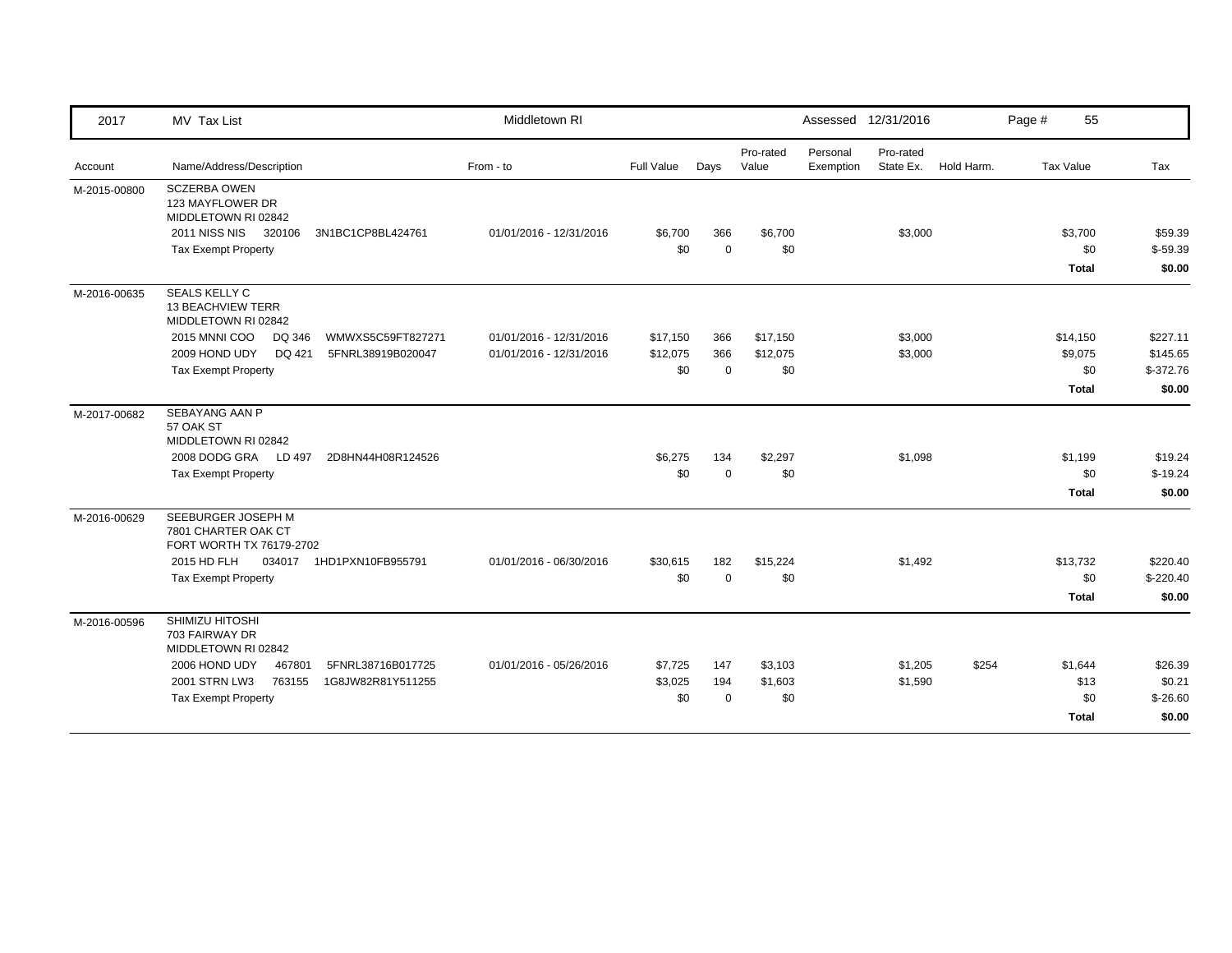| 2017 | MV Tax List | Middletown RI | | | | Assessed 12/31/2016 | | | | Page # 55 |
|---|---|---|---|---|---|---|---|---|---|---|
| Account | Name/Address/Description | From - to | Full Value | Days | Pro-rated Value | Personal Exemption | Pro-rated State Ex. | Hold Harm. | Tax Value | Tax |
| M-2015-00800 | SCZERBA OWEN<br>123 MAYFLOWER DR<br>MIDDLETOWN RI 02842 | | | | | | | | | |
| | 2011 NISS NIS 320106 3N1BC1CP8BL424761 | 01/01/2016 - 12/31/2016 | $6,700 | 366 | $6,700 | | $3,000 | | $3,700 | $59.39 |
| | Tax Exempt Property | | $0 | 0 | $0 | | | | $0 | $-59.39 |
| | | | | | | | | | **Total** | **$0.00** |
| M-2016-00635 | SEALS KELLY C<br>13 BEACHVIEW TERR<br>MIDDLETOWN RI 02842 | | | | | | | | | |
| | 2015 MNNI COO DQ 346 WMWXS5C59FT827271 | 01/01/2016 - 12/31/2016 | $17,150 | 366 | $17,150 | | $3,000 | | $14,150 | $227.11 |
| | 2009 HOND UDY DQ 421 5FNRL38919B020047 | 01/01/2016 - 12/31/2016 | $12,075 | 366 | $12,075 | | $3,000 | | $9,075 | $145.65 |
| | Tax Exempt Property | | $0 | 0 | $0 | | | | $0 | $-372.76 |
| | | | | | | | | | **Total** | **$0.00** |
| M-2017-00682 | SEBAYANG AAN P<br>57 OAK ST<br>MIDDLETOWN RI 02842 | | | | | | | | | |
| | 2008 DODG GRA LD 497 2D8HN44H08R124526 | | $6,275 | 134 | $2,297 | | $1,098 | | $1,199 | $19.24 |
| | Tax Exempt Property | | $0 | 0 | $0 | | | | $0 | $-19.24 |
| | | | | | | | | | **Total** | **$0.00** |
| M-2016-00629 | SEEBURGER JOSEPH M<br>7801 CHARTER OAK CT<br>FORT WORTH TX 76179-2702 | | | | | | | | | |
| | 2015 HD FLH 034017 1HD1PXN10FB955791 | 01/01/2016 - 06/30/2016 | $30,615 | 182 | $15,224 | | $1,492 | | $13,732 | $220.40 |
| | Tax Exempt Property | | $0 | 0 | $0 | | | | $0 | $-220.40 |
| | | | | | | | | | **Total** | **$0.00** |
| M-2016-00596 | SHIMIZU HITOSHI<br>703 FAIRWAY DR<br>MIDDLETOWN RI 02842 | | | | | | | | | |
| | 2006 HOND UDY 467801 5FNRL38716B017725 | 01/01/2016 - 05/26/2016 | $7,725 | 147 | $3,103 | | $1,205 | $254 | $1,644 | $26.39 |
| | 2001 STRN LW3 763155 1G8JW82R81Y511255 | | $3,025 | 194 | $1,603 | | $1,590 | | $13 | $0.21 |
| | Tax Exempt Property | | $0 | 0 | $0 | | | | $0 | $-26.60 |
| | | | | | | | | | **Total** | **$0.00** |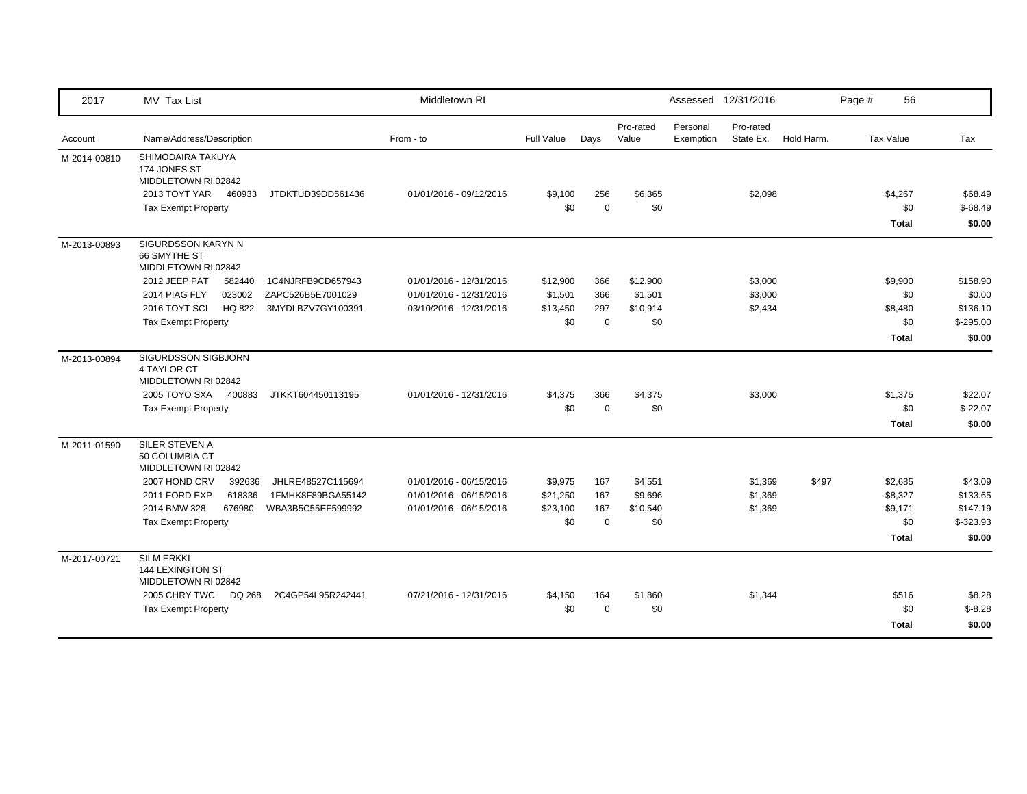| 2017 | MV Tax List | | Middletown RI | | | | Assessed 12/31/2016 | | | | Page # 56 |
|---|---|---|---|---|---|---|---|---|---|---|---|
| Account | Name/Address/Description | | From - to | Full Value | Days | Pro-rated Value | Personal Exemption | Pro-rated State Ex. | Hold Harm. | Tax Value | Tax |
| M-2014-00810 | SHIMODAIRA TAKUYA<br>174 JONES ST<br>MIDDLETOWN RI 02842 | | | | | | | | | | |
| | 2013 TOYT YAR 460933 | JTDKTUD39DD561436 | 01/01/2016 - 09/12/2016 | $9,100 | 256 | $6,365 | | $2,098 | | $4,267 | $68.49 |
| | Tax Exempt Property | | | $0 | 0 | $0 | | | | $0 | $-68.49 |
| | | | | | | | | | | **Total** | **$0.00** |
| M-2013-00893 | SIGURDSSON KARYN N<br>66 SMYTHE ST<br>MIDDLETOWN RI 02842 | | | | | | | | | | |
| | 2012 JEEP PAT 582440 | 1C4NJRFB9CD657943 | 01/01/2016 - 12/31/2016 | $12,900 | 366 | $12,900 | | $3,000 | | $9,900 | $158.90 |
| | 2014 PIAG FLY 023002 | ZAPC526B5E7001029 | 01/01/2016 - 12/31/2016 | $1,501 | 366 | $1,501 | | $3,000 | | $0 | $0.00 |
| | 2016 TOYT SCI HQ 822 | 3MYDLBZV7GY100391 | 03/10/2016 - 12/31/2016 | $13,450 | 297 | $10,914 | | $2,434 | | $8,480 | $136.10 |
| | Tax Exempt Property | | | $0 | 0 | $0 | | | | $0 | $-295.00 |
| | | | | | | | | | | **Total** | **$0.00** |
| M-2013-00894 | SIGURDSSON SIGBJORN<br>4 TAYLOR CT<br>MIDDLETOWN RI 02842 | | | | | | | | | | |
| | 2005 TOYO SXA 400883 | JTKKT604450113195 | 01/01/2016 - 12/31/2016 | $4,375 | 366 | $4,375 | | $3,000 | | $1,375 | $22.07 |
| | Tax Exempt Property | | | $0 | 0 | $0 | | | | $0 | $-22.07 |
| | | | | | | | | | | **Total** | **$0.00** |
| M-2011-01590 | SILER STEVEN A<br>50 COLUMBIA CT<br>MIDDLETOWN RI 02842 | | | | | | | | | | |
| | 2007 HOND CRV 392636 | JHLRE48527C115694 | 01/01/2016 - 06/15/2016 | $9,975 | 167 | $4,551 | | $1,369 | $497 | $2,685 | $43.09 |
| | 2011 FORD EXP 618336 | 1FMHK8F89BGA55142 | 01/01/2016 - 06/15/2016 | $21,250 | 167 | $9,696 | | $1,369 | | $8,327 | $133.65 |
| | 2014 BMW 328 676980 | WBA3B5C55EF599992 | 01/01/2016 - 06/15/2016 | $23,100 | 167 | $10,540 | | $1,369 | | $9,171 | $147.19 |
| | Tax Exempt Property | | | $0 | 0 | $0 | | | | $0 | $-323.93 |
| | | | | | | | | | | **Total** | **$0.00** |
| M-2017-00721 | SILM ERKKI<br>144 LEXINGTON ST<br>MIDDLETOWN RI 02842 | | | | | | | | | | |
| | 2005 CHRY TWC DQ 268 | 2C4GP54L95R242441 | 07/21/2016 - 12/31/2016 | $4,150 | 164 | $1,860 | | $1,344 | | $516 | $8.28 |
| | Tax Exempt Property | | | $0 | 0 | $0 | | | | $0 | $-8.28 |
| | | | | | | | | | | **Total** | **$0.00** |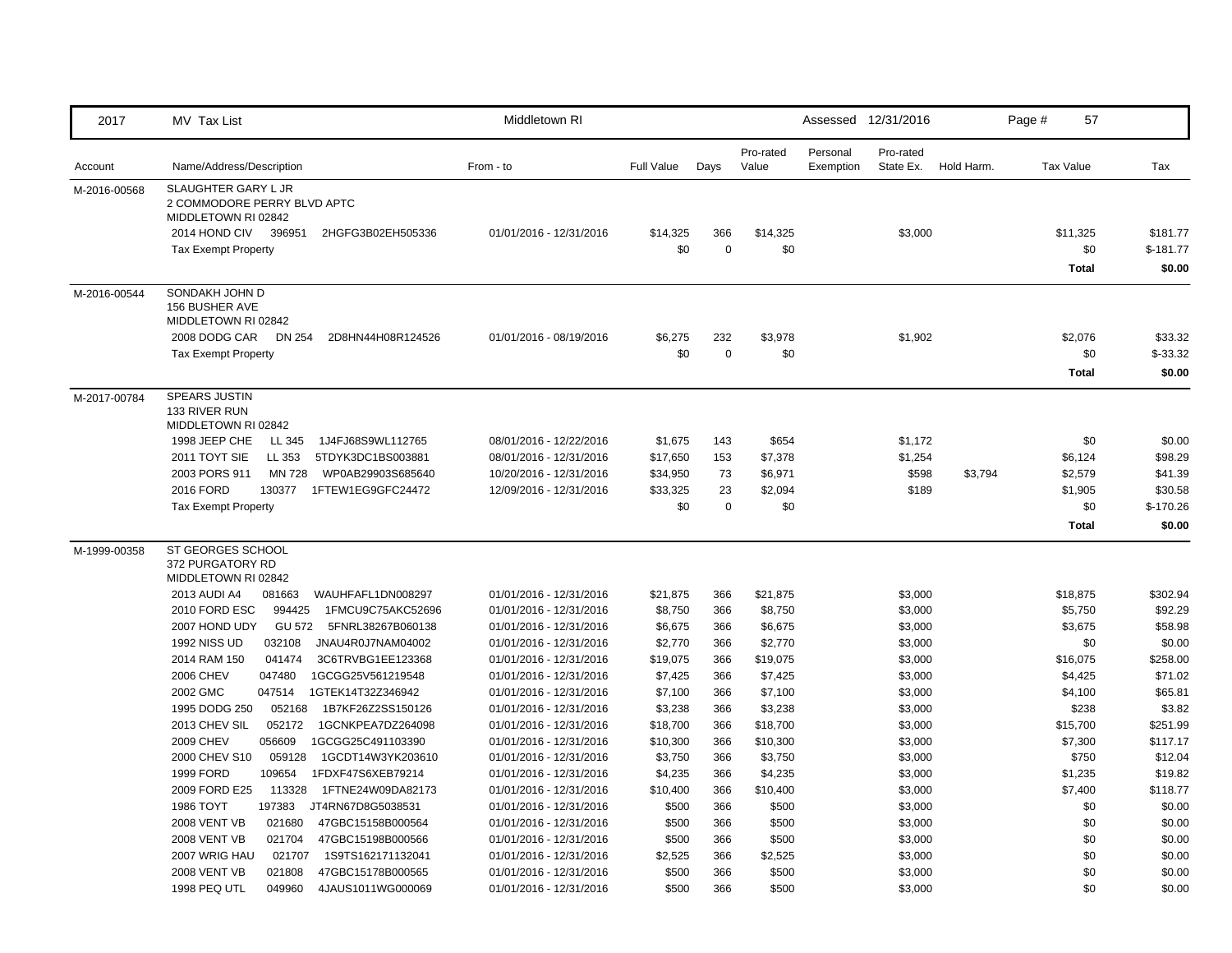| 2017 | MV Tax List | Middletown RI | | | | | Assessed 12/31/2016 | | | Page # 57 | |
|---|---|---|---|---|---|---|---|---|---|---|---|
| **Account** | **Name/Address/Description** | **From - to** | **Full Value** | **Days** | **Pro-rated Value** | **Personal Exemption** | **Pro-rated State Ex.** | **Hold Harm.** | **Tax Value** | **Tax** |
| M-2016-00568 | SLAUGHTER GARY L JR<br>2 COMMODORE PERRY BLVD APTC<br>MIDDLETOWN RI 02842 | | | | | | | | | |
| | 2014 HOND CIV 396951 2HGFG3B02EH505336 | 01/01/2016 - 12/31/2016 | $14,325 | 366 | $14,325 | | $3,000 | | $11,325 | $181.77 |
| | Tax Exempt Property | | $0 | 0 | $0 | | | | $0 | $-181.77 |
| | | | | | | | | | **Total** | **$0.00** |
| M-2016-00544 | SONDAKH JOHN D<br>156 BUSHER AVE<br>MIDDLETOWN RI 02842 | | | | | | | | | |
| | 2008 DODG CAR DN 254 2D8HN44H08R124526 | 01/01/2016 - 08/19/2016 | $6,275 | 232 | $3,978 | | $1,902 | | $2,076 | $33.32 |
| | Tax Exempt Property | | $0 | 0 | $0 | | | | $0 | $-33.32 |
| | | | | | | | | | **Total** | **$0.00** |
| M-2017-00784 | SPEARS JUSTIN<br>133 RIVER RUN<br>MIDDLETOWN RI 02842 | | | | | | | | | |
| | 1998 JEEP CHE LL 345 1J4FJ68S9WL112765 | 08/01/2016 - 12/22/2016 | $1,675 | 143 | $654 | | $1,172 | | $0 | $0.00 |
| | 2011 TOYT SIE LL 353 5TDYK3DC1BS003881 | 08/01/2016 - 12/31/2016 | $17,650 | 153 | $7,378 | | $1,254 | | $6,124 | $98.29 |
| | 2003 PORS 911 MN 728 WP0AB29903S685640 | 10/20/2016 - 12/31/2016 | $34,950 | 73 | $6,971 | | $598 | $3,794 | $2,579 | $41.39 |
| | 2016 FORD 130377 1FTEW1EG9GFC24472 | 12/09/2016 - 12/31/2016 | $33,325 | 23 | $2,094 | | $189 | | $1,905 | $30.58 |
| | Tax Exempt Property | | $0 | 0 | $0 | | | | $0 | $-170.26 |
| | | | | | | | | | **Total** | **$0.00** |
| M-1999-00358 | ST GEORGES SCHOOL<br>372 PURGATORY RD<br>MIDDLETOWN RI 02842 | | | | | | | | | |
| | 2013 AUDI A4 081663 WAUHFAFL1DN008297 | 01/01/2016 - 12/31/2016 | $21,875 | 366 | $21,875 | | $3,000 | | $18,875 | $302.94 |
| | 2010 FORD ESC 994425 1FMCU9C75AKC52696 | 01/01/2016 - 12/31/2016 | $8,750 | 366 | $8,750 | | $3,000 | | $5,750 | $92.29 |
| | 2007 HOND UDY GU 572 5FNRL38267B060138 | 01/01/2016 - 12/31/2016 | $6,675 | 366 | $6,675 | | $3,000 | | $3,675 | $58.98 |
| | 1992 NISS UD 032108 JNAU4R0J7NAM04002 | 01/01/2016 - 12/31/2016 | $2,770 | 366 | $2,770 | | $3,000 | | $0 | $0.00 |
| | 2014 RAM 150 041474 3C6TRVBG1EE123368 | 01/01/2016 - 12/31/2016 | $19,075 | 366 | $19,075 | | $3,000 | | $16,075 | $258.00 |
| | 2006 CHEV 047480 1GCGG25V561219548 | 01/01/2016 - 12/31/2016 | $7,425 | 366 | $7,425 | | $3,000 | | $4,425 | $71.02 |
| | 2002 GMC 047514 1GTEK14T32Z346942 | 01/01/2016 - 12/31/2016 | $7,100 | 366 | $7,100 | | $3,000 | | $4,100 | $65.81 |
| | 1995 DODG 250 052168 1B7KF26Z2SS150126 | 01/01/2016 - 12/31/2016 | $3,238 | 366 | $3,238 | | $3,000 | | $238 | $3.82 |
| | 2013 CHEV SIL 052172 1GCNKPEA7DZ264098 | 01/01/2016 - 12/31/2016 | $18,700 | 366 | $18,700 | | $3,000 | | $15,700 | $251.99 |
| | 2009 CHEV 056609 1GCGG25C491103390 | 01/01/2016 - 12/31/2016 | $10,300 | 366 | $10,300 | | $3,000 | | $7,300 | $117.17 |
| | 2000 CHEV S10 059128 1GCDT14W3YK203610 | 01/01/2016 - 12/31/2016 | $3,750 | 366 | $3,750 | | $3,000 | | $750 | $12.04 |
| | 1999 FORD 109654 1FDXF47S6XEB79214 | 01/01/2016 - 12/31/2016 | $4,235 | 366 | $4,235 | | $3,000 | | $1,235 | $19.82 |
| | 2009 FORD E25 113328 1FTNE24W09DA82173 | 01/01/2016 - 12/31/2016 | $10,400 | 366 | $10,400 | | $3,000 | | $7,400 | $118.77 |
| | 1986 TOYT 197383 JT4RN67D8G5038531 | 01/01/2016 - 12/31/2016 | $500 | 366 | $500 | | $3,000 | | $0 | $0.00 |
| | 2008 VENT VB 021680 47GBC15158B000564 | 01/01/2016 - 12/31/2016 | $500 | 366 | $500 | | $3,000 | | $0 | $0.00 |
| | 2008 VENT VB 021704 47GBC15198B000566 | 01/01/2016 - 12/31/2016 | $500 | 366 | $500 | | $3,000 | | $0 | $0.00 |
| | 2007 WRIG HAU 021707 1S9TS162171132041 | 01/01/2016 - 12/31/2016 | $2,525 | 366 | $2,525 | | $3,000 | | $0 | $0.00 |
| | 2008 VENT VB 021808 47GBC15178B000565 | 01/01/2016 - 12/31/2016 | $500 | 366 | $500 | | $3,000 | | $0 | $0.00 |
| | 1998 PEQ UTL 049960 4JAUS1011WG000069 | 01/01/2016 - 12/31/2016 | $500 | 366 | $500 | | $3,000 | | $0 | $0.00 |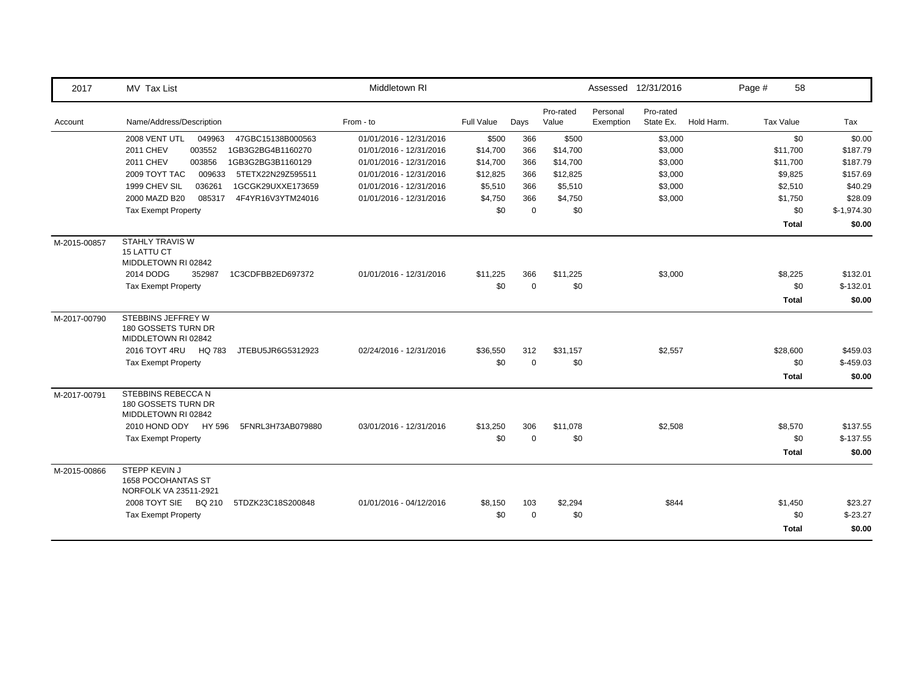| 2017 | MV Tax List | Middletown RI | | | | Assessed 12/31/2016 | | | | |
|---|---|---|---|---|---|---|---|---|---|---|
| Account | Name/Address/Description | From - to | Full Value | Days | Pro-rated Value | Personal Exemption | Pro-rated State Ex. | Hold Harm. | Tax Value | Tax |
| | 2008 VENT UTL 049963 47GBC15138B000563 | 01/01/2016 - 12/31/2016 | $500 | 366 | $500 | | $3,000 | | $0 | $0.00 |
| | 2011 CHEV 003552 1GB3G2BG4B1160270 | 01/01/2016 - 12/31/2016 | $14,700 | 366 | $14,700 | | $3,000 | | $11,700 | $187.79 |
| | 2011 CHEV 003856 1GB3G2BG3B1160129 | 01/01/2016 - 12/31/2016 | $14,700 | 366 | $14,700 | | $3,000 | | $11,700 | $187.79 |
| | 2009 TOYT TAC 009633 5TETX22N29Z595511 | 01/01/2016 - 12/31/2016 | $12,825 | 366 | $12,825 | | $3,000 | | $9,825 | $157.69 |
| | 1999 CHEV SIL 036261 1GCGK29UXXE173659 | 01/01/2016 - 12/31/2016 | $5,510 | 366 | $5,510 | | $3,000 | | $2,510 | $40.29 |
| | 2000 MAZD B20 085317 4F4YR16V3YTM24016 | 01/01/2016 - 12/31/2016 | $4,750 | 366 | $4,750 | | $3,000 | | $1,750 | $28.09 |
| | Tax Exempt Property | | $0 | 0 | $0 | | | | $0 | $-1,974.30 |
| | | | | | | | | | **Total** | **$0.00** |
| M-2015-00857 | STAHLY TRAVIS W<br>15 LATTU CT<br>MIDDLETOWN RI 02842 | | | | | | | | | |
| | 2014 DODG 352987 1C3CDFBB2ED697372 | 01/01/2016 - 12/31/2016 | $11,225 | 366 | $11,225 | | $3,000 | | $8,225 | $132.01 |
| | Tax Exempt Property | | $0 | 0 | $0 | | | | $0 | $-132.01 |
| | | | | | | | | | **Total** | **$0.00** |
| M-2017-00790 | STEBBINS JEFFREY W<br>180 GOSSETS TURN DR<br>MIDDLETOWN RI 02842 | | | | | | | | | |
| | 2016 TOYT 4RU HQ 783 JTEBU5JR6G5312923 | 02/24/2016 - 12/31/2016 | $36,550 | 312 | $31,157 | | $2,557 | | $28,600 | $459.03 |
| | Tax Exempt Property | | $0 | 0 | $0 | | | | $0 | $-459.03 |
| | | | | | | | | | **Total** | **$0.00** |
| M-2017-00791 | STEBBINS REBECCA N<br>180 GOSSETS TURN DR<br>MIDDLETOWN RI 02842 | | | | | | | | | |
| | 2010 HOND ODY HY 596 5FNRL3H73AB079880 | 03/01/2016 - 12/31/2016 | $13,250 | 306 | $11,078 | | $2,508 | | $8,570 | $137.55 |
| | Tax Exempt Property | | $0 | 0 | $0 | | | | $0 | $-137.55 |
| | | | | | | | | | **Total** | **$0.00** |
| M-2015-00866 | STEPP KEVIN J<br>1658 POCOHANTAS ST<br>NORFOLK VA 23511-2921 | | | | | | | | | |
| | 2008 TOYT SIE BQ 210 5TDZK23C18S200848 | 01/01/2016 - 04/12/2016 | $8,150 | 103 | $2,294 | | $844 | | $1,450 | $23.27 |
| | Tax Exempt Property | | $0 | 0 | $0 | | | | $0 | $-23.27 |
| | | | | | | | | | **Total** | **$0.00** |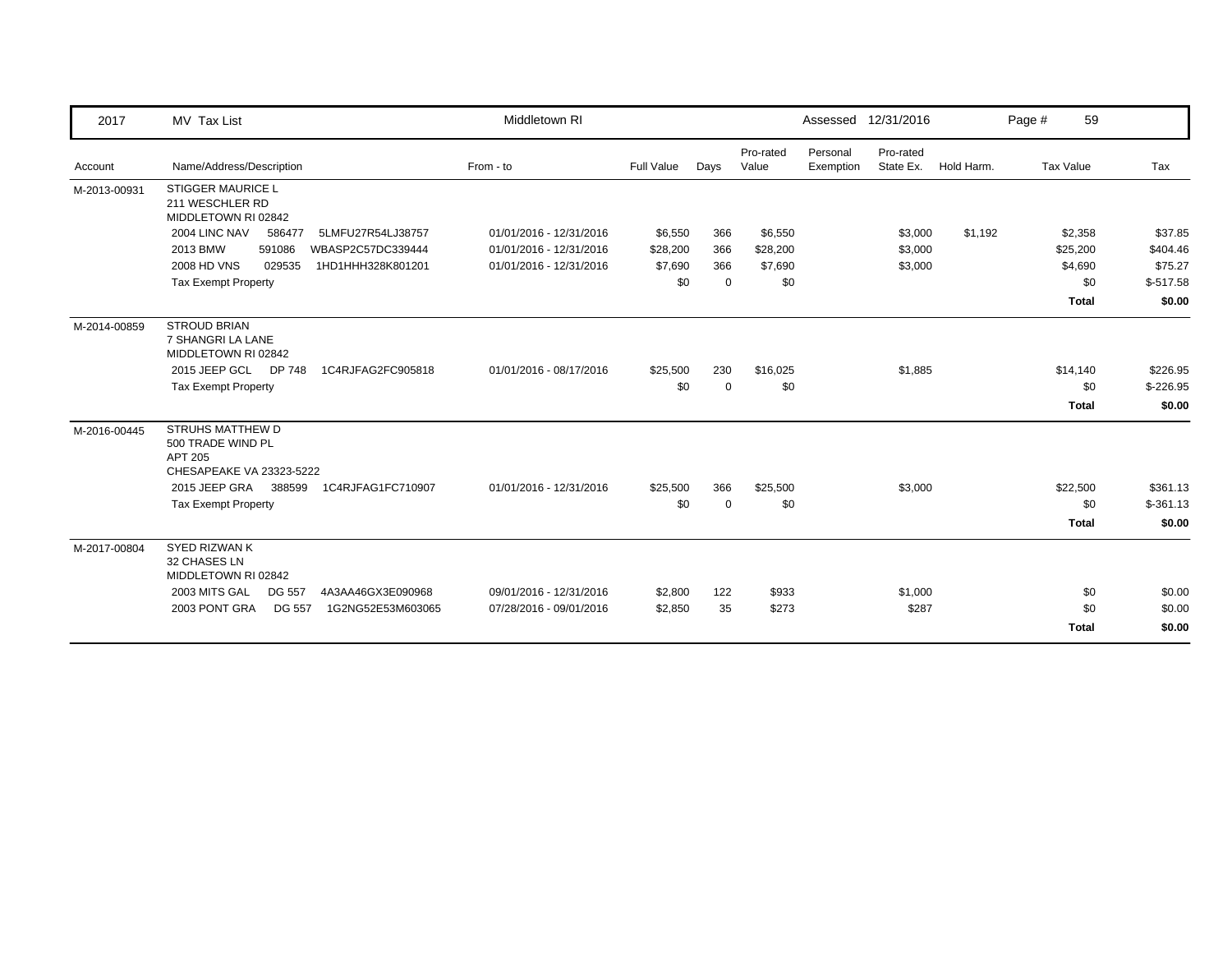| 2017 | MV Tax List | Middletown RI | | | | Assessed 12/31/2016 | | | Page # 59 | |
|---|---|---|---|---|---|---|---|---|---|---|
| Account | Name/Address/Description | From - to | Full Value | Days | Pro-rated Value | Personal Exemption | Pro-rated State Ex. | Hold Harm. | Tax Value | Tax |
| M-2013-00931 | STIGGER MAURICE L<br>211 WESCHLER RD<br>MIDDLETOWN RI 02842 | | | | | | | | | |
| | 2004 LINC NAV 586477 5LMFU27R54LJ38757 | 01/01/2016 - 12/31/2016 | $6,550 | 366 | $6,550 | | $3,000 | $1,192 | $2,358 | $37.85 |
| | 2013 BMW 591086 WBASP2C57DC339444 | 01/01/2016 - 12/31/2016 | $28,200 | 366 | $28,200 | | $3,000 | | $25,200 | $404.46 |
| | 2008 HD VNS 029535 1HD1HHH328K801201 | 01/01/2016 - 12/31/2016 | $7,690 | 366 | $7,690 | | $3,000 | | $4,690 | $75.27 |
| | Tax Exempt Property | | $0 | 0 | $0 | | | | $0 | $-517.58 |
| | | | | | | | | | **Total** | **$0.00** |
| M-2014-00859 | STROUD BRIAN<br>7 SHANGRI LA LANE<br>MIDDLETOWN RI 02842 | | | | | | | | | |
| | 2015 JEEP GCL DP 748 1C4RJFAG2FC905818 | 01/01/2016 - 08/17/2016 | $25,500 | 230 | $16,025 | | $1,885 | | $14,140 | $226.95 |
| | Tax Exempt Property | | $0 | 0 | $0 | | | | $0 | $-226.95 |
| | | | | | | | | | **Total** | **$0.00** |
| M-2016-00445 | STRUHS MATTHEW D<br>500 TRADE WIND PL<br>APT 205<br>CHESAPEAKE VA 23323-5222 | | | | | | | | | |
| | 2015 JEEP GRA 388599 1C4RJFAG1FC710907 | 01/01/2016 - 12/31/2016 | $25,500 | 366 | $25,500 | | $3,000 | | $22,500 | $361.13 |
| | Tax Exempt Property | | $0 | 0 | $0 | | | | $0 | $-361.13 |
| | | | | | | | | | **Total** | **$0.00** |
| M-2017-00804 | SYED RIZWAN K<br>32 CHASES LN<br>MIDDLETOWN RI 02842 | | | | | | | | | |
| | 2003 MITS GAL DG 557 4A3AA46GX3E090968 | 09/01/2016 - 12/31/2016 | $2,800 | 122 | $933 | | $1,000 | | $0 | $0.00 |
| | 2003 PONT GRA DG 557 1G2NG52E53M603065 | 07/28/2016 - 09/01/2016 | $2,850 | 35 | $273 | | $287 | | $0 | $0.00 |
| | | | | | | | | | **Total** | **$0.00** |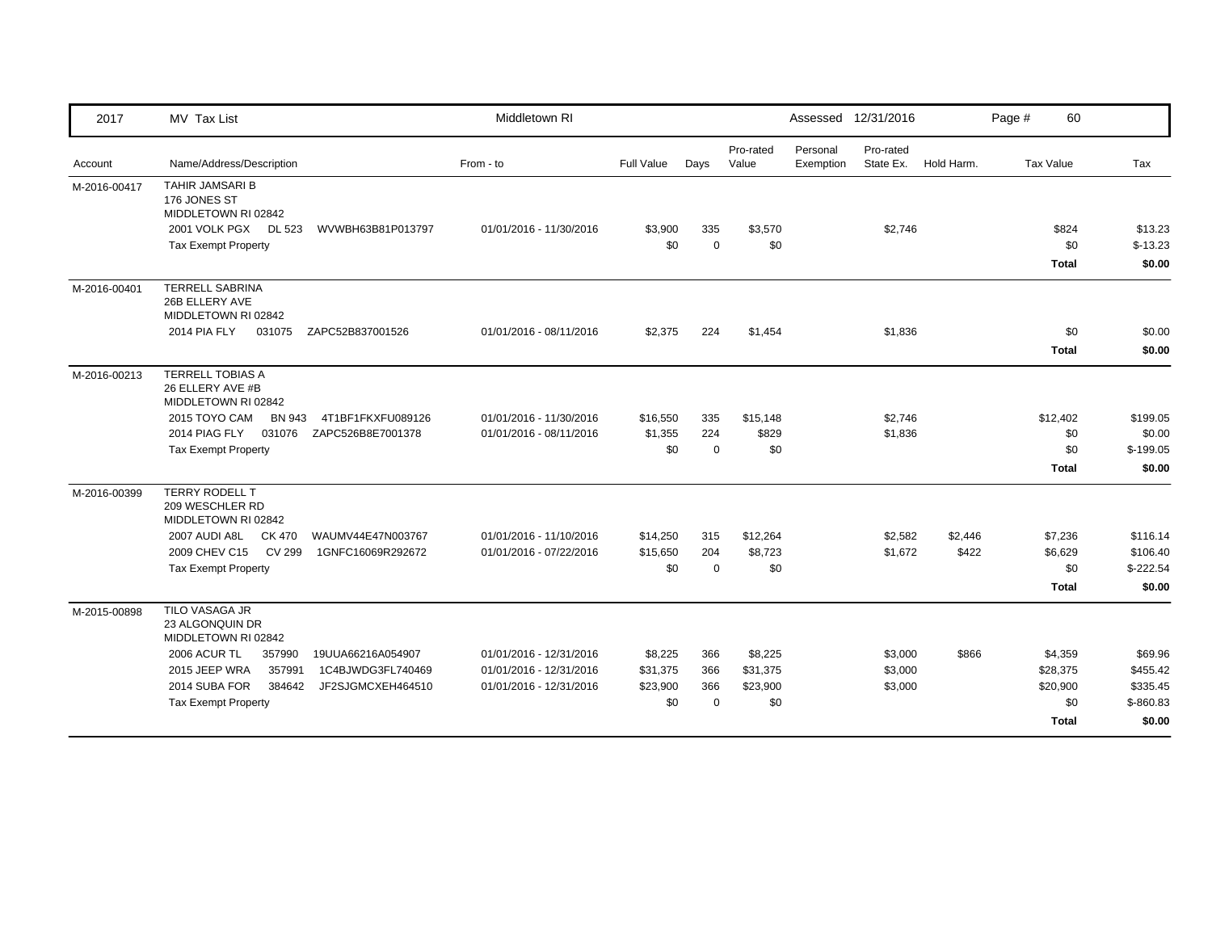| 2017 | MV Tax List | Middletown RI | | | | Assessed 12/31/2016 | | | Page # 60 | |
|---|---|---|---|---|---|---|---|---|---|---|
| Account | Name/Address/Description | From - to | Full Value | Days | Pro-rated Value | Personal Exemption | Pro-rated State Ex. | Hold Harm. | Tax Value | Tax |
| M-2016-00417 | TAHIR JAMSARI B<br>176 JONES ST<br>MIDDLETOWN RI 02842 | | | | | | | | | |
| | 2001 VOLK PGX DL 523 WVWBH63B81P013797 | 01/01/2016 - 11/30/2016 | $3,900 | 335 | $3,570 | | $2,746 | | $824 | $13.23 |
| | Tax Exempt Property | | $0 | 0 | $0 | | | | $0 | $-13.23 |
| | | | | | | | | | **Total** | **$0.00** |
| M-2016-00401 | TERRELL SABRINA<br>26B ELLERY AVE<br>MIDDLETOWN RI 02842 | | | | | | | | | |
| | 2014 PIA FLY 031075 ZAPC52B837001526 | 01/01/2016 - 08/11/2016 | $2,375 | 224 | $1,454 | | $1,836 | | $0 | $0.00 |
| | | | | | | | | | **Total** | **$0.00** |
| M-2016-00213 | TERRELL TOBIAS A<br>26 ELLERY AVE #B<br>MIDDLETOWN RI 02842 | | | | | | | | | |
| | 2015 TOYO CAM BN 943 4T1BF1FKXFU089126 | 01/01/2016 - 11/30/2016 | $16,550 | 335 | $15,148 | | $2,746 | | $12,402 | $199.05 |
| | 2014 PIAG FLY 031076 ZAPC526B8E7001378 | 01/01/2016 - 08/11/2016 | $1,355 | 224 | $829 | | $1,836 | | $0 | $0.00 |
| | Tax Exempt Property | | $0 | 0 | $0 | | | | $0 | $-199.05 |
| | | | | | | | | | **Total** | **$0.00** |
| M-2016-00399 | TERRY RODELL T<br>209 WESCHLER RD<br>MIDDLETOWN RI 02842 | | | | | | | | | |
| | 2007 AUDI A8L CK 470 WAUMV44E47N003767 | 01/01/2016 - 11/10/2016 | $14,250 | 315 | $12,264 | | $2,582 | $2,446 | $7,236 | $116.14 |
| | 2009 CHEV C15 CV 299 1GNFC16069R292672 | 01/01/2016 - 07/22/2016 | $15,650 | 204 | $8,723 | | $1,672 | $422 | $6,629 | $106.40 |
| | Tax Exempt Property | | $0 | 0 | $0 | | | | $0 | $-222.54 |
| | | | | | | | | | **Total** | **$0.00** |
| M-2015-00898 | TILO VASAGA JR<br>23 ALGONQUIN DR<br>MIDDLETOWN RI 02842 | | | | | | | | | |
| | 2006 ACUR TL 357990 19UUA66216A054907 | 01/01/2016 - 12/31/2016 | $8,225 | 366 | $8,225 | | $3,000 | $866 | $4,359 | $69.96 |
| | 2015 JEEP WRA 357991 1C4BJWDG3FL740469 | 01/01/2016 - 12/31/2016 | $31,375 | 366 | $31,375 | | $3,000 | | $28,375 | $455.42 |
| | 2014 SUBA FOR 384642 JF2SJGMCXEH464510 | 01/01/2016 - 12/31/2016 | $23,900 | 366 | $23,900 | | $3,000 | | $20,900 | $335.45 |
| | Tax Exempt Property | | $0 | 0 | $0 | | | | $0 | $-860.83 |
| | | | | | | | | | **Total** | **$0.00** |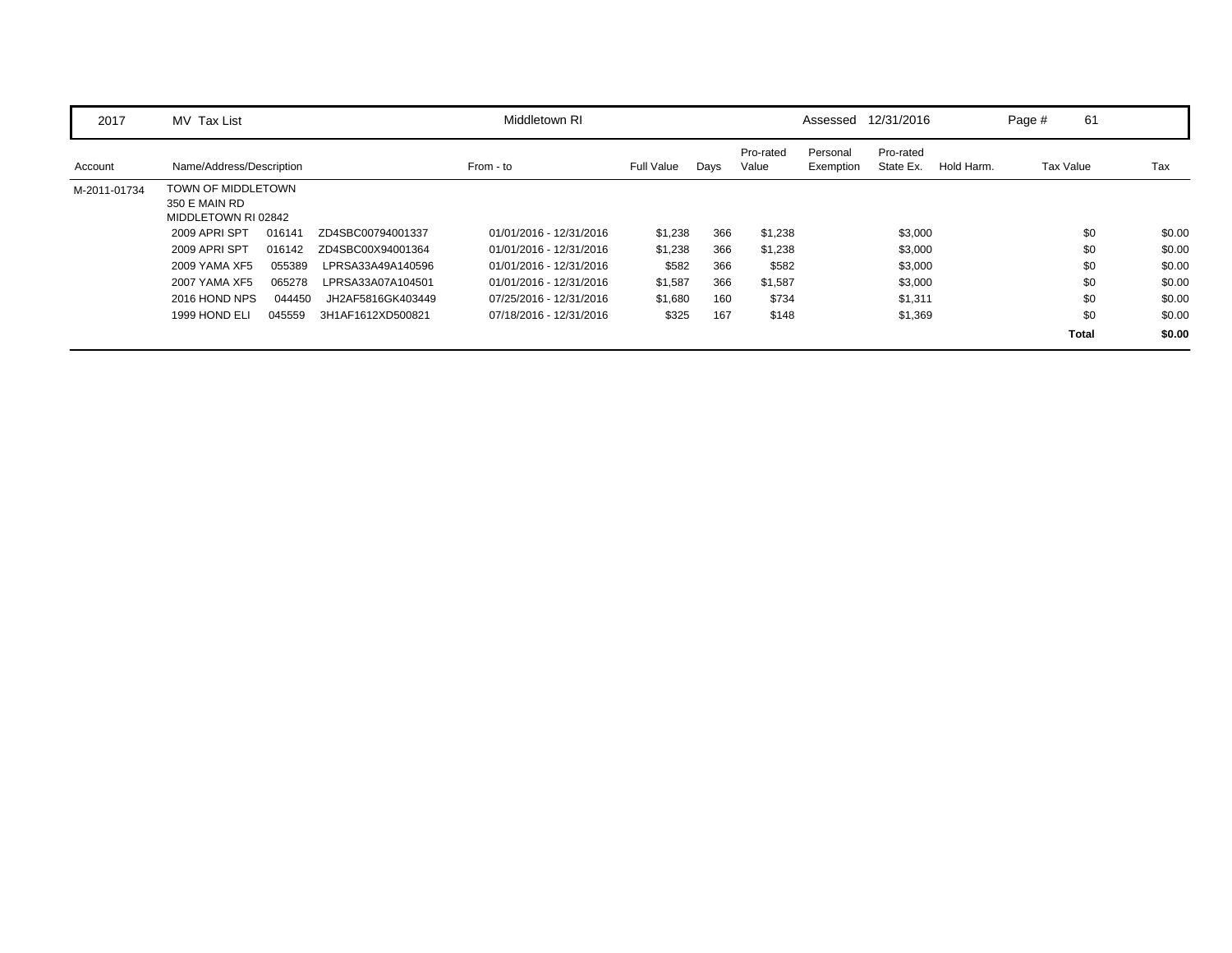| 2017 | MV Tax List | | | Middletown RI | | | | Assessed | 12/31/2016 | | Page # 61 | |
|---|---|---|---|---|---|---|---|---|---|---|---|---|
| Account | Name/Address/Description | | | From - to | Full Value | Days | Pro-rated Value | Personal Exemption | Pro-rated State Ex. | Hold Harm. | Tax Value | Tax |
| M-2011-01734 | TOWN OF MIDDLETOWN<br>350 E MAIN RD<br>MIDDLETOWN RI 02842 | | | | | | | | | | | |
| | 2009 APRI SPT | 016141 | ZD4SBC00794001337 | 01/01/2016 - 12/31/2016 | $1,238 | 366 | $1,238 | | $3,000 | | $0 | $0.00 |
| | 2009 APRI SPT | 016142 | ZD4SBC00X94001364 | 01/01/2016 - 12/31/2016 | $1,238 | 366 | $1,238 | | $3,000 | | $0 | $0.00 |
| | 2009 YAMA XF5 | 055389 | LPRSA33A49A140596 | 01/01/2016 - 12/31/2016 | $582 | 366 | $582 | | $3,000 | | $0 | $0.00 |
| | 2007 YAMA XF5 | 065278 | LPRSA33A07A104501 | 01/01/2016 - 12/31/2016 | $1,587 | 366 | $1,587 | | $3,000 | | $0 | $0.00 |
| | 2016 HOND NPS | 044450 | JH2AF5816GK403449 | 07/25/2016 - 12/31/2016 | $1,680 | 160 | $734 | | $1,311 | | $0 | $0.00 |
| | 1999 HOND ELI | 045559 | 3H1AF1612XD500821 | 07/18/2016 - 12/31/2016 | $325 | 167 | $148 | | $1,369 | | $0 | $0.00 |
| | | | | | | | | | | | **Total** | **$0.00** |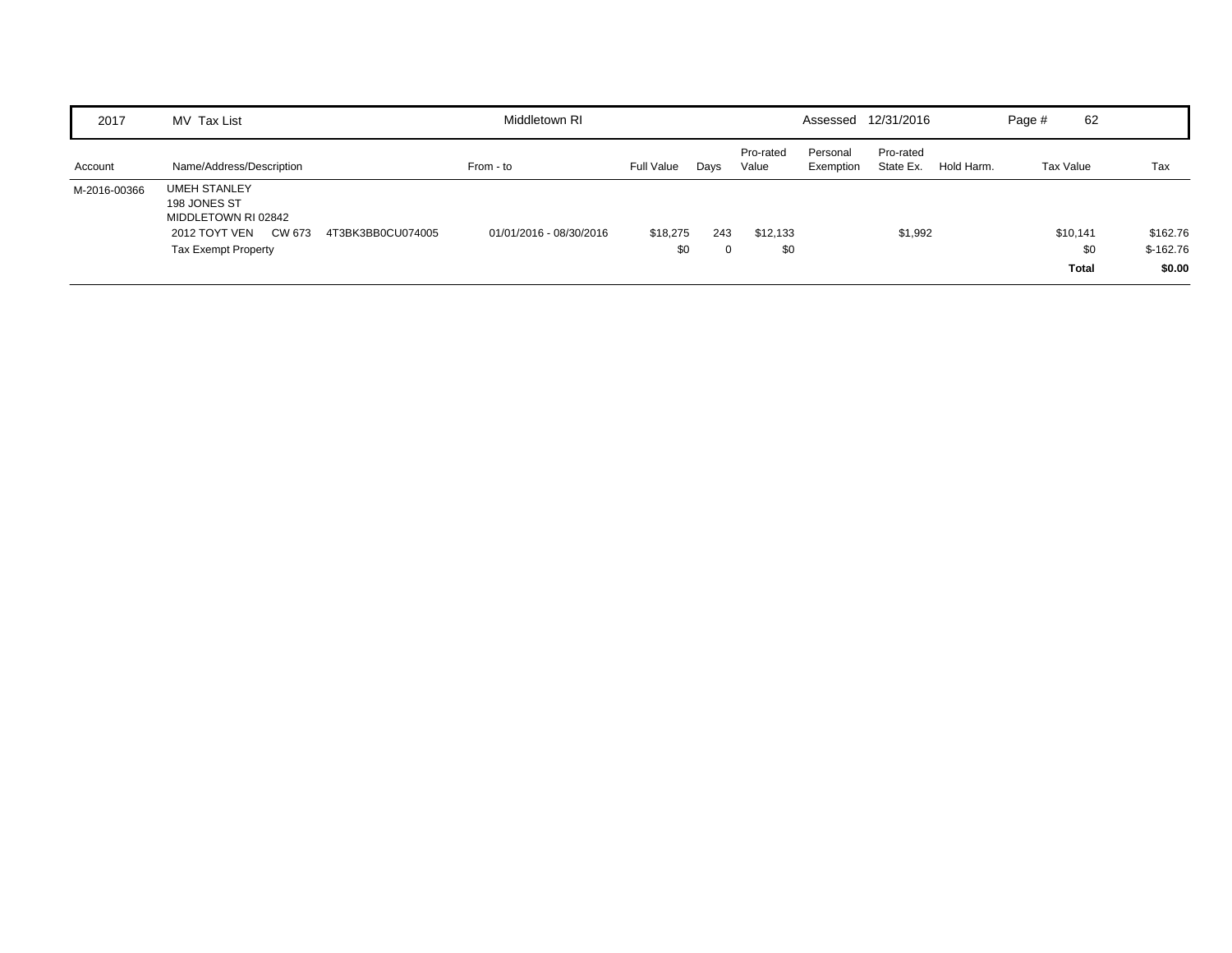| 2017 | MV Tax List | | Middletown RI | | | | Assessed | 12/31/2016 | | Page # 62 | |
|---|---|---|---|---|---|---|---|---|---|---|---|
| Account | Name/Address/Description | | From - to | Full Value | Days | Pro-rated Value | Personal Exemption | Pro-rated State Ex. | Hold Harm. | Tax Value | Tax |
| M-2016-00366 | UMEH STANLEY<br>198 JONES ST<br>MIDDLETOWN RI 02842 | | | | | | | | | | |
| | 2012 TOYT VEN CW 673 | 4T3BK3BB0CU074005 | 01/01/2016 - 08/30/2016 | $18,275 | 243 | $12,133 | | $1,992 | | $10,141 | $162.76 |
| | Tax Exempt Property | | | $0 | 0 | $0 | | | | $0 | $-162.76 |
| | | | | | | | | | | **Total** | **$0.00** |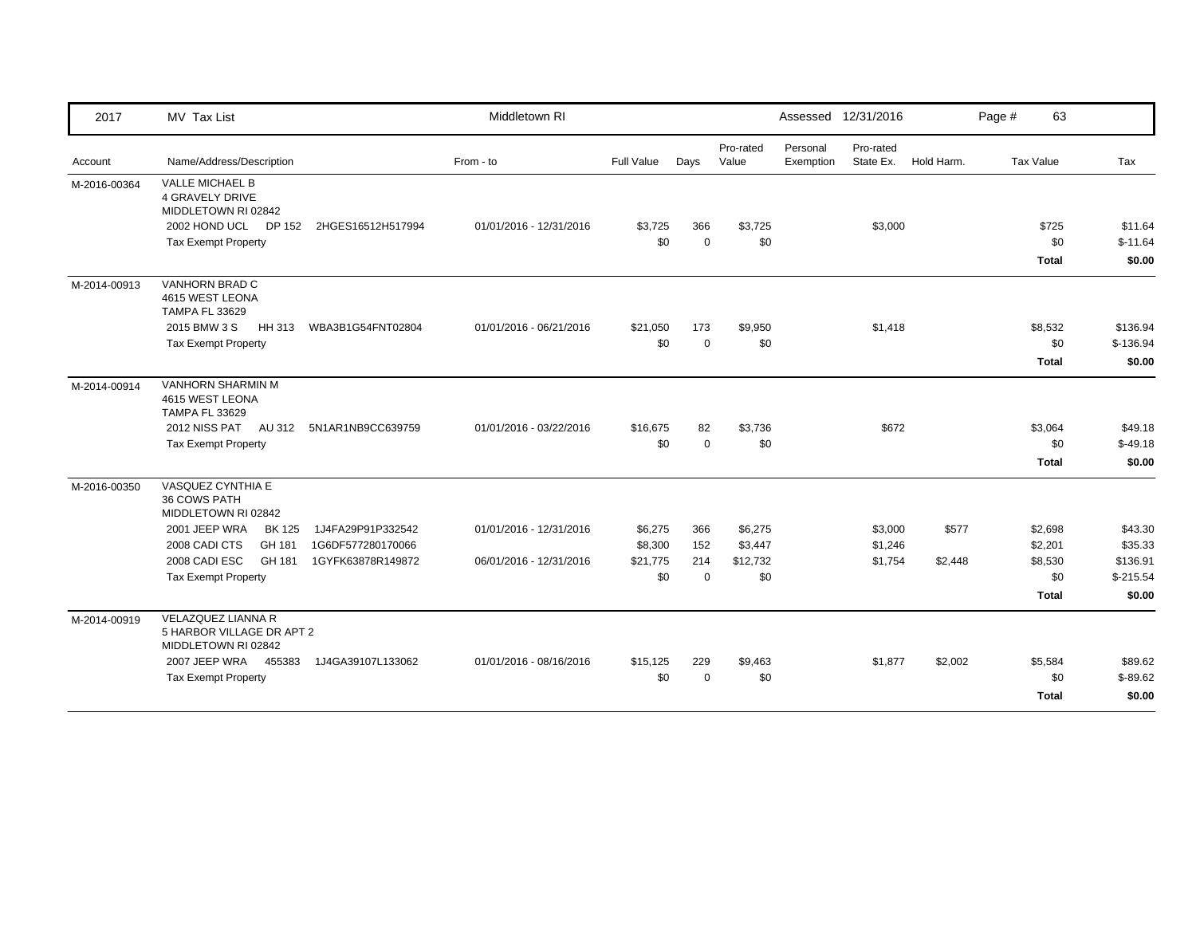| 2017 | MV Tax List | Middletown RI | | | | Assessed | 12/31/2016 | | Page # 63 | |
|---|---|---|---|---|---|---|---|---|---|---|
| Account | Name/Address/Description | From - to | Full Value | Days | Pro-rated Value | Personal Exemption | Pro-rated State Ex. | Hold Harm. | Tax Value | Tax |
| M-2016-00364 | VALLE MICHAEL B<br>4 GRAVELY DRIVE<br>MIDDLETOWN RI 02842 | | | | | | | | | |
| | 2002 HOND UCL DP 152 2HGES16512H517994 | 01/01/2016 - 12/31/2016 | $3,725 | 366 | $3,725 | | $3,000 | | $725 | $11.64 |
| | Tax Exempt Property | | $0 | 0 | $0 | | | | $0 | $-11.64 |
| | | | | | | | | | **Total** | **$0.00** |
| M-2014-00913 | VANHORN BRAD C<br>4615 WEST LEONA<br>TAMPA FL 33629 | | | | | | | | | |
| | 2015 BMW 3 S HH 313 WBA3B1G54FNT02804 | 01/01/2016 - 06/21/2016 | $21,050 | 173 | $9,950 | | $1,418 | | $8,532 | $136.94 |
| | Tax Exempt Property | | $0 | 0 | $0 | | | | $0 | $-136.94 |
| | | | | | | | | | **Total** | **$0.00** |
| M-2014-00914 | VANHORN SHARMIN M<br>4615 WEST LEONA<br>TAMPA FL 33629 | | | | | | | | | |
| | 2012 NISS PAT AU 312 5N1AR1NB9CC639759 | 01/01/2016 - 03/22/2016 | $16,675 | 82 | $3,736 | | $672 | | $3,064 | $49.18 |
| | Tax Exempt Property | | $0 | 0 | $0 | | | | $0 | $-49.18 |
| | | | | | | | | | **Total** | **$0.00** |
| M-2016-00350 | VASQUEZ CYNTHIA E<br>36 COWS PATH<br>MIDDLETOWN RI 02842 | | | | | | | | | |
| | 2001 JEEP WRA BK 125 1J4FA29P91P332542 | 01/01/2016 - 12/31/2016 | $6,275 | 366 | $6,275 | | $3,000 | $577 | $2,698 | $43.30 |
| | 2008 CADI CTS GH 181 1G6DF577280170066 | | $8,300 | 152 | $3,447 | | $1,246 | | $2,201 | $35.33 |
| | 2008 CADI ESC GH 181 1GYFK63878R149872 | 06/01/2016 - 12/31/2016 | $21,775 | 214 | $12,732 | | $1,754 | $2,448 | $8,530 | $136.91 |
| | Tax Exempt Property | | $0 | 0 | $0 | | | | $0 | $-215.54 |
| | | | | | | | | | **Total** | **$0.00** |
| M-2014-00919 | VELAZQUEZ LIANNA R<br>5 HARBOR VILLAGE DR APT 2<br>MIDDLETOWN RI 02842 | | | | | | | | | |
| | 2007 JEEP WRA 455383 1J4GA39107L133062 | 01/01/2016 - 08/16/2016 | $15,125 | 229 | $9,463 | | $1,877 | $2,002 | $5,584 | $89.62 |
| | Tax Exempt Property | | $0 | 0 | $0 | | | | $0 | $-89.62 |
| | | | | | | | | | **Total** | **$0.00** |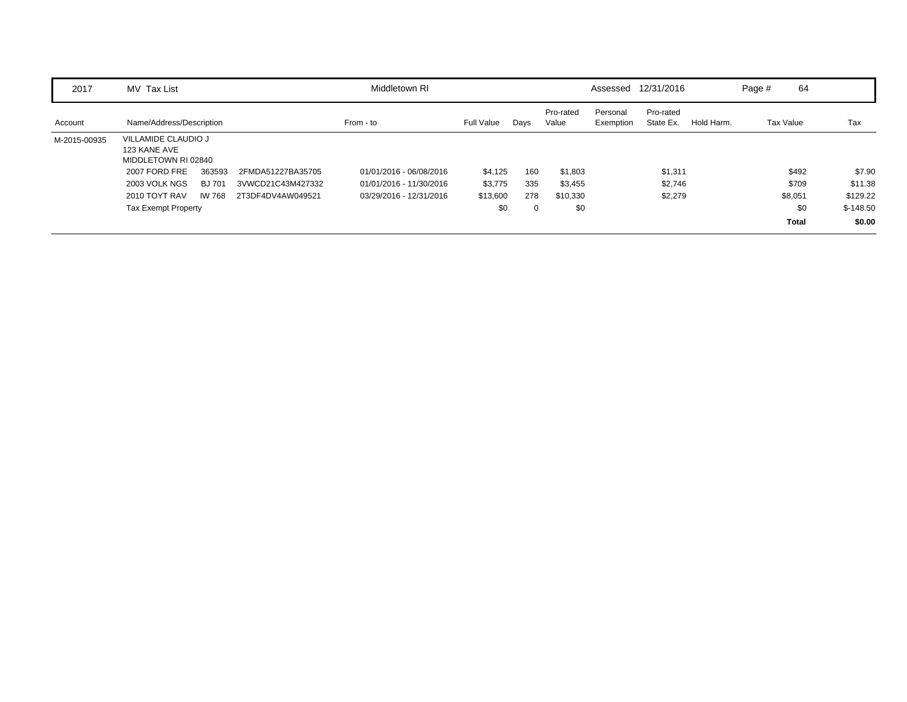| 2017 | MV Tax List | | Middletown RI | | | | Assessed | 12/31/2016 | | Page # 64 | |
|---|---|---|---|---|---|---|---|---|---|---|---|
| Account | Name/Address/Description | | From - to | Full Value | Days | Pro-rated Value | Personal Exemption | Pro-rated State Ex. | Hold Harm. | Tax Value | Tax |
| M-2015-00935 | VILLAMIDE CLAUDIO J<br>123 KANE AVE<br>MIDDLETOWN RI 02840 | | | | | | | | | | |
| | 2007 FORD FRE 363593 | 2FMDA51227BA35705 | 01/01/2016 - 06/08/2016 | $4,125 | 160 | $1,803 | | $1,311 | | $492 | $7.90 |
| | 2003 VOLK NGS BJ 701 | 3VWCD21C43M427332 | 01/01/2016 - 11/30/2016 | $3,775 | 335 | $3,455 | | $2,746 | | $709 | $11.38 |
| | 2010 TOYT RAV IW 768 | 2T3DF4DV4AW049521 | 03/29/2016 - 12/31/2016 | $13,600 | 278 | $10,330 | | $2,279 | | $8,051 | $129.22 |
| | Tax Exempt Property | | | $0 | 0 | $0 | | | | $0 | $-148.50 |
| | | | | | | | | | | **Total** | **$0.00** |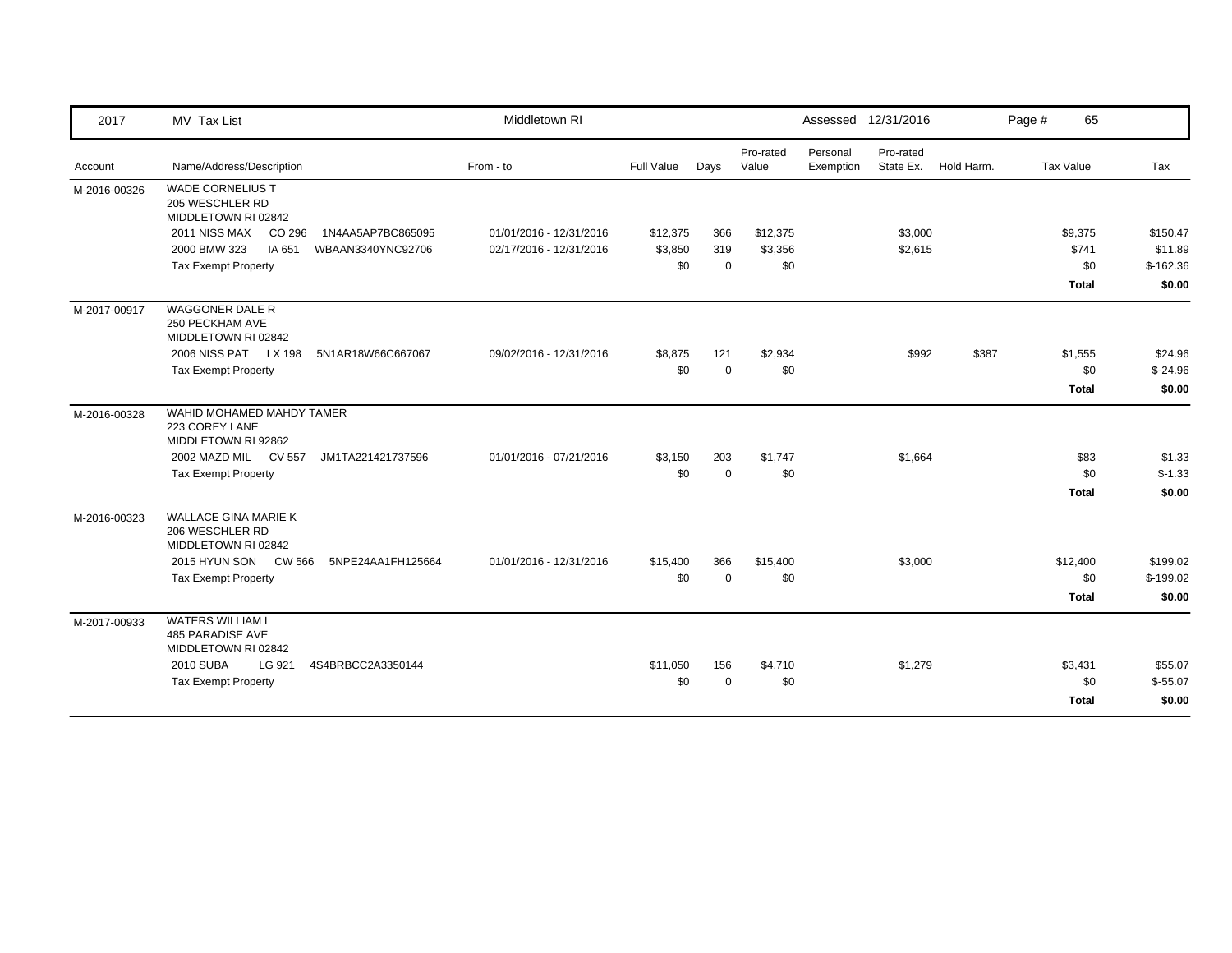| 2017 | MV Tax List | Middletown RI | | | | Assessed 12/31/2016 | | | Page # 65 | |
|---|---|---|---|---|---|---|---|---|---|---|
| Account | Name/Address/Description | From - to | Full Value | Days | Pro-rated Value | Personal Exemption | Pro-rated State Ex. | Hold Harm. | Tax Value | Tax |
| M-2016-00326 | WADE CORNELIUS T<br>205 WESCHLER RD<br>MIDDLETOWN RI 02842 | | | | | | | | | |
| | 2011 NISS MAX CO 296 1N4AA5AP7BC865095 | 01/01/2016 - 12/31/2016 | $12,375 | 366 | $12,375 | | $3,000 | | $9,375 | $150.47 |
| | 2000 BMW 323 IA 651 WBAAN3340YNC92706 | 02/17/2016 - 12/31/2016 | $3,850 | 319 | $3,356 | | $2,615 | | $741 | $11.89 |
| | Tax Exempt Property | | $0 | 0 | $0 | | | | $0 | $-162.36 |
| | | | | | | | | | **Total** | **$0.00** |
| M-2017-00917 | WAGGONER DALE R<br>250 PECKHAM AVE<br>MIDDLETOWN RI 02842 | | | | | | | | | |
| | 2006 NISS PAT LX 198 5N1AR18W66C667067 | 09/02/2016 - 12/31/2016 | $8,875 | 121 | $2,934 | | $992 | $387 | $1,555 | $24.96 |
| | Tax Exempt Property | | $0 | 0 | $0 | | | | $0 | $-24.96 |
| | | | | | | | | | **Total** | **$0.00** |
| M-2016-00328 | WAHID MOHAMED MAHDY TAMER<br>223 COREY LANE<br>MIDDLETOWN RI 92862 | | | | | | | | | |
| | 2002 MAZD MIL CV 557 JM1TA221421737596 | 01/01/2016 - 07/21/2016 | $3,150 | 203 | $1,747 | | $1,664 | | $83 | $1.33 |
| | Tax Exempt Property | | $0 | 0 | $0 | | | | $0 | $-1.33 |
| | | | | | | | | | **Total** | **$0.00** |
| M-2016-00323 | WALLACE GINA MARIE K<br>206 WESCHLER RD<br>MIDDLETOWN RI 02842 | | | | | | | | | |
| | 2015 HYUN SON CW 566 5NPE24AA1FH125664 | 01/01/2016 - 12/31/2016 | $15,400 | 366 | $15,400 | | $3,000 | | $12,400 | $199.02 |
| | Tax Exempt Property | | $0 | 0 | $0 | | | | $0 | $-199.02 |
| | | | | | | | | | **Total** | **$0.00** |
| M-2017-00933 | WATERS WILLIAM L<br>485 PARADISE AVE<br>MIDDLETOWN RI 02842 | | | | | | | | | |
| | 2010 SUBA LG 921 4S4BRBCC2A3350144 | | $11,050 | 156 | $4,710 | | $1,279 | | $3,431 | $55.07 |
| | Tax Exempt Property | | $0 | 0 | $0 | | | | $0 | $-55.07 |
| | | | | | | | | | **Total** | **$0.00** |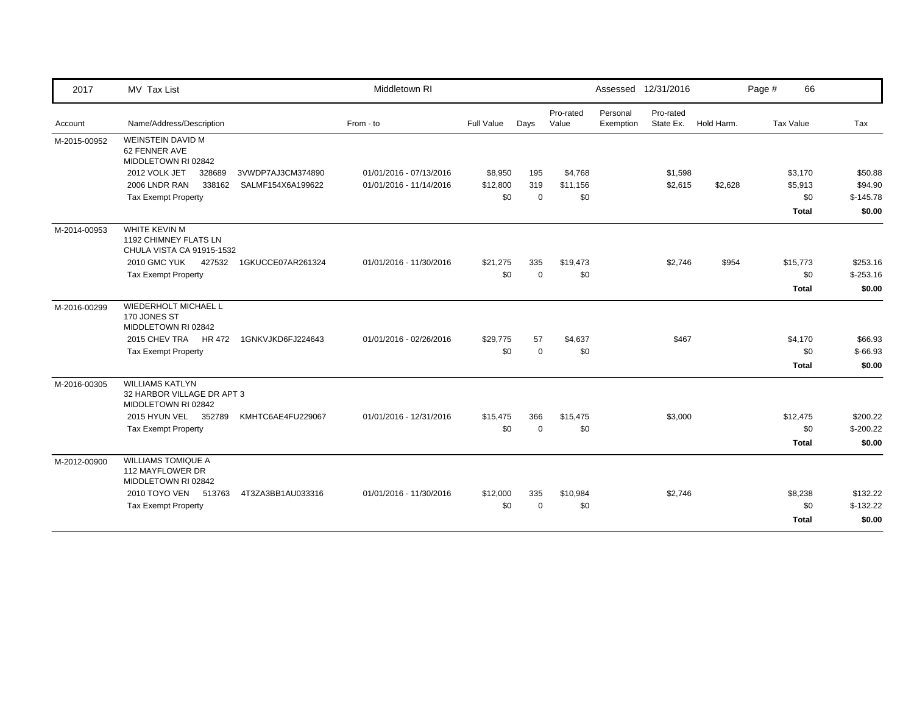| 2017 | MV Tax List | Middletown RI | | | | Assessed 12/31/2016 | | | Page # 66 | |
|---|---|---|---|---|---|---|---|---|---|---|
| Account | Name/Address/Description | From - to | Full Value | Days | Pro-rated Value | Personal Exemption | Pro-rated State Ex. | Hold Harm. | Tax Value | Tax |
| M-2015-00952 | WEINSTEIN DAVID M<br>62 FENNER AVE<br>MIDDLETOWN RI 02842 | | | | | | | | | |
| | 2012 VOLK JET 328689 3VWDP7AJ3CM374890 | 01/01/2016 - 07/13/2016 | $8,950 | 195 | $4,768 | | $1,598 | | $3,170 | $50.88 |
| | 2006 LNDR RAN 338162 SALMF154X6A199622 | 01/01/2016 - 11/14/2016 | $12,800 | 319 | $11,156 | | $2,615 | $2,628 | $5,913 | $94.90 |
| | Tax Exempt Property | | $0 | 0 | $0 | | | | $0 | $-145.78 |
| | | | | | | | | | **Total** | **$0.00** |
| M-2014-00953 | WHITE KEVIN M<br>1192 CHIMNEY FLATS LN<br>CHULA VISTA CA 91915-1532 | | | | | | | | | |
| | 2010 GMC YUK 427532 1GKUCCE07AR261324 | 01/01/2016 - 11/30/2016 | $21,275 | 335 | $19,473 | | $2,746 | $954 | $15,773 | $253.16 |
| | Tax Exempt Property | | $0 | 0 | $0 | | | | $0 | $-253.16 |
| | | | | | | | | | **Total** | **$0.00** |
| M-2016-00299 | WIEDERHOLT MICHAEL L<br>170 JONES ST<br>MIDDLETOWN RI 02842 | | | | | | | | | |
| | 2015 CHEV TRA HR 472 1GNKVJKD6FJ224643 | 01/01/2016 - 02/26/2016 | $29,775 | 57 | $4,637 | | $467 | | $4,170 | $66.93 |
| | Tax Exempt Property | | $0 | 0 | $0 | | | | $0 | $-66.93 |
| | | | | | | | | | **Total** | **$0.00** |
| M-2016-00305 | WILLIAMS KATLYN<br>32 HARBOR VILLAGE DR APT 3<br>MIDDLETOWN RI 02842 | | | | | | | | | |
| | 2015 HYUN VEL 352789 KMHTC6AE4FU229067 | 01/01/2016 - 12/31/2016 | $15,475 | 366 | $15,475 | | $3,000 | | $12,475 | $200.22 |
| | Tax Exempt Property | | $0 | 0 | $0 | | | | $0 | $-200.22 |
| | | | | | | | | | **Total** | **$0.00** |
| M-2012-00900 | WILLIAMS TOMIQUE A<br>112 MAYFLOWER DR<br>MIDDLETOWN RI 02842 | | | | | | | | | |
| | 2010 TOYO VEN 513763 4T3ZA3BB1AU033316 | 01/01/2016 - 11/30/2016 | $12,000 | 335 | $10,984 | | $2,746 | | $8,238 | $132.22 |
| | Tax Exempt Property | | $0 | 0 | $0 | | | | $0 | $-132.22 |
| | | | | | | | | | **Total** | **$0.00** |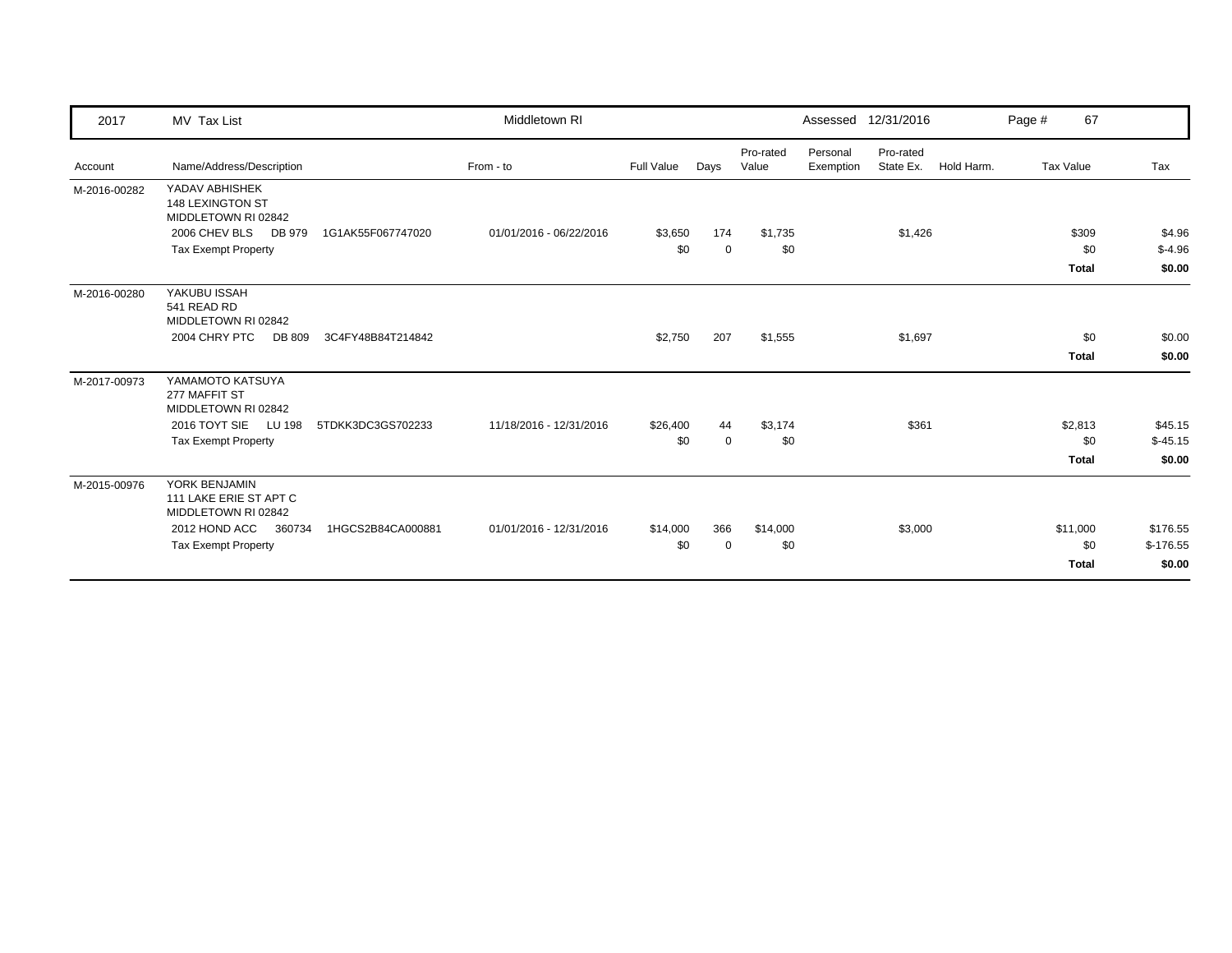| 2017 | MV Tax List | Middletown RI | | | | | Assessed 12/31/2016 | | | |
|---|---|---|---|---|---|---|---|---|---|---|
| **Account** | **Name/Address/Description** | **From - to** | **Full Value** | **Days** | **Pro-rated Value** | **Personal Exemption** | **Pro-rated State Ex.** | **Hold Harm.** | **Tax Value** | **Tax** |
| M-2016-00282 | YADAV ABHISHEK<br>148 LEXINGTON ST<br>MIDDLETOWN RI 02842 | | | | | | | | | |
| | 2006 CHEV BLS DB 979 1G1AK55F067747020 | 01/01/2016 - 06/22/2016 | $3,650 | 174 | $1,735 | | $1,426 | | $309 | $4.96 |
| | Tax Exempt Property | | $0 | 0 | $0 | | | | $0 | $-4.96 |
| | | | | | | | | | **Total** | **$0.00** |
| M-2016-00280 | YAKUBU ISSAH<br>541 READ RD<br>MIDDLETOWN RI 02842 | | | | | | | | | |
| | 2004 CHRY PTC DB 809 3C4FY48B84T214842 | | $2,750 | 207 | $1,555 | | $1,697 | | $0 | $0.00 |
| | | | | | | | | | **Total** | **$0.00** |
| M-2017-00973 | YAMAMOTO KATSUYA<br>277 MAFFIT ST<br>MIDDLETOWN RI 02842 | | | | | | | | | |
| | 2016 TOYT SIE LU 198 5TDKK3DC3GS702233 | 11/18/2016 - 12/31/2016 | $26,400 | 44 | $3,174 | | $361 | | $2,813 | $45.15 |
| | Tax Exempt Property | | $0 | 0 | $0 | | | | $0 | $-45.15 |
| | | | | | | | | | **Total** | **$0.00** |
| M-2015-00976 | YORK BENJAMIN<br>111 LAKE ERIE ST APT C<br>MIDDLETOWN RI 02842 | | | | | | | | | |
| | 2012 HOND ACC 360734 1HGCS2B84CA000881 | 01/01/2016 - 12/31/2016 | $14,000 | 366 | $14,000 | | $3,000 | | $11,000 | $176.55 |
| | Tax Exempt Property | | $0 | 0 | $0 | | | | $0 | $-176.55 |
| | | | | | | | | | **Total** | **$0.00** |